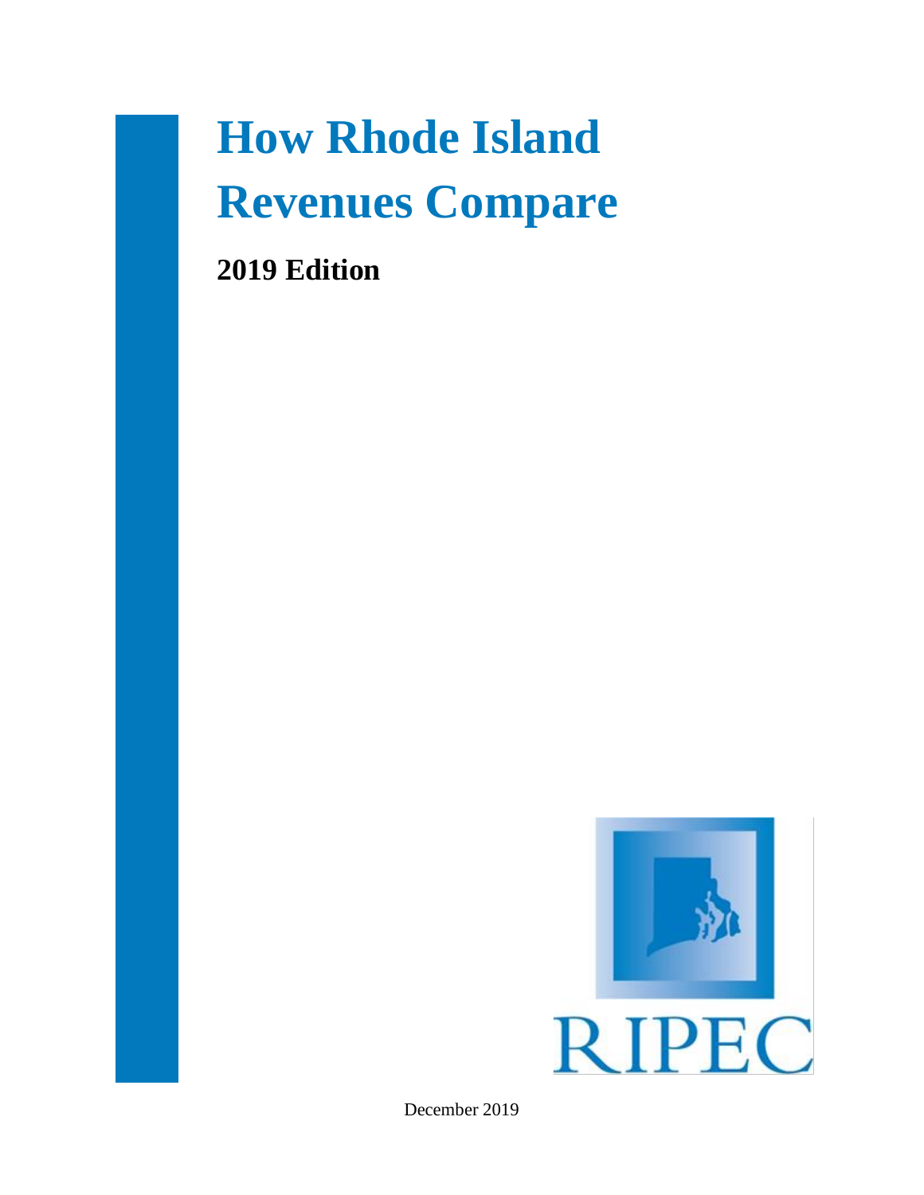# How Rhode Island Revenues Compare

## 2019 Edition

RIPEC

December 2019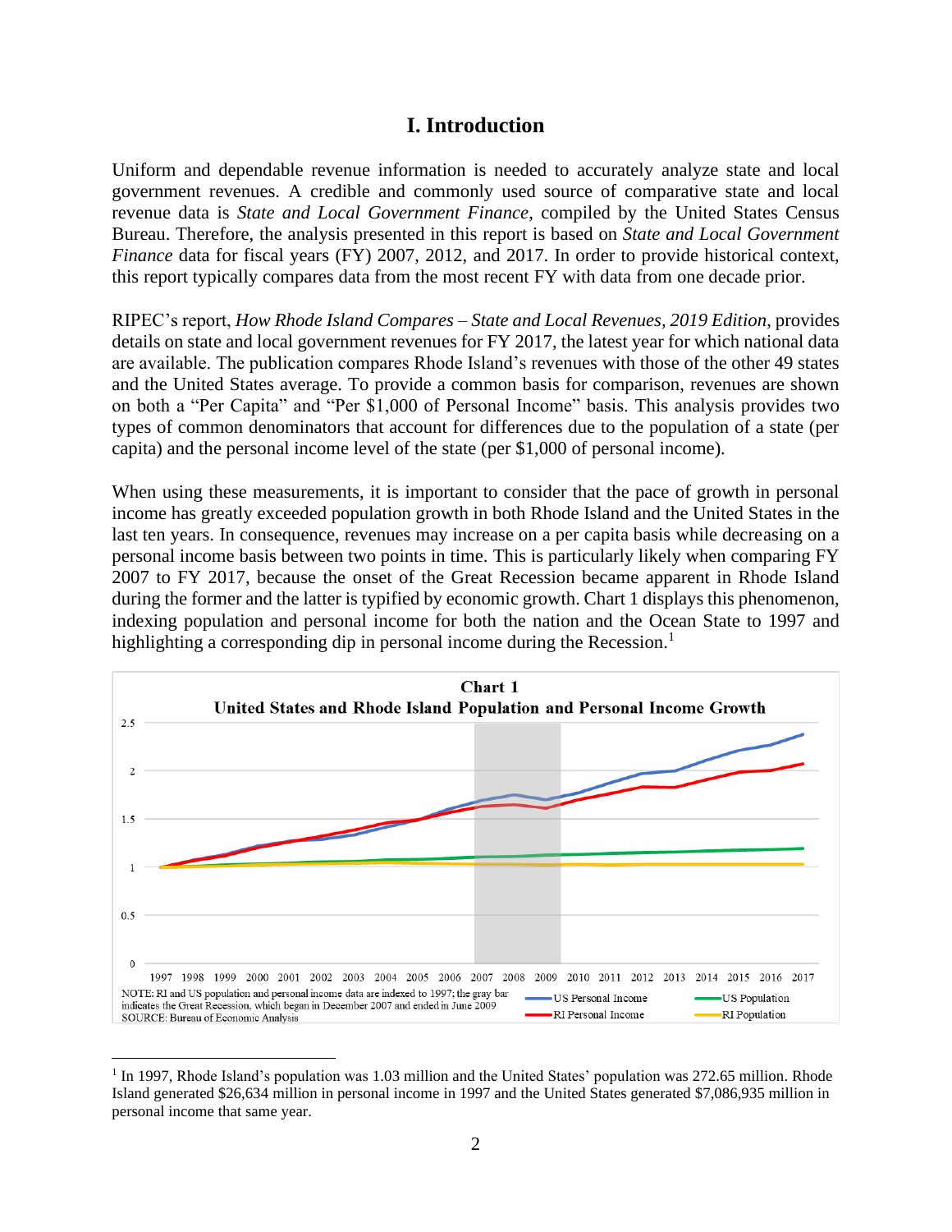# I. Introduction

Uniform and dependable revenue information is needed to accurately analyze state and local government revenues. A credible and commonly used source of comparative state and local revenue data is *State and Local Government Finance*, compiled by the United States Census Bureau. Therefore, the analysis presented in this report is based on *State and Local Government Finance* data for fiscal years (FY) 2007, 2012, and 2017. In order to provide historical context, this report typically compares data from the most recent FY with data from one decade prior.

RIPEC's report, *How Rhode Island Compares – State and Local Revenues, 2019 Edition*, provides details on state and local government revenues for FY 2017, the latest year for which national data are available. The publication compares Rhode Island's revenues with those of the other 49 states and the United States average. To provide a common basis for comparison, revenues are shown on both a "Per Capita" and "Per $1,000 of Personal Income" basis. This analysis provides two types of common denominators that account for differences due to the population of a state (per capita) and the personal income level of the state (per $1,000 of personal income).

When using these measurements, it is important to consider that the pace of growth in personal income has greatly exceeded population growth in both Rhode Island and the United States in the last ten years. In consequence, revenues may increase on a per capita basis while decreasing on a personal income basis between two points in time. This is particularly likely when comparing FY 2007 to FY 2017, because the onset of the Great Recession became apparent in Rhode Island during the former and the latter is typified by economic growth. Chart 1 displays this phenomenon, indexing population and personal income for both the nation and the Ocean State to 1997 and highlighting a corresponding dip in personal income during the Recession.[1]

**Chart 1**
**United States and Rhode Island Population and Personal Income Growth**

NOTE: RI and US population and personal income data are indexed to 1997; the gray bar indicates the Great Recession, which began in December 2007 and ended in June 2009
SOURCE: Bureau of Economic Analysis

---

[1] In 1997, Rhode Island's population was 1.03 million and the United States' population was 272.65 million. Rhode Island generated $26,634 million in personal income in 1997 and the United States generated $7,086,935 million in personal income that same year.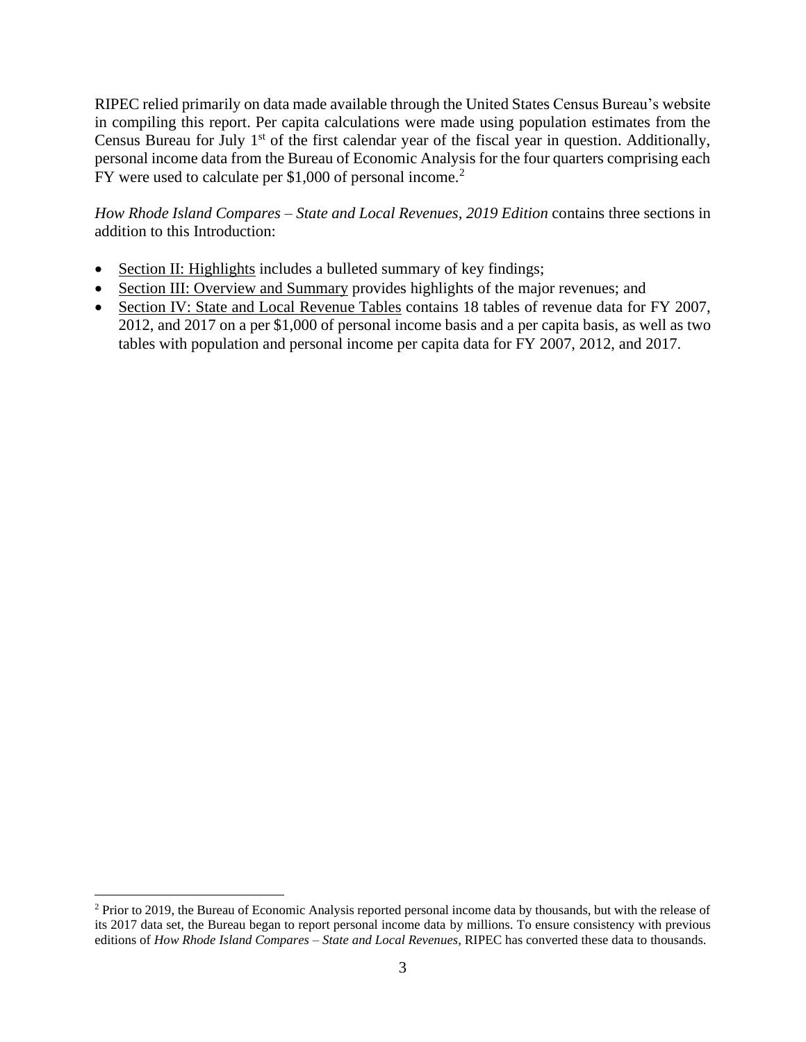RIPEC relied primarily on data made available through the United States Census Bureau's website in compiling this report. Per capita calculations were made using population estimates from the Census Bureau for July 1st of the first calendar year of the fiscal year in question. Additionally, personal income data from the Bureau of Economic Analysis for the four quarters comprising each FY were used to calculate per $1,000 of personal income.[2]

*How Rhode Island Compares – State and Local Revenues, 2019 Edition* contains three sections in addition to this Introduction:

- Section II: Highlights includes a bulleted summary of key findings;
- Section III: Overview and Summary provides highlights of the major revenues; and
- Section IV: State and Local Revenue Tables contains 18 tables of revenue data for FY 2007, 2012, and 2017 on a per $1,000 of personal income basis and a per capita basis, as well as two tables with population and personal income per capita data for FY 2007, 2012, and 2017.

---

[2] Prior to 2019, the Bureau of Economic Analysis reported personal income data by thousands, but with the release of its 2017 data set, the Bureau began to report personal income data by millions. To ensure consistency with previous editions of *How Rhode Island Compares – State and Local Revenues*, RIPEC has converted these data to thousands.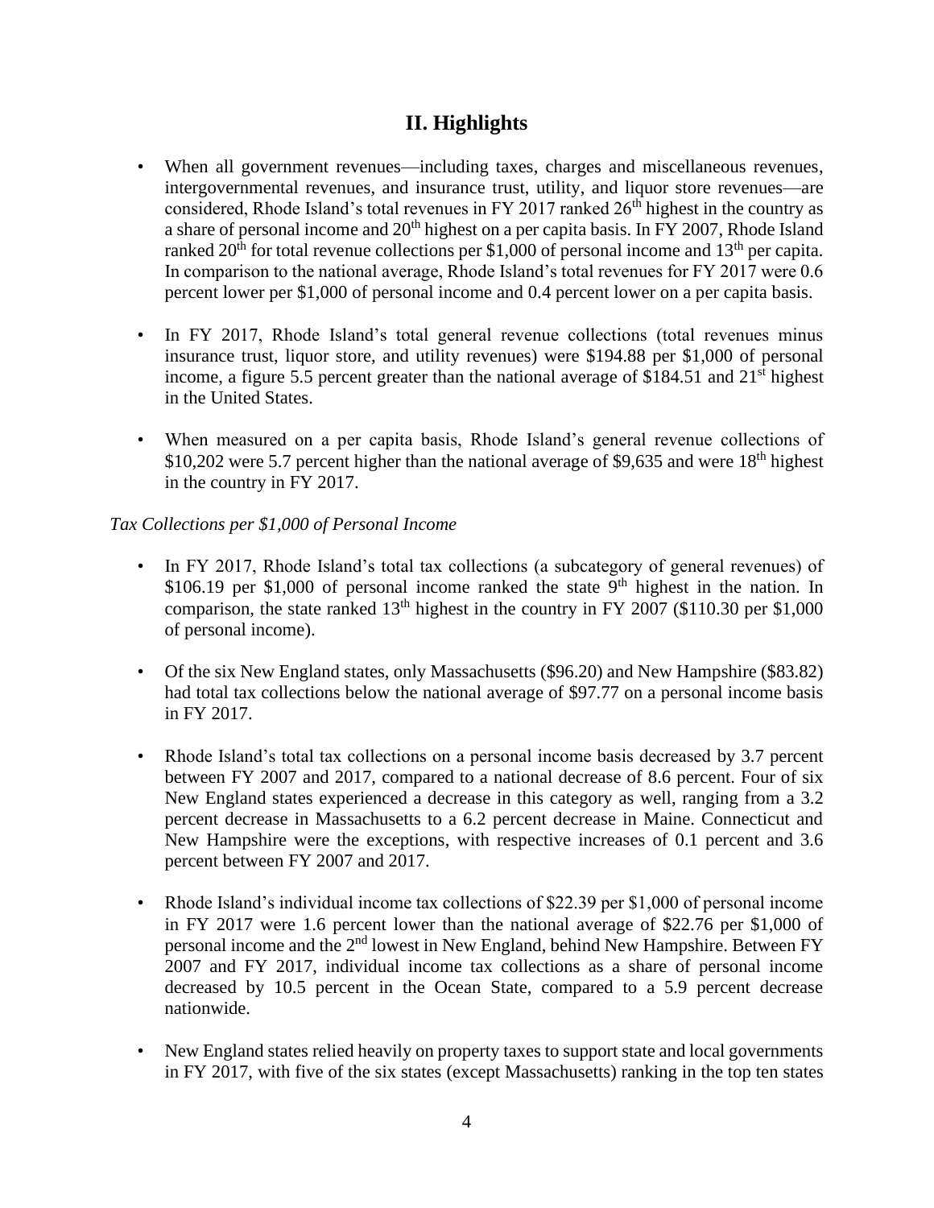## II. Highlights

- When all government revenues—including taxes, charges and miscellaneous revenues, intergovernmental revenues, and insurance trust, utility, and liquor store revenues—are considered, Rhode Island's total revenues in FY 2017 ranked 26th highest in the country as a share of personal income and 20th highest on a per capita basis. In FY 2007, Rhode Island ranked 20th for total revenue collections per $1,000 of personal income and 13th per capita. In comparison to the national average, Rhode Island's total revenues for FY 2017 were 0.6 percent lower per $1,000 of personal income and 0.4 percent lower on a per capita basis.

- In FY 2017, Rhode Island's total general revenue collections (total revenues minus insurance trust, liquor store, and utility revenues) were $194.88 per $1,000 of personal income, a figure 5.5 percent greater than the national average of $184.51 and 21st highest in the United States.

- When measured on a per capita basis, Rhode Island's general revenue collections of $10,202 were 5.7 percent higher than the national average of $9,635 and were 18th highest in the country in FY 2017.

*Tax Collections per $1,000 of Personal Income*

- In FY 2017, Rhode Island's total tax collections (a subcategory of general revenues) of $106.19 per $1,000 of personal income ranked the state 9th highest in the nation. In comparison, the state ranked 13th highest in the country in FY 2007 ($110.30 per $1,000 of personal income).

- Of the six New England states, only Massachusetts ($96.20) and New Hampshire ($83.82) had total tax collections below the national average of $97.77 on a personal income basis in FY 2017.

- Rhode Island's total tax collections on a personal income basis decreased by 3.7 percent between FY 2007 and 2017, compared to a national decrease of 8.6 percent. Four of six New England states experienced a decrease in this category as well, ranging from a 3.2 percent decrease in Massachusetts to a 6.2 percent decrease in Maine. Connecticut and New Hampshire were the exceptions, with respective increases of 0.1 percent and 3.6 percent between FY 2007 and 2017.

- Rhode Island's individual income tax collections of $22.39 per $1,000 of personal income in FY 2017 were 1.6 percent lower than the national average of $22.76 per $1,000 of personal income and the 2nd lowest in New England, behind New Hampshire. Between FY 2007 and FY 2017, individual income tax collections as a share of personal income decreased by 10.5 percent in the Ocean State, compared to a 5.9 percent decrease nationwide.

- New England states relied heavily on property taxes to support state and local governments in FY 2017, with five of the six states (except Massachusetts) ranking in the top ten states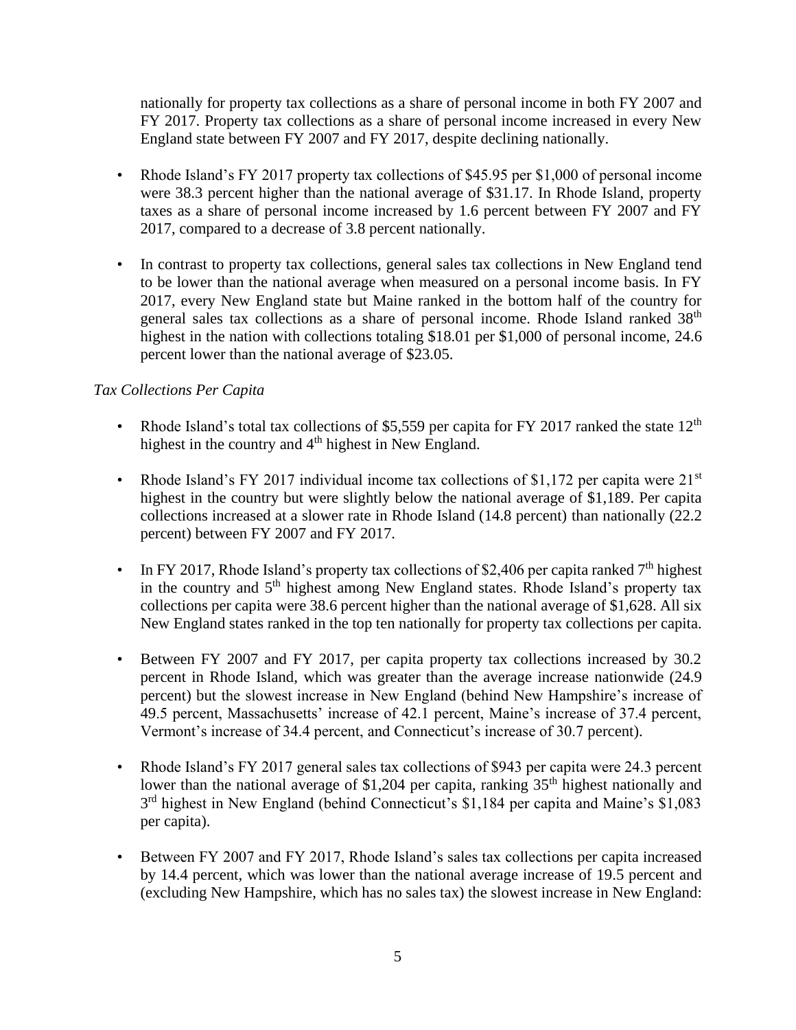nationally for property tax collections as a share of personal income in both FY 2007 and FY 2017. Property tax collections as a share of personal income increased in every New England state between FY 2007 and FY 2017, despite declining nationally.

- Rhode Island's FY 2017 property tax collections of $45.95 per $1,000 of personal income were 38.3 percent higher than the national average of $31.17. In Rhode Island, property taxes as a share of personal income increased by 1.6 percent between FY 2007 and FY 2017, compared to a decrease of 3.8 percent nationally.

- In contrast to property tax collections, general sales tax collections in New England tend to be lower than the national average when measured on a personal income basis. In FY 2017, every New England state but Maine ranked in the bottom half of the country for general sales tax collections as a share of personal income. Rhode Island ranked 38th highest in the nation with collections totaling $18.01 per $1,000 of personal income, 24.6 percent lower than the national average of $23.05.

*Tax Collections Per Capita*

- Rhode Island's total tax collections of $5,559 per capita for FY 2017 ranked the state 12th highest in the country and 4th highest in New England.

- Rhode Island's FY 2017 individual income tax collections of $1,172 per capita were 21st highest in the country but were slightly below the national average of $1,189. Per capita collections increased at a slower rate in Rhode Island (14.8 percent) than nationally (22.2 percent) between FY 2007 and FY 2017.

- In FY 2017, Rhode Island's property tax collections of $2,406 per capita ranked 7th highest in the country and 5th highest among New England states. Rhode Island's property tax collections per capita were 38.6 percent higher than the national average of $1,628. All six New England states ranked in the top ten nationally for property tax collections per capita.

- Between FY 2007 and FY 2017, per capita property tax collections increased by 30.2 percent in Rhode Island, which was greater than the average increase nationwide (24.9 percent) but the slowest increase in New England (behind New Hampshire's increase of 49.5 percent, Massachusetts' increase of 42.1 percent, Maine's increase of 37.4 percent, Vermont's increase of 34.4 percent, and Connecticut's increase of 30.7 percent).

- Rhode Island's FY 2017 general sales tax collections of $943 per capita were 24.3 percent lower than the national average of $1,204 per capita, ranking 35th highest nationally and 3rd highest in New England (behind Connecticut's $1,184 per capita and Maine's $1,083 per capita).

- Between FY 2007 and FY 2017, Rhode Island's sales tax collections per capita increased by 14.4 percent, which was lower than the national average increase of 19.5 percent and (excluding New Hampshire, which has no sales tax) the slowest increase in New England: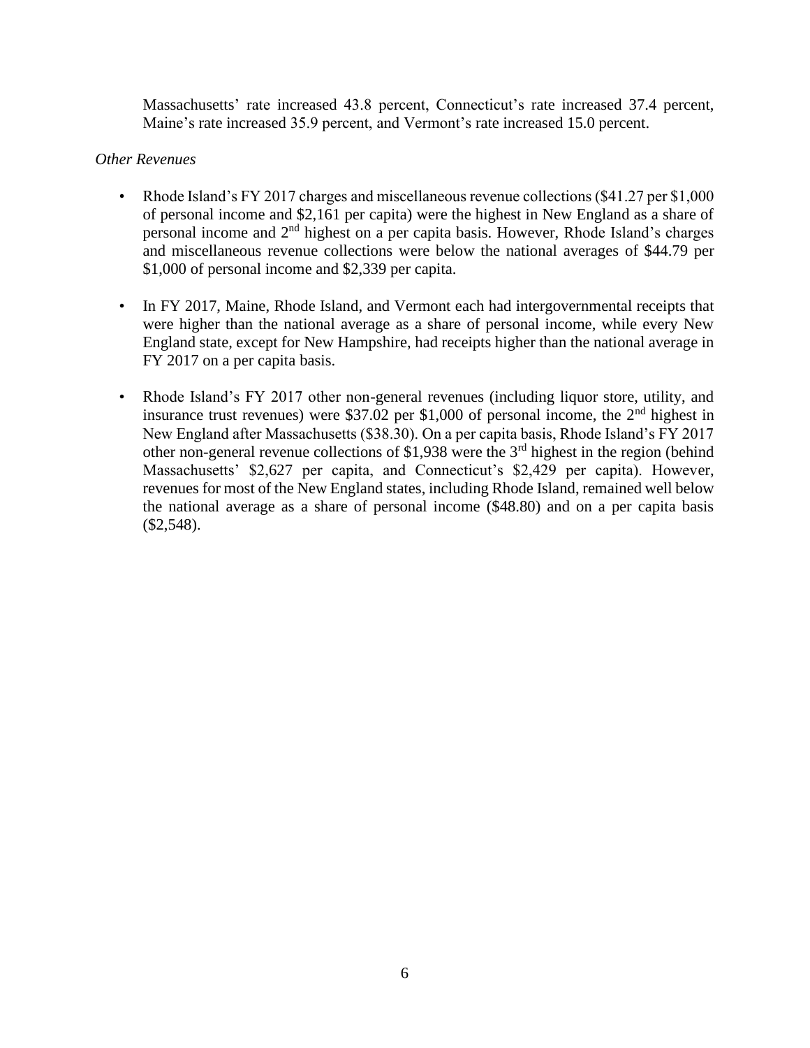Massachusetts' rate increased 43.8 percent, Connecticut's rate increased 37.4 percent, Maine's rate increased 35.9 percent, and Vermont's rate increased 15.0 percent.

*Other Revenues*

- Rhode Island's FY 2017 charges and miscellaneous revenue collections ($41.27 per $1,000 of personal income and $2,161 per capita) were the highest in New England as a share of personal income and 2nd highest on a per capita basis. However, Rhode Island's charges and miscellaneous revenue collections were below the national averages of $44.79 per $1,000 of personal income and $2,339 per capita.

- In FY 2017, Maine, Rhode Island, and Vermont each had intergovernmental receipts that were higher than the national average as a share of personal income, while every New England state, except for New Hampshire, had receipts higher than the national average in FY 2017 on a per capita basis.

- Rhode Island's FY 2017 other non-general revenues (including liquor store, utility, and insurance trust revenues) were $37.02 per $1,000 of personal income, the 2nd highest in New England after Massachusetts ($38.30). On a per capita basis, Rhode Island's FY 2017 other non-general revenue collections of $1,938 were the 3rd highest in the region (behind Massachusetts' $2,627 per capita, and Connecticut's $2,429 per capita). However, revenues for most of the New England states, including Rhode Island, remained well below the national average as a share of personal income ($48.80) and on a per capita basis ($2,548).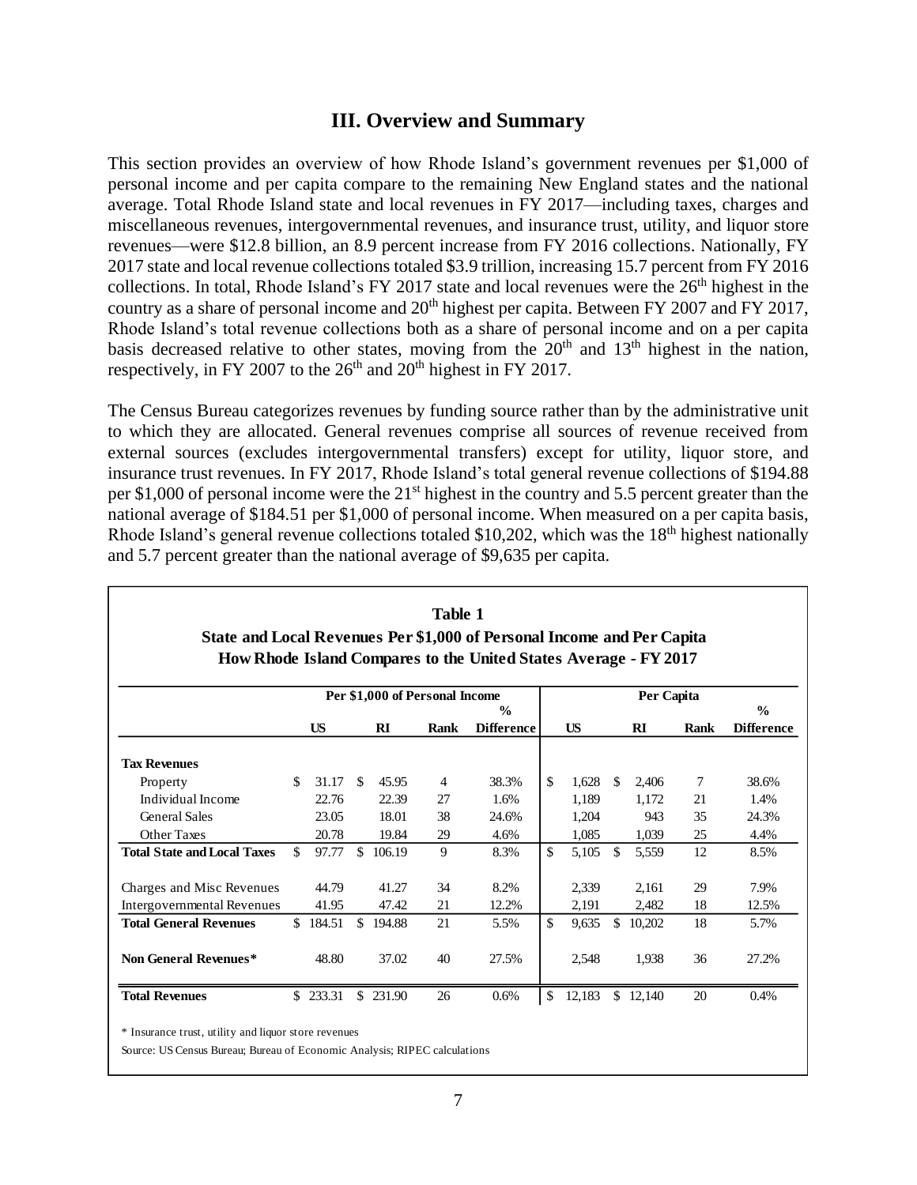## III. Overview and Summary

This section provides an overview of how Rhode Island's government revenues per $1,000 of personal income and per capita compare to the remaining New England states and the national average. Total Rhode Island state and local revenues in FY 2017—including taxes, charges and miscellaneous revenues, intergovernmental revenues, and insurance trust, utility, and liquor store revenues—were $12.8 billion, an 8.9 percent increase from FY 2016 collections. Nationally, FY 2017 state and local revenue collections totaled $3.9 trillion, increasing 15.7 percent from FY 2016 collections. In total, Rhode Island's FY 2017 state and local revenues were the 26th highest in the country as a share of personal income and 20th highest per capita. Between FY 2007 and FY 2017, Rhode Island's total revenue collections both as a share of personal income and on a per capita basis decreased relative to other states, moving from the 20th and 13th highest in the nation, respectively, in FY 2007 to the 26th and 20th highest in FY 2017.

The Census Bureau categorizes revenues by funding source rather than by the administrative unit to which they are allocated. General revenues comprise all sources of revenue received from external sources (excludes intergovernmental transfers) except for utility, liquor store, and insurance trust revenues. In FY 2017, Rhode Island's total general revenue collections of $194.88 per $1,000 of personal income were the 21st highest in the country and 5.5 percent greater than the national average of $184.51 per $1,000 of personal income. When measured on a per capita basis, Rhode Island's general revenue collections totaled $10,202, which was the 18th highest nationally and 5.7 percent greater than the national average of $9,635 per capita.

**Table 1**
**State and Local Revenues Per $1,000 of Personal Income and Per Capita**
**How Rhode Island Compares to the United States Average - FY 2017**

| | Per $1,000 of Personal Income | | | | Per Capita | | | |
|---|---|---|---|---|---|---|---|---|
| | US | RI | Rank | % Difference | US | RI | Rank | % Difference |
| **Tax Revenues** | | | | | | | | |
| Property | $ 31.17 | $ 45.95 | 4 | 38.3% | $ 1,628 | $ 2,406 | 7 | 38.6% |
| Individual Income | 22.76 | 22.39 | 27 | 1.6% | 1,189 | 1,172 | 21 | 1.4% |
| General Sales | 23.05 | 18.01 | 38 | 24.6% | 1,204 | 943 | 35 | 24.3% |
| Other Taxes | 20.78 | 19.84 | 29 | 4.6% | 1,085 | 1,039 | 25 | 4.4% |
| **Total State and Local Taxes** | $ 97.77 | $ 106.19 | 9 | 8.3% | $ 5,105 | $ 5,559 | 12 | 8.5% |
| Charges and Misc Revenues | 44.79 | 41.27 | 34 | 8.2% | 2,339 | 2,161 | 29 | 7.9% |
| Intergovernmental Revenues | 41.95 | 47.42 | 21 | 12.2% | 2,191 | 2,482 | 18 | 12.5% |
| **Total General Revenues** | $ 184.51 | $ 194.88 | 21 | 5.5% | $ 9,635 | $ 10,202 | 18 | 5.7% |
| **Non General Revenues*** | 48.80 | 37.02 | 40 | 27.5% | 2,548 | 1,938 | 36 | 27.2% |
| **Total Revenues** | $ 233.31 | $ 231.90 | 26 | 0.6% | $ 12,183 | $ 12,140 | 20 | 0.4% |

\* Insurance trust, utility and liquor store revenues

Source: US Census Bureau; Bureau of Economic Analysis; RIPEC calculations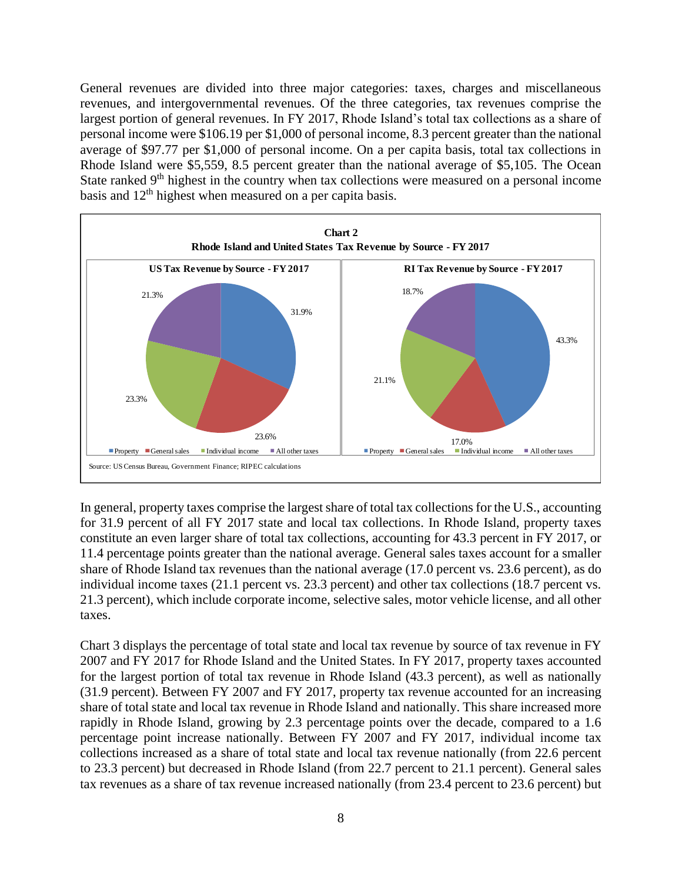General revenues are divided into three major categories: taxes, charges and miscellaneous revenues, and intergovernmental revenues. Of the three categories, tax revenues comprise the largest portion of general revenues. In FY 2017, Rhode Island's total tax collections as a share of personal income were $106.19 per $1,000 of personal income, 8.3 percent greater than the national average of $97.77 per $1,000 of personal income. On a per capita basis, total tax collections in Rhode Island were $5,559, 8.5 percent greater than the national average of $5,105. The Ocean State ranked 9th highest in the country when tax collections were measured on a personal income basis and 12th highest when measured on a per capita basis.

**Chart 2**
**Rhode Island and United States Tax Revenue by Source - FY 2017**

**US Tax Revenue by Source - FY 2017**

| Source | Share |
|---|---|
| Property | 31.9% |
| General sales | 23.6% |
| Individual income | 23.3% |
| All other taxes | 21.3% |

**RI Tax Revenue by Source - FY 2017**

| Source | Share |
|---|---|
| Property | 43.3% |
| General sales | 17.0% |
| Individual income | 21.1% |
| All other taxes | 18.7% |

Source: US Census Bureau, Government Finance; RIPEC calculations

In general, property taxes comprise the largest share of total tax collections for the U.S., accounting for 31.9 percent of all FY 2017 state and local tax collections. In Rhode Island, property taxes constitute an even larger share of total tax collections, accounting for 43.3 percent in FY 2017, or 11.4 percentage points greater than the national average. General sales taxes account for a smaller share of Rhode Island tax revenues than the national average (17.0 percent vs. 23.6 percent), as do individual income taxes (21.1 percent vs. 23.3 percent) and other tax collections (18.7 percent vs. 21.3 percent), which include corporate income, selective sales, motor vehicle license, and all other taxes.

Chart 3 displays the percentage of total state and local tax revenue by source of tax revenue in FY 2007 and FY 2017 for Rhode Island and the United States. In FY 2017, property taxes accounted for the largest portion of total tax revenue in Rhode Island (43.3 percent), as well as nationally (31.9 percent). Between FY 2007 and FY 2017, property tax revenue accounted for an increasing share of total state and local tax revenue in Rhode Island and nationally. This share increased more rapidly in Rhode Island, growing by 2.3 percentage points over the decade, compared to a 1.6 percentage point increase nationally. Between FY 2007 and FY 2017, individual income tax collections increased as a share of total state and local tax revenue nationally (from 22.6 percent to 23.3 percent) but decreased in Rhode Island (from 22.7 percent to 21.1 percent). General sales tax revenues as a share of tax revenue increased nationally (from 23.4 percent to 23.6 percent) but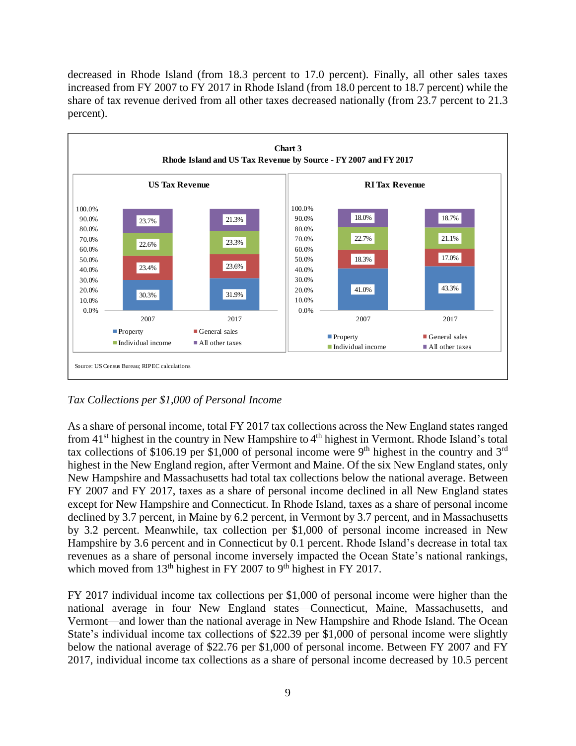decreased in Rhode Island (from 18.3 percent to 17.0 percent). Finally, all other sales taxes increased from FY 2007 to FY 2017 in Rhode Island (from 18.0 percent to 18.7 percent) while the share of tax revenue derived from all other taxes decreased nationally (from 23.7 percent to 21.3 percent).

**Chart 3**
**Rhode Island and US Tax Revenue by Source - FY 2007 and FY 2017**

**US Tax Revenue**

| | 2007 | 2017 |
|---|---|---|
| Property | 30.3% | 31.9% |
| General sales | 23.4% | 23.6% |
| Individual income | 22.6% | 23.3% |
| All other taxes | 23.7% | 21.3% |

**RI Tax Revenue**

| | 2007 | 2017 |
|---|---|---|
| Property | 41.0% | 43.3% |
| General sales | 18.3% | 17.0% |
| Individual income | 22.7% | 21.1% |
| All other taxes | 18.0% | 18.7% |

Source: US Census Bureau; RIPEC calculations

*Tax Collections per $1,000 of Personal Income*

As a share of personal income, total FY 2017 tax collections across the New England states ranged from 41st highest in the country in New Hampshire to 4th highest in Vermont. Rhode Island's total tax collections of $106.19 per $1,000 of personal income were 9th highest in the country and 3rd highest in the New England region, after Vermont and Maine. Of the six New England states, only New Hampshire and Massachusetts had total tax collections below the national average. Between FY 2007 and FY 2017, taxes as a share of personal income declined in all New England states except for New Hampshire and Connecticut. In Rhode Island, taxes as a share of personal income declined by 3.7 percent, in Maine by 6.2 percent, in Vermont by 3.7 percent, and in Massachusetts by 3.2 percent. Meanwhile, tax collection per $1,000 of personal income increased in New Hampshire by 3.6 percent and in Connecticut by 0.1 percent. Rhode Island's decrease in total tax revenues as a share of personal income inversely impacted the Ocean State's national rankings, which moved from 13th highest in FY 2007 to 9th highest in FY 2017.

FY 2017 individual income tax collections per $1,000 of personal income were higher than the national average in four New England states—Connecticut, Maine, Massachusetts, and Vermont—and lower than the national average in New Hampshire and Rhode Island. The Ocean State's individual income tax collections of $22.39 per $1,000 of personal income were slightly below the national average of $22.76 per $1,000 of personal income. Between FY 2007 and FY 2017, individual income tax collections as a share of personal income decreased by 10.5 percent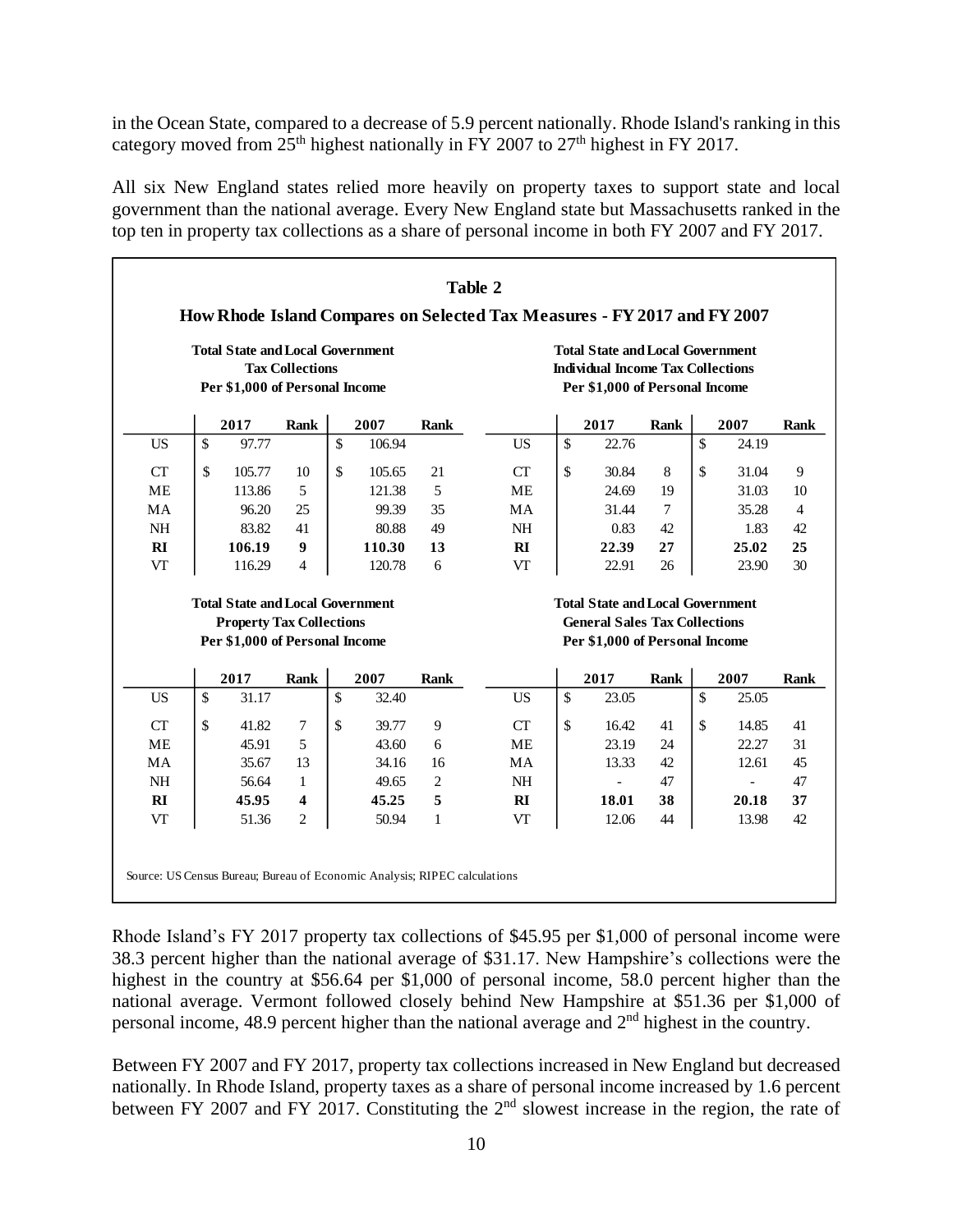in the Ocean State, compared to a decrease of 5.9 percent nationally. Rhode Island's ranking in this category moved from 25th highest nationally in FY 2007 to 27th highest in FY 2017.

All six New England states relied more heavily on property taxes to support state and local government than the national average. Every New England state but Massachusetts ranked in the top ten in property tax collections as a share of personal income in both FY 2007 and FY 2017.

**Table 2**

**How Rhode Island Compares on Selected Tax Measures - FY 2017 and FY 2007**

**Total State and Local Government Tax Collections Per $1,000 of Personal Income**

| | 2017 | Rank | 2007 | Rank |
|---|---|---|---|---|
| US | $ 97.77 | | $ 106.94 | |
| CT | $ 105.77 | 10 | $ 105.65 | 21 |
| ME | 113.86 | 5 | 121.38 | 5 |
| MA | 96.20 | 25 | 99.39 | 35 |
| NH | 83.82 | 41 | 80.88 | 49 |
| **RI** | **106.19** | **9** | **110.30** | **13** |
| VT | 116.29 | 4 | 120.78 | 6 |

**Total State and Local Government Individual Income Tax Collections Per $1,000 of Personal Income**

| | 2017 | Rank | 2007 | Rank |
|---|---|---|---|---|
| US | $ 22.76 | | $ 24.19 | |
| CT | $ 30.84 | 8 | $ 31.04 | 9 |
| ME | 24.69 | 19 | 31.03 | 10 |
| MA | 31.44 | 7 | 35.28 | 4 |
| NH | 0.83 | 42 | 1.83 | 42 |
| **RI** | **22.39** | **27** | **25.02** | **25** |
| VT | 22.91 | 26 | 23.90 | 30 |

**Total State and Local Government Property Tax Collections Per $1,000 of Personal Income**

| | 2017 | Rank | 2007 | Rank |
|---|---|---|---|---|
| US | $ 31.17 | | $ 32.40 | |
| CT | $ 41.82 | 7 | $ 39.77 | 9 |
| ME | 45.91 | 5 | 43.60 | 6 |
| MA | 35.67 | 13 | 34.16 | 16 |
| NH | 56.64 | 1 | 49.65 | 2 |
| **RI** | **45.95** | **4** | **45.25** | **5** |
| VT | 51.36 | 2 | 50.94 | 1 |

**Total State and Local Government General Sales Tax Collections Per $1,000 of Personal Income**

| | 2017 | Rank | 2007 | Rank |
|---|---|---|---|---|
| US | $ 23.05 | | $ 25.05 | |
| CT | $ 16.42 | 41 | $ 14.85 | 41 |
| ME | 23.19 | 24 | 22.27 | 31 |
| MA | 13.33 | 42 | 12.61 | 45 |
| NH | - | 47 | - | 47 |
| **RI** | **18.01** | **38** | **20.18** | **37** |
| VT | 12.06 | 44 | 13.98 | 42 |

Source: US Census Bureau; Bureau of Economic Analysis; RIPEC calculations

Rhode Island's FY 2017 property tax collections of $45.95 per $1,000 of personal income were 38.3 percent higher than the national average of $31.17. New Hampshire's collections were the highest in the country at $56.64 per $1,000 of personal income, 58.0 percent higher than the national average. Vermont followed closely behind New Hampshire at $51.36 per $1,000 of personal income, 48.9 percent higher than the national average and 2nd highest in the country.

Between FY 2007 and FY 2017, property tax collections increased in New England but decreased nationally. In Rhode Island, property taxes as a share of personal income increased by 1.6 percent between FY 2007 and FY 2017. Constituting the 2nd slowest increase in the region, the rate of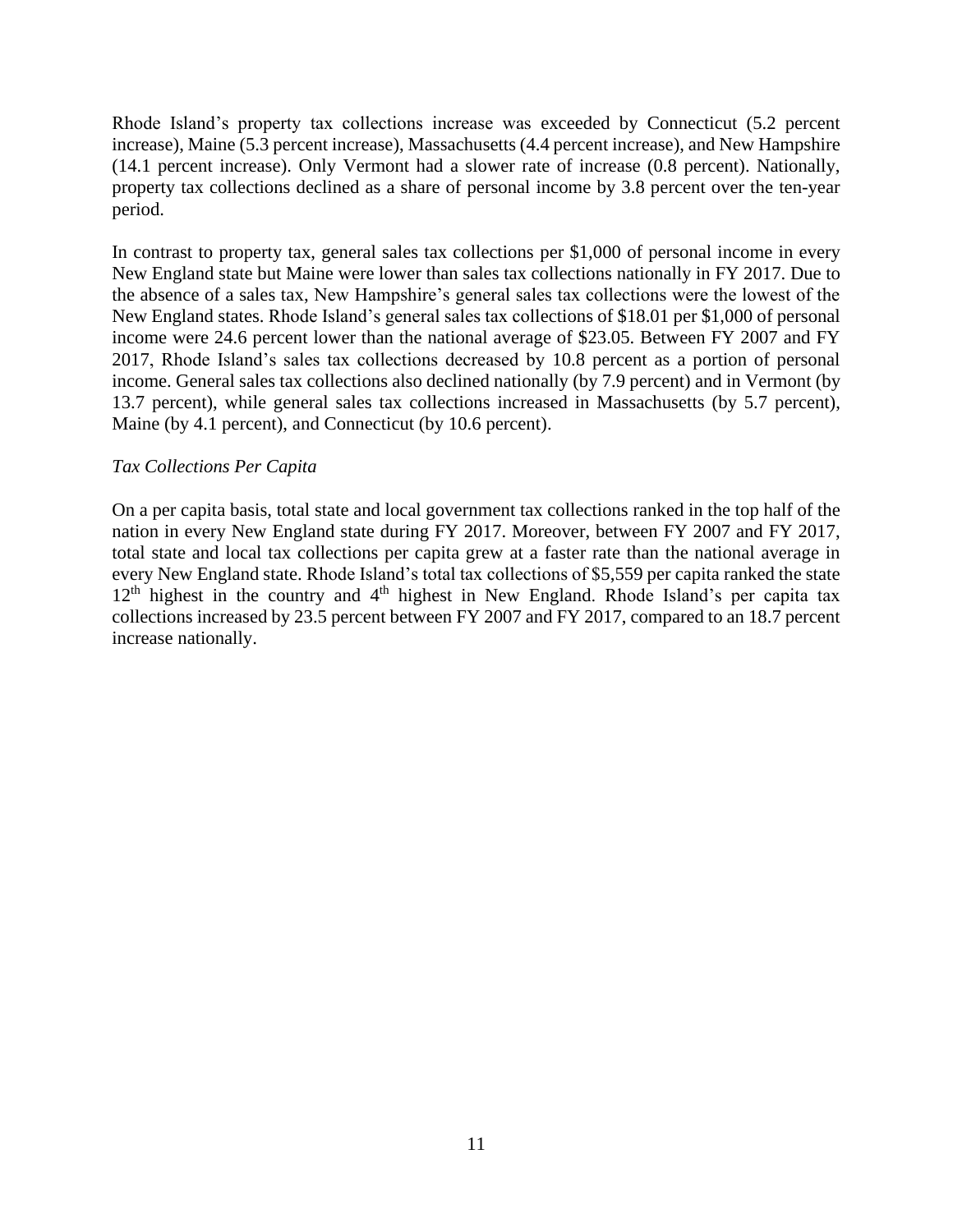Rhode Island's property tax collections increase was exceeded by Connecticut (5.2 percent increase), Maine (5.3 percent increase), Massachusetts (4.4 percent increase), and New Hampshire (14.1 percent increase). Only Vermont had a slower rate of increase (0.8 percent). Nationally, property tax collections declined as a share of personal income by 3.8 percent over the ten-year period.

In contrast to property tax, general sales tax collections per $1,000 of personal income in every New England state but Maine were lower than sales tax collections nationally in FY 2017. Due to the absence of a sales tax, New Hampshire's general sales tax collections were the lowest of the New England states. Rhode Island's general sales tax collections of $18.01 per $1,000 of personal income were 24.6 percent lower than the national average of $23.05. Between FY 2007 and FY 2017, Rhode Island's sales tax collections decreased by 10.8 percent as a portion of personal income. General sales tax collections also declined nationally (by 7.9 percent) and in Vermont (by 13.7 percent), while general sales tax collections increased in Massachusetts (by 5.7 percent), Maine (by 4.1 percent), and Connecticut (by 10.6 percent).

*Tax Collections Per Capita*

On a per capita basis, total state and local government tax collections ranked in the top half of the nation in every New England state during FY 2017. Moreover, between FY 2007 and FY 2017, total state and local tax collections per capita grew at a faster rate than the national average in every New England state. Rhode Island's total tax collections of $5,559 per capita ranked the state 12th highest in the country and 4th highest in New England. Rhode Island's per capita tax collections increased by 23.5 percent between FY 2007 and FY 2017, compared to an 18.7 percent increase nationally.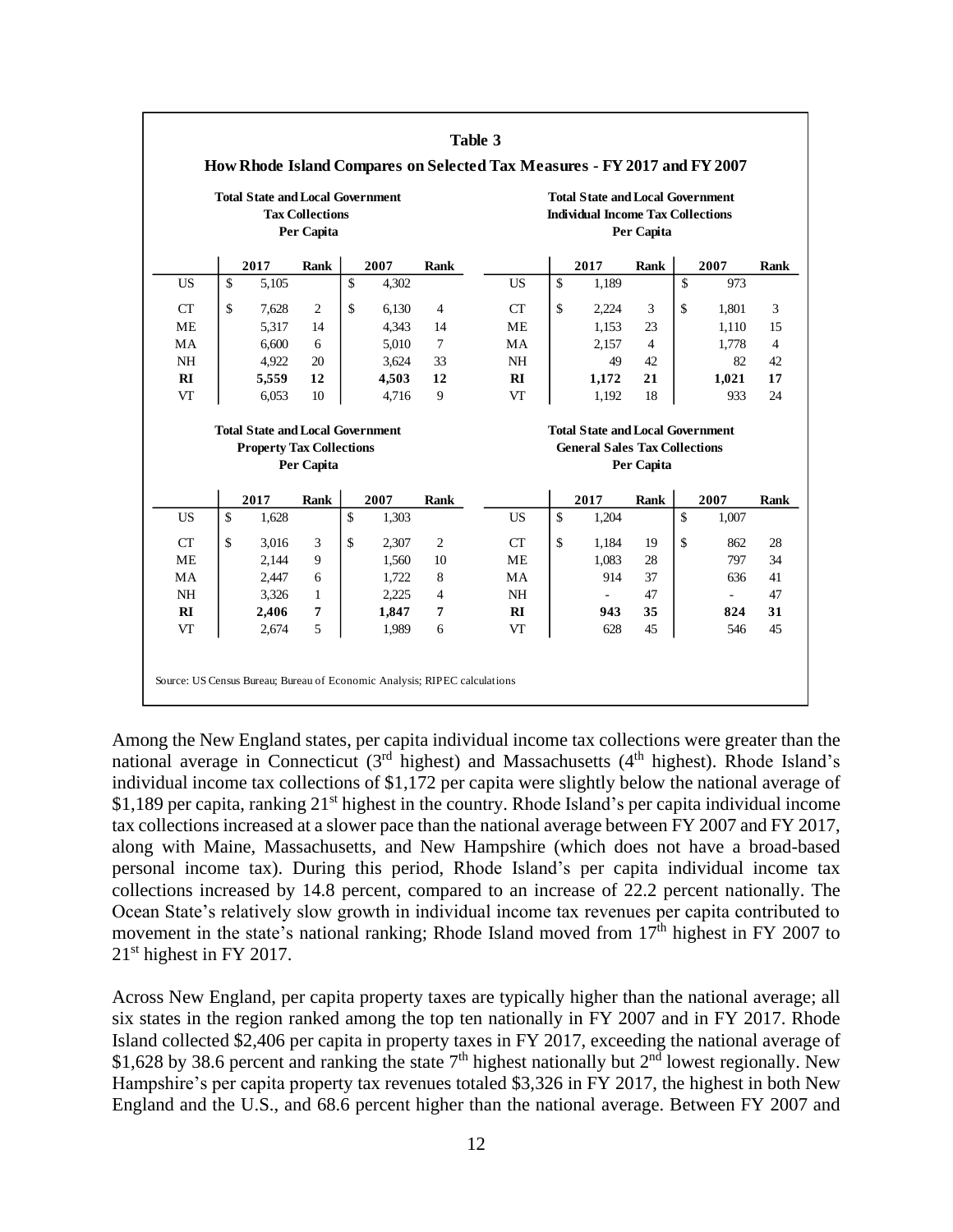**Table 3**

**How Rhode Island Compares on Selected Tax Measures - FY 2017 and FY 2007**

**Total State and Local Government Tax Collections Per Capita**

| | 2017 | Rank | 2007 | Rank |
|---|---|---|---|---|
| US | $ 5,105 | | $ 4,302 | |
| CT | $ 7,628 | 2 | $ 6,130 | 4 |
| ME | 5,317 | 14 | 4,343 | 14 |
| MA | 6,600 | 6 | 5,010 | 7 |
| NH | 4,922 | 20 | 3,624 | 33 |
| **RI** | **5,559** | **12** | **4,503** | **12** |
| VT | 6,053 | 10 | 4,716 | 9 |

**Total State and Local Government Individual Income Tax Collections Per Capita**

| | 2017 | Rank | 2007 | Rank |
|---|---|---|---|---|
| US | $ 1,189 | | $ 973 | |
| CT | $ 2,224 | 3 | $ 1,801 | 3 |
| ME | 1,153 | 23 | 1,110 | 15 |
| MA | 2,157 | 4 | 1,778 | 4 |
| NH | 49 | 42 | 82 | 42 |
| **RI** | **1,172** | **21** | **1,021** | **17** |
| VT | 1,192 | 18 | 933 | 24 |

**Total State and Local Government Property Tax Collections Per Capita**

| | 2017 | Rank | 2007 | Rank |
|---|---|---|---|---|
| US | $ 1,628 | | $ 1,303 | |
| CT | $ 3,016 | 3 | $ 2,307 | 2 |
| ME | 2,144 | 9 | 1,560 | 10 |
| MA | 2,447 | 6 | 1,722 | 8 |
| NH | 3,326 | 1 | 2,225 | 4 |
| **RI** | **2,406** | **7** | **1,847** | **7** |
| VT | 2,674 | 5 | 1,989 | 6 |

**Total State and Local Government General Sales Tax Collections Per Capita**

| | 2017 | Rank | 2007 | Rank |
|---|---|---|---|---|
| US | $ 1,204 | | $ 1,007 | |
| CT | $ 1,184 | 19 | $ 862 | 28 |
| ME | 1,083 | 28 | 797 | 34 |
| MA | 914 | 37 | 636 | 41 |
| NH | - | 47 | - | 47 |
| **RI** | **943** | **35** | **824** | **31** |
| VT | 628 | 45 | 546 | 45 |

Source: US Census Bureau; Bureau of Economic Analysis; RIPEC calculations

Among the New England states, per capita individual income tax collections were greater than the national average in Connecticut (3rd highest) and Massachusetts (4th highest). Rhode Island's individual income tax collections of $1,172 per capita were slightly below the national average of $1,189 per capita, ranking 21st highest in the country. Rhode Island's per capita individual income tax collections increased at a slower pace than the national average between FY 2007 and FY 2017, along with Maine, Massachusetts, and New Hampshire (which does not have a broad-based personal income tax). During this period, Rhode Island's per capita individual income tax collections increased by 14.8 percent, compared to an increase of 22.2 percent nationally. The Ocean State's relatively slow growth in individual income tax revenues per capita contributed to movement in the state's national ranking; Rhode Island moved from 17th highest in FY 2007 to 21st highest in FY 2017.

Across New England, per capita property taxes are typically higher than the national average; all six states in the region ranked among the top ten nationally in FY 2007 and in FY 2017. Rhode Island collected $2,406 per capita in property taxes in FY 2017, exceeding the national average of $1,628 by 38.6 percent and ranking the state 7th highest nationally but 2nd lowest regionally. New Hampshire's per capita property tax revenues totaled $3,326 in FY 2017, the highest in both New England and the U.S., and 68.6 percent higher than the national average. Between FY 2007 and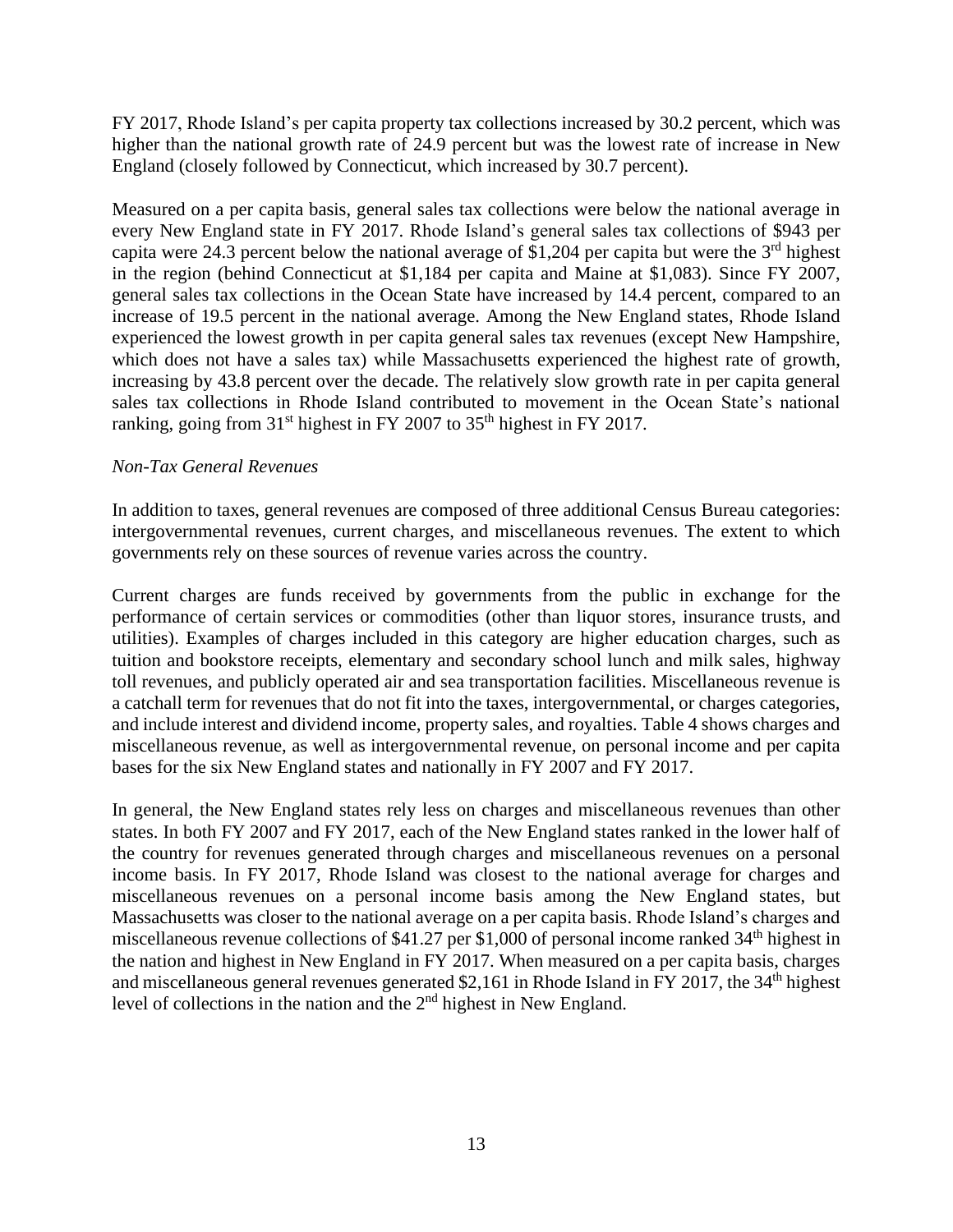FY 2017, Rhode Island's per capita property tax collections increased by 30.2 percent, which was higher than the national growth rate of 24.9 percent but was the lowest rate of increase in New England (closely followed by Connecticut, which increased by 30.7 percent).

Measured on a per capita basis, general sales tax collections were below the national average in every New England state in FY 2017. Rhode Island's general sales tax collections of $943 per capita were 24.3 percent below the national average of $1,204 per capita but were the 3rd highest in the region (behind Connecticut at $1,184 per capita and Maine at $1,083). Since FY 2007, general sales tax collections in the Ocean State have increased by 14.4 percent, compared to an increase of 19.5 percent in the national average. Among the New England states, Rhode Island experienced the lowest growth in per capita general sales tax revenues (except New Hampshire, which does not have a sales tax) while Massachusetts experienced the highest rate of growth, increasing by 43.8 percent over the decade. The relatively slow growth rate in per capita general sales tax collections in Rhode Island contributed to movement in the Ocean State's national ranking, going from 31st highest in FY 2007 to 35th highest in FY 2017.

*Non-Tax General Revenues*

In addition to taxes, general revenues are composed of three additional Census Bureau categories: intergovernmental revenues, current charges, and miscellaneous revenues. The extent to which governments rely on these sources of revenue varies across the country.

Current charges are funds received by governments from the public in exchange for the performance of certain services or commodities (other than liquor stores, insurance trusts, and utilities). Examples of charges included in this category are higher education charges, such as tuition and bookstore receipts, elementary and secondary school lunch and milk sales, highway toll revenues, and publicly operated air and sea transportation facilities. Miscellaneous revenue is a catchall term for revenues that do not fit into the taxes, intergovernmental, or charges categories, and include interest and dividend income, property sales, and royalties. Table 4 shows charges and miscellaneous revenue, as well as intergovernmental revenue, on personal income and per capita bases for the six New England states and nationally in FY 2007 and FY 2017.

In general, the New England states rely less on charges and miscellaneous revenues than other states. In both FY 2007 and FY 2017, each of the New England states ranked in the lower half of the country for revenues generated through charges and miscellaneous revenues on a personal income basis. In FY 2017, Rhode Island was closest to the national average for charges and miscellaneous revenues on a personal income basis among the New England states, but Massachusetts was closer to the national average on a per capita basis. Rhode Island's charges and miscellaneous revenue collections of $41.27 per $1,000 of personal income ranked 34th highest in the nation and highest in New England in FY 2017. When measured on a per capita basis, charges and miscellaneous general revenues generated $2,161 in Rhode Island in FY 2017, the 34th highest level of collections in the nation and the 2nd highest in New England.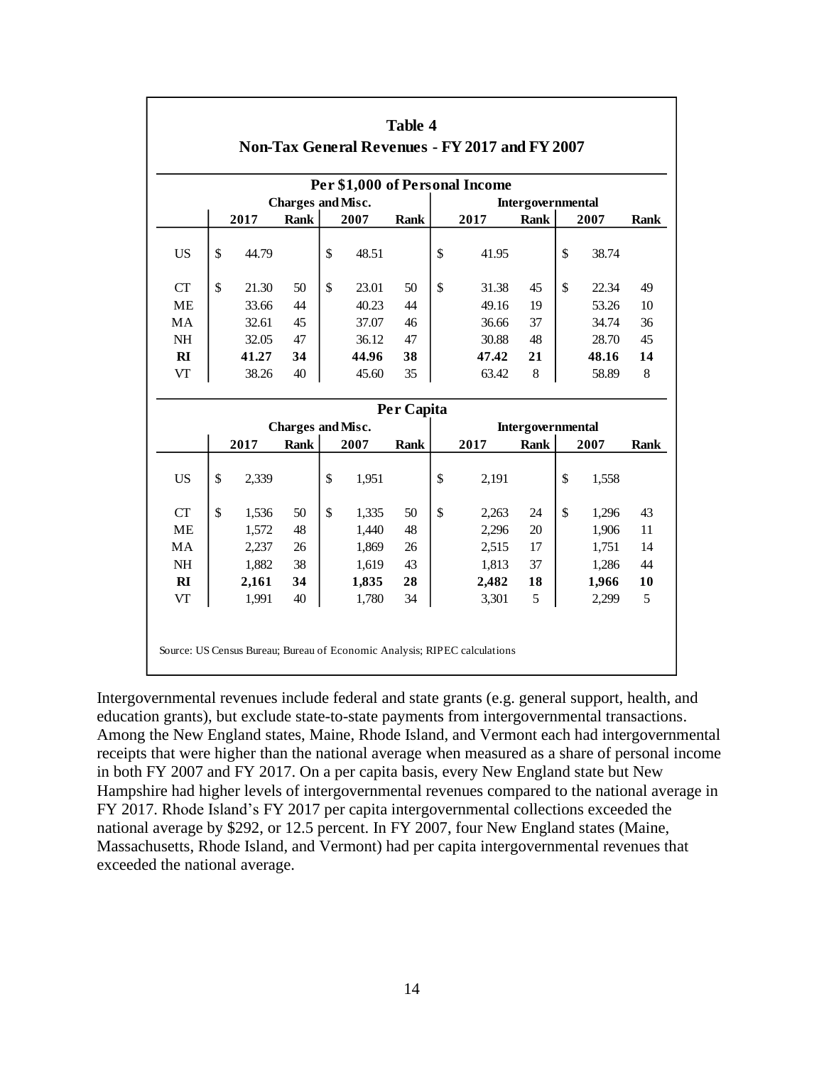**Table 4**
**Non-Tax General Revenues - FY 2017 and FY 2007**

| Per $1,000 of Personal Income | | | | | | | | |
|---|---|---|---|---|---|---|---|---|
| | Charges and Misc. | | | | Intergovernmental | | | |
| | 2017 | Rank | 2007 | Rank | 2017 | Rank | 2007 | Rank |
| US | $ 44.79 | | $ 48.51 | | $ 41.95 | | $ 38.74 | |
| CT | $ 21.30 | 50 | $ 23.01 | 50 | $ 31.38 | 45 | $ 22.34 | 49 |
| ME | 33.66 | 44 | 40.23 | 44 | 49.16 | 19 | 53.26 | 10 |
| MA | 32.61 | 45 | 37.07 | 46 | 36.66 | 37 | 34.74 | 36 |
| NH | 32.05 | 47 | 36.12 | 47 | 30.88 | 48 | 28.70 | 45 |
| **RI** | **41.27** | **34** | **44.96** | **38** | **47.42** | **21** | **48.16** | **14** |
| VT | 38.26 | 40 | 45.60 | 35 | 63.42 | 8 | 58.89 | 8 |

| Per Capita | | | | | | | | |
|---|---|---|---|---|---|---|---|---|
| | Charges and Misc. | | | | Intergovernmental | | | |
| | 2017 | Rank | 2007 | Rank | 2017 | Rank | 2007 | Rank |
| US | $ 2,339 | | $ 1,951 | | $ 2,191 | | $ 1,558 | |
| CT | $ 1,536 | 50 | $ 1,335 | 50 | $ 2,263 | 24 | $ 1,296 | 43 |
| ME | 1,572 | 48 | 1,440 | 48 | 2,296 | 20 | 1,906 | 11 |
| MA | 2,237 | 26 | 1,869 | 26 | 2,515 | 17 | 1,751 | 14 |
| NH | 1,882 | 38 | 1,619 | 43 | 1,813 | 37 | 1,286 | 44 |
| **RI** | **2,161** | **34** | **1,835** | **28** | **2,482** | **18** | **1,966** | **10** |
| VT | 1,991 | 40 | 1,780 | 34 | 3,301 | 5 | 2,299 | 5 |

Source: US Census Bureau; Bureau of Economic Analysis; RIPEC calculations

Intergovernmental revenues include federal and state grants (e.g. general support, health, and education grants), but exclude state-to-state payments from intergovernmental transactions. Among the New England states, Maine, Rhode Island, and Vermont each had intergovernmental receipts that were higher than the national average when measured as a share of personal income in both FY 2007 and FY 2017. On a per capita basis, every New England state but New Hampshire had higher levels of intergovernmental revenues compared to the national average in FY 2017. Rhode Island's FY 2017 per capita intergovernmental collections exceeded the national average by $292, or 12.5 percent. In FY 2007, four New England states (Maine, Massachusetts, Rhode Island, and Vermont) had per capita intergovernmental revenues that exceeded the national average.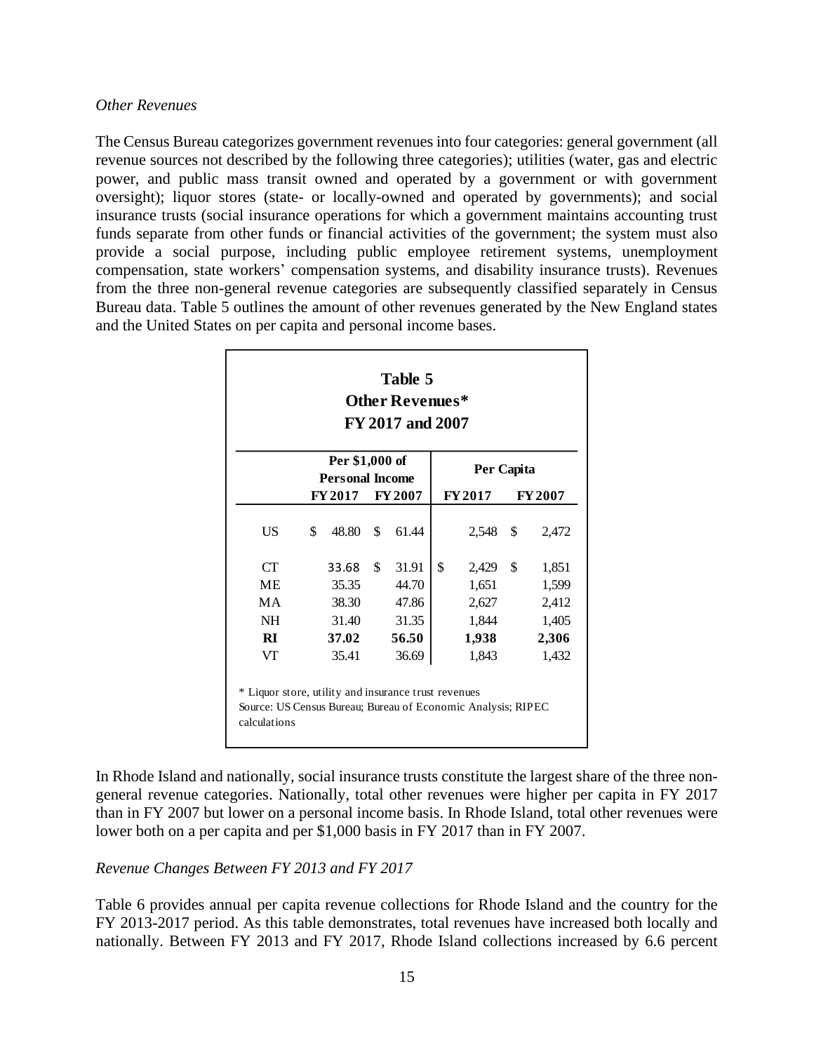*Other Revenues*

The Census Bureau categorizes government revenues into four categories: general government (all revenue sources not described by the following three categories); utilities (water, gas and electric power, and public mass transit owned and operated by a government or with government oversight); liquor stores (state- or locally-owned and operated by governments); and social insurance trusts (social insurance operations for which a government maintains accounting trust funds separate from other funds or financial activities of the government; the system must also provide a social purpose, including public employee retirement systems, unemployment compensation, state workers' compensation systems, and disability insurance trusts). Revenues from the three non-general revenue categories are subsequently classified separately in Census Bureau data. Table 5 outlines the amount of other revenues generated by the New England states and the United States on per capita and personal income bases.

**Table 5**
**Other Revenues***
**FY 2017 and 2007**

| | Per $1,000 of Personal Income | | Per Capita | |
|---|---|---|---|---|
| | **FY 2017** | **FY 2007** | **FY 2017** | **FY 2007** |
| US | $ 48.80 | $ 61.44 | 2,548 | $ 2,472 |
| CT | 33.68 | $ 31.91 | $ 2,429 | $ 1,851 |
| ME | 35.35 | 44.70 | 1,651 | 1,599 |
| MA | 38.30 | 47.86 | 2,627 | 2,412 |
| NH | 31.40 | 31.35 | 1,844 | 1,405 |
| **RI** | **37.02** | **56.50** | **1,938** | **2,306** |
| VT | 35.41 | 36.69 | 1,843 | 1,432 |

\* Liquor store, utility and insurance trust revenues
Source: US Census Bureau; Bureau of Economic Analysis; RIPEC calculations

In Rhode Island and nationally, social insurance trusts constitute the largest share of the three non-general revenue categories. Nationally, total other revenues were higher per capita in FY 2017 than in FY 2007 but lower on a personal income basis. In Rhode Island, total other revenues were lower both on a per capita and per $1,000 basis in FY 2017 than in FY 2007.

*Revenue Changes Between FY 2013 and FY 2017*

Table 6 provides annual per capita revenue collections for Rhode Island and the country for the FY 2013-2017 period. As this table demonstrates, total revenues have increased both locally and nationally. Between FY 2013 and FY 2017, Rhode Island collections increased by 6.6 percent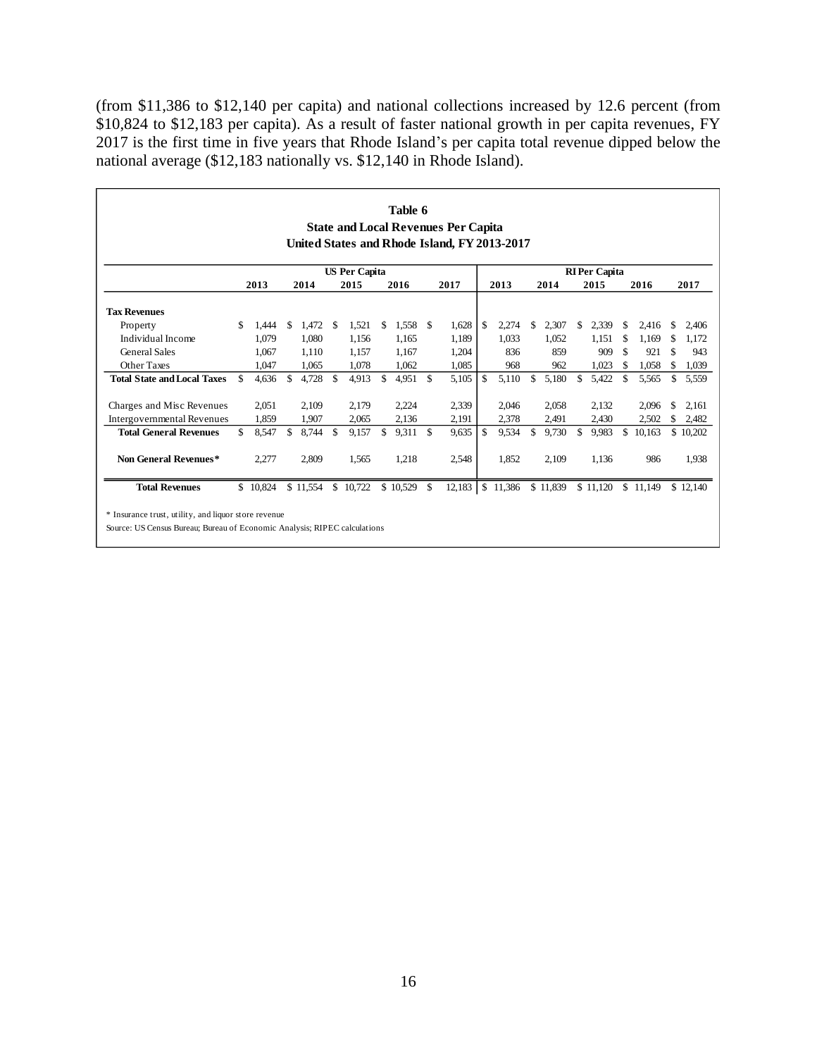(from $11,386 to $12,140 per capita) and national collections increased by 12.6 percent (from $10,824 to $12,183 per capita). As a result of faster national growth in per capita revenues, FY 2017 is the first time in five years that Rhode Island's per capita total revenue dipped below the national average ($12,183 nationally vs. $12,140 in Rhode Island).

**Table 6**
**State and Local Revenues Per Capita**
**United States and Rhode Island, FY 2013-2017**

| | US Per Capita | | | | | RI Per Capita | | | | |
|---|---|---|---|---|---|---|---|---|---|---|
| | 2013 | 2014 | 2015 | 2016 | 2017 | 2013 | 2014 | 2015 | 2016 | 2017 |
| **Tax Revenues** | | | | | | | | | | |
| Property | $ 1,444 | $ 1,472 | $ 1,521 | $ 1,558 | $ 1,628 | $ 2,274 | $ 2,307 | $ 2,339 | $ 2,416 | $ 2,406 |
| Individual Income | 1,079 | 1,080 | 1,156 | 1,165 | 1,189 | 1,033 | 1,052 | 1,151 | $ 1,169 | $ 1,172 |
| General Sales | 1,067 | 1,110 | 1,157 | 1,167 | 1,204 | 836 | 859 | 909 | $ 921 | $ 943 |
| Other Taxes | 1,047 | 1,065 | 1,078 | 1,062 | 1,085 | 968 | 962 | 1,023 | $ 1,058 | $ 1,039 |
| **Total State and Local Taxes** | $ 4,636 | $ 4,728 | $ 4,913 | $ 4,951 | $ 5,105 | $ 5,110 | $ 5,180 | $ 5,422 | $ 5,565 | $ 5,559 |
| Charges and Misc Revenues | 2,051 | 2,109 | 2,179 | 2,224 | 2,339 | 2,046 | 2,058 | 2,132 | 2,096 | $ 2,161 |
| Intergovernmental Revenues | 1,859 | 1,907 | 2,065 | 2,136 | 2,191 | 2,378 | 2,491 | 2,430 | 2,502 | $ 2,482 |
| **Total General Revenues** | $ 8,547 | $ 8,744 | $ 9,157 | $ 9,311 | $ 9,635 | $ 9,534 | $ 9,730 | $ 9,983 | $ 10,163 | $ 10,202 |
| **Non General Revenues*** | 2,277 | 2,809 | 1,565 | 1,218 | 2,548 | 1,852 | 2,109 | 1,136 | 986 | 1,938 |
| **Total Revenues** | $ 10,824 | $ 11,554 | $ 10,722 | $ 10,529 | $ 12,183 | $ 11,386 | $ 11,839 | $ 11,120 | $ 11,149 | $ 12,140 |

* Insurance trust, utility, and liquor store revenue

Source: US Census Bureau; Bureau of Economic Analysis; RIPEC calculations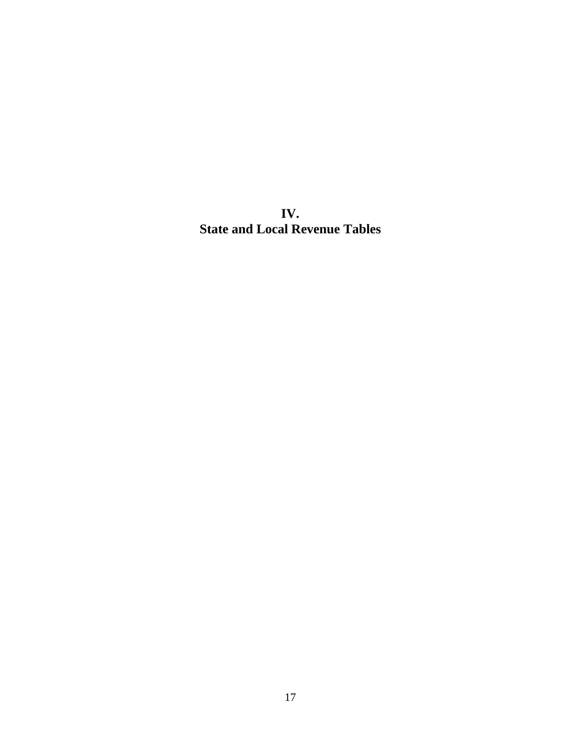# IV.
# State and Local Revenue Tables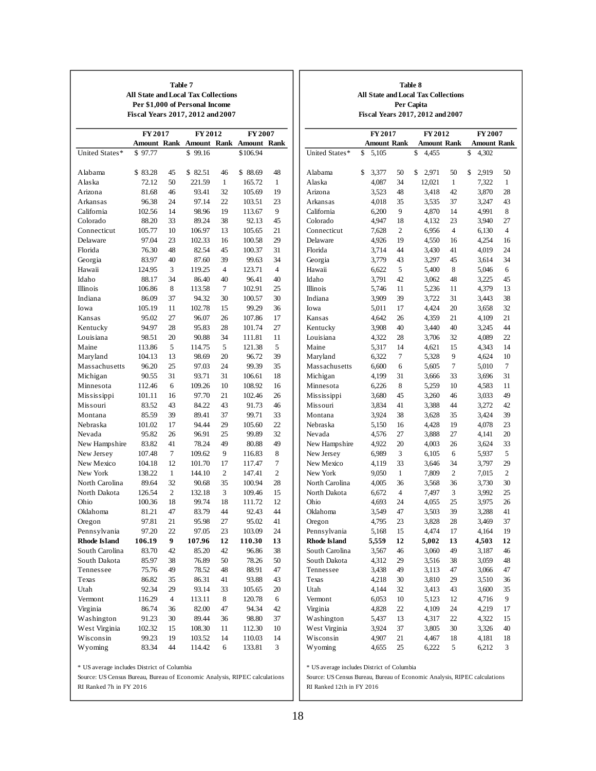### Table 7
### All State and Local Tax Collections
### Per $1,000 of Personal Income
### Fiscal Years 2017, 2012 and 2007

| | FY 2017 | | FY 2012 | | FY 2007 | |
|---|---|---|---|---|---|---|
| | Amount | Rank | Amount | Rank | Amount | Rank |
| United States* | $ 97.77 | | $ 99.16 | | $106.94 | |
| Alabama | $ 83.28 | 45 | $ 82.51 | 46 | $ 88.69 | 48 |
| Alaska | 72.12 | 50 | 221.59 | 1 | 165.72 | 1 |
| Arizona | 81.68 | 46 | 93.41 | 32 | 105.69 | 19 |
| Arkansas | 96.38 | 24 | 97.14 | 22 | 103.51 | 23 |
| California | 102.56 | 14 | 98.96 | 19 | 113.67 | 9 |
| Colorado | 88.20 | 33 | 89.24 | 38 | 92.13 | 45 |
| Connecticut | 105.77 | 10 | 106.97 | 13 | 105.65 | 21 |
| Delaware | 97.04 | 23 | 102.33 | 16 | 100.58 | 29 |
| Florida | 76.30 | 48 | 82.54 | 45 | 100.37 | 31 |
| Georgia | 83.97 | 40 | 87.60 | 39 | 99.63 | 34 |
| Hawaii | 124.95 | 3 | 119.25 | 4 | 123.71 | 4 |
| Idaho | 88.17 | 34 | 86.40 | 40 | 96.41 | 40 |
| Illinois | 106.86 | 8 | 113.58 | 7 | 102.91 | 25 |
| Indiana | 86.09 | 37 | 94.32 | 30 | 100.57 | 30 |
| Iowa | 105.19 | 11 | 102.78 | 15 | 99.29 | 36 |
| Kansas | 95.02 | 27 | 96.07 | 26 | 107.86 | 17 |
| Kentucky | 94.97 | 28 | 95.83 | 28 | 101.74 | 27 |
| Louisiana | 98.51 | 20 | 90.88 | 34 | 111.81 | 11 |
| Maine | 113.86 | 5 | 114.75 | 5 | 121.38 | 5 |
| Maryland | 104.13 | 13 | 98.69 | 20 | 96.72 | 39 |
| Massachusetts | 96.20 | 25 | 97.03 | 24 | 99.39 | 35 |
| Michigan | 90.55 | 31 | 93.71 | 31 | 106.61 | 18 |
| Minnesota | 112.46 | 6 | 109.26 | 10 | 108.92 | 16 |
| Mississippi | 101.11 | 16 | 97.70 | 21 | 102.46 | 26 |
| Missouri | 83.52 | 43 | 84.22 | 43 | 91.73 | 46 |
| Montana | 85.59 | 39 | 89.41 | 37 | 99.71 | 33 |
| Nebraska | 101.02 | 17 | 94.44 | 29 | 105.60 | 22 |
| Nevada | 95.82 | 26 | 96.91 | 25 | 99.89 | 32 |
| New Hampshire | 83.82 | 41 | 78.24 | 49 | 80.88 | 49 |
| New Jersey | 107.48 | 7 | 109.62 | 9 | 116.83 | 8 |
| New Mexico | 104.18 | 12 | 101.70 | 17 | 117.47 | 7 |
| New York | 138.22 | 1 | 144.10 | 2 | 147.41 | 2 |
| North Carolina | 89.64 | 32 | 90.68 | 35 | 100.94 | 28 |
| North Dakota | 126.54 | 2 | 132.18 | 3 | 109.46 | 15 |
| Ohio | 100.36 | 18 | 99.74 | 18 | 111.72 | 12 |
| Oklahoma | 81.21 | 47 | 83.79 | 44 | 92.43 | 44 |
| Oregon | 97.81 | 21 | 95.98 | 27 | 95.02 | 41 |
| Pennsylvania | 97.20 | 22 | 97.05 | 23 | 103.09 | 24 |
| **Rhode Island** | **106.19** | **9** | **107.96** | **12** | **110.30** | **13** |
| South Carolina | 83.70 | 42 | 85.20 | 42 | 96.86 | 38 |
| South Dakota | 85.97 | 38 | 76.89 | 50 | 78.26 | 50 |
| Tennessee | 75.76 | 49 | 78.52 | 48 | 88.91 | 47 |
| Texas | 86.82 | 35 | 86.31 | 41 | 93.88 | 43 |
| Utah | 92.34 | 29 | 93.14 | 33 | 105.65 | 20 |
| Vermont | 116.29 | 4 | 113.11 | 8 | 120.78 | 6 |
| Virginia | 86.74 | 36 | 82.00 | 47 | 94.34 | 42 |
| Washington | 91.23 | 30 | 89.44 | 36 | 98.80 | 37 |
| West Virginia | 102.32 | 15 | 108.30 | 11 | 112.30 | 10 |
| Wisconsin | 99.23 | 19 | 103.52 | 14 | 110.03 | 14 |
| Wyoming | 83.34 | 44 | 114.42 | 6 | 133.81 | 3 |

* US average includes District of Columbia

Source: US Census Bureau, Bureau of Economic Analysis, RIPEC calculations

RI Ranked 7h in FY 2016

### Table 8
### All State and Local Tax Collections
### Per Capita
### Fiscal Years 2017, 2012 and 2007

| | FY 2017 | | FY 2012 | | FY 2007 | |
|---|---|---|---|---|---|---|
| | Amount | Rank | Amount | Rank | Amount | Rank |
| United States* | $ 5,105 | | $ 4,455 | | $ 4,302 | |
| Alabama | $ 3,377 | 50 | $ 2,971 | 50 | $ 2,919 | 50 |
| Alaska | 4,087 | 34 | 12,021 | 1 | 7,322 | 1 |
| Arizona | 3,523 | 48 | 3,418 | 42 | 3,870 | 28 |
| Arkansas | 4,018 | 35 | 3,535 | 37 | 3,247 | 43 |
| California | 6,200 | 9 | 4,870 | 14 | 4,991 | 8 |
| Colorado | 4,947 | 18 | 4,132 | 23 | 3,940 | 27 |
| Connecticut | 7,628 | 2 | 6,956 | 4 | 6,130 | 4 |
| Delaware | 4,926 | 19 | 4,550 | 16 | 4,254 | 16 |
| Florida | 3,714 | 44 | 3,430 | 41 | 4,019 | 24 |
| Georgia | 3,779 | 43 | 3,297 | 45 | 3,614 | 34 |
| Hawaii | 6,622 | 5 | 5,400 | 8 | 5,046 | 6 |
| Idaho | 3,791 | 42 | 3,062 | 48 | 3,225 | 45 |
| Illinois | 5,746 | 11 | 5,236 | 11 | 4,379 | 13 |
| Indiana | 3,909 | 39 | 3,722 | 31 | 3,443 | 38 |
| Iowa | 5,011 | 17 | 4,424 | 20 | 3,658 | 32 |
| Kansas | 4,642 | 26 | 4,359 | 21 | 4,109 | 21 |
| Kentucky | 3,908 | 40 | 3,440 | 40 | 3,245 | 44 |
| Louisiana | 4,322 | 28 | 3,706 | 32 | 4,089 | 22 |
| Maine | 5,317 | 14 | 4,621 | 15 | 4,343 | 14 |
| Maryland | 6,322 | 7 | 5,328 | 9 | 4,624 | 10 |
| Massachusetts | 6,600 | 6 | 5,605 | 7 | 5,010 | 7 |
| Michigan | 4,199 | 31 | 3,666 | 33 | 3,696 | 31 |
| Minnesota | 6,226 | 8 | 5,259 | 10 | 4,583 | 11 |
| Mississippi | 3,680 | 45 | 3,260 | 46 | 3,033 | 49 |
| Missouri | 3,834 | 41 | 3,388 | 44 | 3,272 | 42 |
| Montana | 3,924 | 38 | 3,628 | 35 | 3,424 | 39 |
| Nebraska | 5,150 | 16 | 4,428 | 19 | 4,078 | 23 |
| Nevada | 4,576 | 27 | 3,888 | 27 | 4,141 | 20 |
| New Hampshire | 4,922 | 20 | 4,003 | 26 | 3,624 | 33 |
| New Jersey | 6,989 | 3 | 6,105 | 6 | 5,937 | 5 |
| New Mexico | 4,119 | 33 | 3,646 | 34 | 3,797 | 29 |
| New York | 9,050 | 1 | 7,809 | 2 | 7,015 | 2 |
| North Carolina | 4,005 | 36 | 3,568 | 36 | 3,730 | 30 |
| North Dakota | 6,672 | 4 | 7,497 | 3 | 3,992 | 25 |
| Ohio | 4,693 | 24 | 4,055 | 25 | 3,975 | 26 |
| Oklahoma | 3,549 | 47 | 3,503 | 39 | 3,288 | 41 |
| Oregon | 4,795 | 23 | 3,828 | 28 | 3,469 | 37 |
| Pennsylvania | 5,168 | 15 | 4,474 | 17 | 4,164 | 19 |
| **Rhode Island** | **5,559** | **12** | **5,002** | **13** | **4,503** | **12** |
| South Carolina | 3,567 | 46 | 3,060 | 49 | 3,187 | 46 |
| South Dakota | 4,312 | 29 | 3,516 | 38 | 3,059 | 48 |
| Tennessee | 3,438 | 49 | 3,113 | 47 | 3,066 | 47 |
| Texas | 4,218 | 30 | 3,810 | 29 | 3,510 | 36 |
| Utah | 4,144 | 32 | 3,413 | 43 | 3,600 | 35 |
| Vermont | 6,053 | 10 | 5,123 | 12 | 4,716 | 9 |
| Virginia | 4,828 | 22 | 4,109 | 24 | 4,219 | 17 |
| Washington | 5,437 | 13 | 4,317 | 22 | 4,322 | 15 |
| West Virginia | 3,924 | 37 | 3,805 | 30 | 3,326 | 40 |
| Wisconsin | 4,907 | 21 | 4,467 | 18 | 4,181 | 18 |
| Wyoming | 4,655 | 25 | 6,222 | 5 | 6,212 | 3 |

* US average includes District of Columbia

Source: US Census Bureau, Bureau of Economic Analysis, RIPEC calculations

RI Ranked 12th in FY 2016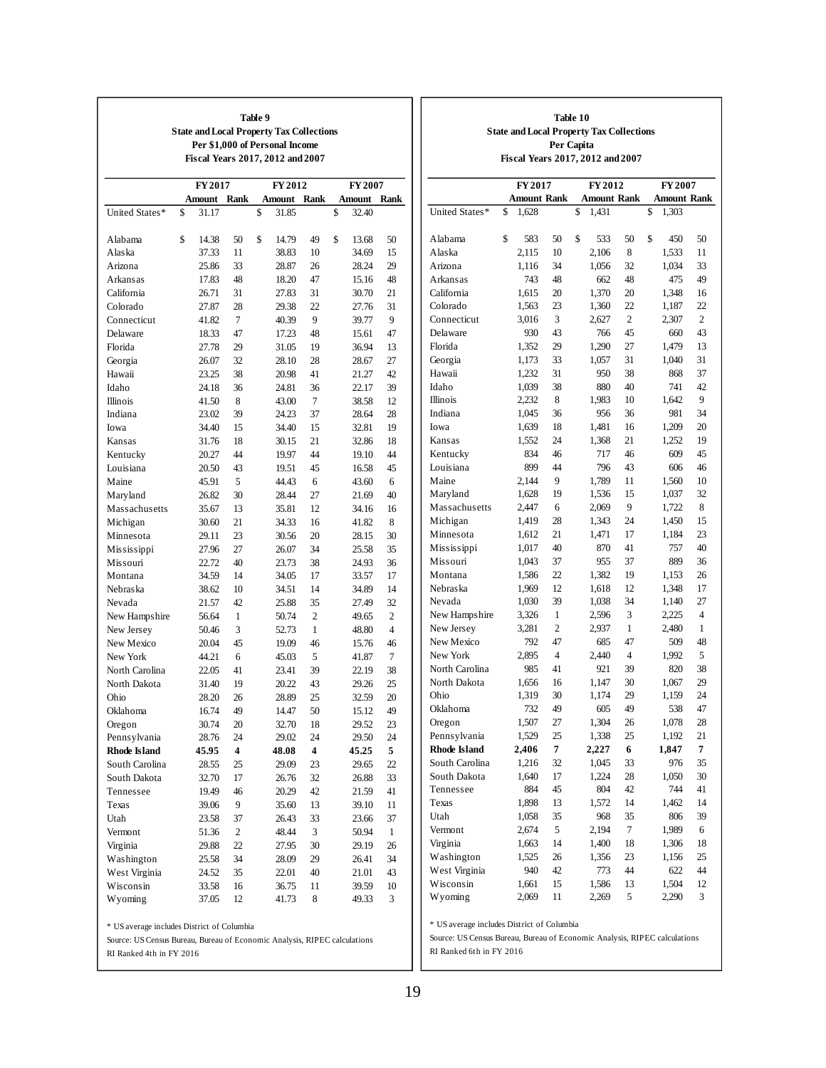**Table 9**
**State and Local Property Tax Collections**
**Per $1,000 of Personal Income**
**Fiscal Years 2017, 2012 and 2007**

| | FY 2017 | | FY 2012 | | FY 2007 | |
|---|---|---|---|---|---|---|
| | Amount | Rank | Amount | Rank | Amount | Rank |
| United States* | $ 31.17 | | $ 31.85 | | $ 32.40 | |
| Alabama | $ 14.38 | 50 | $ 14.79 | 49 | $ 13.68 | 50 |
| Alaska | 37.33 | 11 | 38.83 | 10 | 34.69 | 15 |
| Arizona | 25.86 | 33 | 28.87 | 26 | 28.24 | 29 |
| Arkansas | 17.83 | 48 | 18.20 | 47 | 15.16 | 48 |
| California | 26.71 | 31 | 27.83 | 31 | 30.70 | 21 |
| Colorado | 27.87 | 28 | 29.38 | 22 | 27.76 | 31 |
| Connecticut | 41.82 | 7 | 40.39 | 9 | 39.77 | 9 |
| Delaware | 18.33 | 47 | 17.23 | 48 | 15.61 | 47 |
| Florida | 27.78 | 29 | 31.05 | 19 | 36.94 | 13 |
| Georgia | 26.07 | 32 | 28.10 | 28 | 28.67 | 27 |
| Hawaii | 23.25 | 38 | 20.98 | 41 | 21.27 | 42 |
| Idaho | 24.18 | 36 | 24.81 | 36 | 22.17 | 39 |
| Illinois | 41.50 | 8 | 43.00 | 7 | 38.58 | 12 |
| Indiana | 23.02 | 39 | 24.23 | 37 | 28.64 | 28 |
| Iowa | 34.40 | 15 | 34.40 | 15 | 32.81 | 19 |
| Kansas | 31.76 | 18 | 30.15 | 21 | 32.86 | 18 |
| Kentucky | 20.27 | 44 | 19.97 | 44 | 19.10 | 44 |
| Louisiana | 20.50 | 43 | 19.51 | 45 | 16.58 | 45 |
| Maine | 45.91 | 5 | 44.43 | 6 | 43.60 | 6 |
| Maryland | 26.82 | 30 | 28.44 | 27 | 21.69 | 40 |
| Massachusetts | 35.67 | 13 | 35.81 | 12 | 34.16 | 16 |
| Michigan | 30.60 | 21 | 34.33 | 16 | 41.82 | 8 |
| Minnesota | 29.11 | 23 | 30.56 | 20 | 28.15 | 30 |
| Mississippi | 27.96 | 27 | 26.07 | 34 | 25.58 | 35 |
| Missouri | 22.72 | 40 | 23.73 | 38 | 24.93 | 36 |
| Montana | 34.59 | 14 | 34.05 | 17 | 33.57 | 17 |
| Nebraska | 38.62 | 10 | 34.51 | 14 | 34.89 | 14 |
| Nevada | 21.57 | 42 | 25.88 | 35 | 27.49 | 32 |
| New Hampshire | 56.64 | 1 | 50.74 | 2 | 49.65 | 2 |
| New Jersey | 50.46 | 3 | 52.73 | 1 | 48.80 | 4 |
| New Mexico | 20.04 | 45 | 19.09 | 46 | 15.76 | 46 |
| New York | 44.21 | 6 | 45.03 | 5 | 41.87 | 7 |
| North Carolina | 22.05 | 41 | 23.41 | 39 | 22.19 | 38 |
| North Dakota | 31.40 | 19 | 20.22 | 43 | 29.26 | 25 |
| Ohio | 28.20 | 26 | 28.89 | 25 | 32.59 | 20 |
| Oklahoma | 16.74 | 49 | 14.47 | 50 | 15.12 | 49 |
| Oregon | 30.74 | 20 | 32.70 | 18 | 29.52 | 23 |
| Pennsylvania | 28.76 | 24 | 29.02 | 24 | 29.50 | 24 |
| **Rhode Island** | **45.95** | **4** | **48.08** | **4** | **45.25** | **5** |
| South Carolina | 28.55 | 25 | 29.09 | 23 | 29.65 | 22 |
| South Dakota | 32.70 | 17 | 26.76 | 32 | 26.88 | 33 |
| Tennessee | 19.49 | 46 | 20.29 | 42 | 21.59 | 41 |
| Texas | 39.06 | 9 | 35.60 | 13 | 39.10 | 11 |
| Utah | 23.58 | 37 | 26.43 | 33 | 23.66 | 37 |
| Vermont | 51.36 | 2 | 48.44 | 3 | 50.94 | 1 |
| Virginia | 29.88 | 22 | 27.95 | 30 | 29.19 | 26 |
| Washington | 25.58 | 34 | 28.09 | 29 | 26.41 | 34 |
| West Virginia | 24.52 | 35 | 22.01 | 40 | 21.01 | 43 |
| Wisconsin | 33.58 | 16 | 36.75 | 11 | 39.59 | 10 |
| Wyoming | 37.05 | 12 | 41.73 | 8 | 49.33 | 3 |

* US average includes District of Columbia

Source: US Census Bureau, Bureau of Economic Analysis, RIPEC calculations

RI Ranked 4th in FY 2016

**Table 10**
**State and Local Property Tax Collections**
**Per Capita**
**Fiscal Years 2017, 2012 and 2007**

| | FY 2017 | | FY 2012 | | FY 2007 | |
|---|---|---|---|---|---|---|
| | Amount | Rank | Amount | Rank | Amount | Rank |
| United States* | $ 1,628 | | $ 1,431 | | $ 1,303 | |
| Alabama | $ 583 | 50 | $ 533 | 50 | $ 450 | 50 |
| Alaska | 2,115 | 10 | 2,106 | 8 | 1,533 | 11 |
| Arizona | 1,116 | 34 | 1,056 | 32 | 1,034 | 33 |
| Arkansas | 743 | 48 | 662 | 48 | 475 | 49 |
| California | 1,615 | 20 | 1,370 | 20 | 1,348 | 16 |
| Colorado | 1,563 | 23 | 1,360 | 22 | 1,187 | 22 |
| Connecticut | 3,016 | 3 | 2,627 | 2 | 2,307 | 2 |
| Delaware | 930 | 43 | 766 | 45 | 660 | 43 |
| Florida | 1,352 | 29 | 1,290 | 27 | 1,479 | 13 |
| Georgia | 1,173 | 33 | 1,057 | 31 | 1,040 | 31 |
| Hawaii | 1,232 | 31 | 950 | 38 | 868 | 37 |
| Idaho | 1,039 | 38 | 880 | 40 | 741 | 42 |
| Illinois | 2,232 | 8 | 1,983 | 10 | 1,642 | 9 |
| Indiana | 1,045 | 36 | 956 | 36 | 981 | 34 |
| Iowa | 1,639 | 18 | 1,481 | 16 | 1,209 | 20 |
| Kansas | 1,552 | 24 | 1,368 | 21 | 1,252 | 19 |
| Kentucky | 834 | 46 | 717 | 46 | 609 | 45 |
| Louisiana | 899 | 44 | 796 | 43 | 606 | 46 |
| Maine | 2,144 | 9 | 1,789 | 11 | 1,560 | 10 |
| Maryland | 1,628 | 19 | 1,536 | 15 | 1,037 | 32 |
| Massachusetts | 2,447 | 6 | 2,069 | 9 | 1,722 | 8 |
| Michigan | 1,419 | 28 | 1,343 | 24 | 1,450 | 15 |
| Minnesota | 1,612 | 21 | 1,471 | 17 | 1,184 | 23 |
| Mississippi | 1,017 | 40 | 870 | 41 | 757 | 40 |
| Missouri | 1,043 | 37 | 955 | 37 | 889 | 36 |
| Montana | 1,586 | 22 | 1,382 | 19 | 1,153 | 26 |
| Nebraska | 1,969 | 12 | 1,618 | 12 | 1,348 | 17 |
| Nevada | 1,030 | 39 | 1,038 | 34 | 1,140 | 27 |
| New Hampshire | 3,326 | 1 | 2,596 | 3 | 2,225 | 4 |
| New Jersey | 3,281 | 2 | 2,937 | 1 | 2,480 | 1 |
| New Mexico | 792 | 47 | 685 | 47 | 509 | 48 |
| New York | 2,895 | 4 | 2,440 | 4 | 1,992 | 5 |
| North Carolina | 985 | 41 | 921 | 39 | 820 | 38 |
| North Dakota | 1,656 | 16 | 1,147 | 30 | 1,067 | 29 |
| Ohio | 1,319 | 30 | 1,174 | 29 | 1,159 | 24 |
| Oklahoma | 732 | 49 | 605 | 49 | 538 | 47 |
| Oregon | 1,507 | 27 | 1,304 | 26 | 1,078 | 28 |
| Pennsylvania | 1,529 | 25 | 1,338 | 25 | 1,192 | 21 |
| **Rhode Island** | **2,406** | **7** | **2,227** | **6** | **1,847** | **7** |
| South Carolina | 1,216 | 32 | 1,045 | 33 | 976 | 35 |
| South Dakota | 1,640 | 17 | 1,224 | 28 | 1,050 | 30 |
| Tennessee | 884 | 45 | 804 | 42 | 744 | 41 |
| Texas | 1,898 | 13 | 1,572 | 14 | 1,462 | 14 |
| Utah | 1,058 | 35 | 968 | 35 | 806 | 39 |
| Vermont | 2,674 | 5 | 2,194 | 7 | 1,989 | 6 |
| Virginia | 1,663 | 14 | 1,400 | 18 | 1,306 | 18 |
| Washington | 1,525 | 26 | 1,356 | 23 | 1,156 | 25 |
| West Virginia | 940 | 42 | 773 | 44 | 622 | 44 |
| Wisconsin | 1,661 | 15 | 1,586 | 13 | 1,504 | 12 |
| Wyoming | 2,069 | 11 | 2,269 | 5 | 2,290 | 3 |

* US average includes District of Columbia

Source: US Census Bureau, Bureau of Economic Analysis, RIPEC calculations

RI Ranked 6th in FY 2016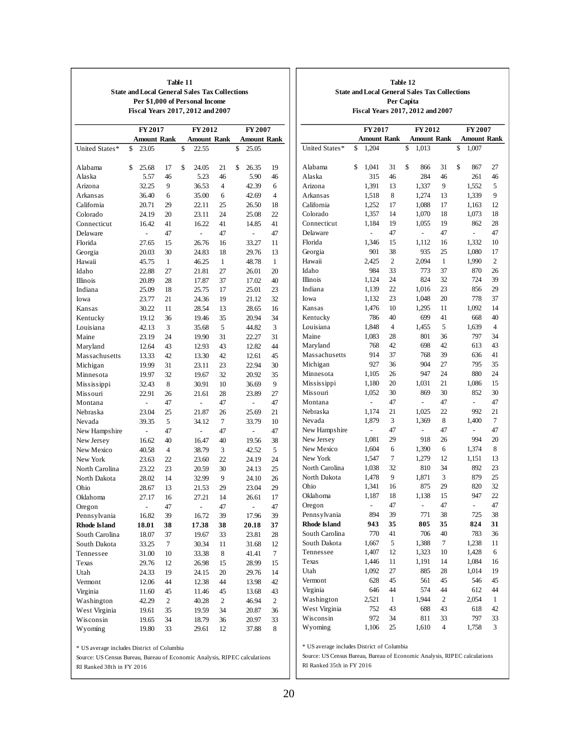## Table 11
### State and Local General Sales Tax Collections
### Per $1,000 of Personal Income
### Fiscal Years 2017, 2012 and 2007

| | FY 2017 | | FY 2012 | | FY 2007 | |
|---|---|---|---|---|---|---|
| | Amount | Rank | Amount | Rank | Amount | Rank |
| United States* | $ 23.05 | | $ 22.55 | | $ 25.05 | |
| Alabama | $ 25.68 | 17 | $ 24.05 | 21 | $ 26.35 | 19 |
| Alaska | 5.57 | 46 | 5.23 | 46 | 5.90 | 46 |
| Arizona | 32.25 | 9 | 36.53 | 4 | 42.39 | 6 |
| Arkansas | 36.40 | 6 | 35.00 | 6 | 42.69 | 4 |
| California | 20.71 | 29 | 22.11 | 25 | 26.50 | 18 |
| Colorado | 24.19 | 20 | 23.11 | 24 | 25.08 | 22 |
| Connecticut | 16.42 | 41 | 16.22 | 41 | 14.85 | 41 |
| Delaware | - | 47 | - | 47 | - | 47 |
| Florida | 27.65 | 15 | 26.76 | 16 | 33.27 | 11 |
| Georgia | 20.03 | 30 | 24.83 | 18 | 29.76 | 13 |
| Hawaii | 45.75 | 1 | 46.25 | 1 | 48.78 | 1 |
| Idaho | 22.88 | 27 | 21.81 | 27 | 26.01 | 20 |
| Illinois | 20.89 | 28 | 17.87 | 37 | 17.02 | 40 |
| Indiana | 25.09 | 18 | 25.75 | 17 | 25.01 | 23 |
| Iowa | 23.77 | 21 | 24.36 | 19 | 21.12 | 32 |
| Kansas | 30.22 | 11 | 28.54 | 13 | 28.65 | 16 |
| Kentucky | 19.12 | 36 | 19.46 | 35 | 20.94 | 34 |
| Louisiana | 42.13 | 3 | 35.68 | 5 | 44.82 | 3 |
| Maine | 23.19 | 24 | 19.90 | 31 | 22.27 | 31 |
| Maryland | 12.64 | 43 | 12.93 | 43 | 12.82 | 44 |
| Massachusetts | 13.33 | 42 | 13.30 | 42 | 12.61 | 45 |
| Michigan | 19.99 | 31 | 23.11 | 23 | 22.94 | 30 |
| Minnesota | 19.97 | 32 | 19.67 | 32 | 20.92 | 35 |
| Mississippi | 32.43 | 8 | 30.91 | 10 | 36.69 | 9 |
| Missouri | 22.91 | 26 | 21.61 | 28 | 23.89 | 27 |
| Montana | - | 47 | - | 47 | - | 47 |
| Nebraska | 23.04 | 25 | 21.87 | 26 | 25.69 | 21 |
| Nevada | 39.35 | 5 | 34.12 | 7 | 33.79 | 10 |
| New Hampshire | - | 47 | - | 47 | - | 47 |
| New Jersey | 16.62 | 40 | 16.47 | 40 | 19.56 | 38 |
| New Mexico | 40.58 | 4 | 38.79 | 3 | 42.52 | 5 |
| New York | 23.63 | 22 | 23.60 | 22 | 24.19 | 24 |
| North Carolina | 23.22 | 23 | 20.59 | 30 | 24.13 | 25 |
| North Dakota | 28.02 | 14 | 32.99 | 9 | 24.10 | 26 |
| Ohio | 28.67 | 13 | 21.53 | 29 | 23.04 | 29 |
| Oklahoma | 27.17 | 16 | 27.21 | 14 | 26.61 | 17 |
| Oregon | - | 47 | - | 47 | - | 47 |
| Pennsylvania | 16.82 | 39 | 16.72 | 39 | 17.96 | 39 |
| **Rhode Island** | **18.01** | **38** | **17.38** | **38** | **20.18** | **37** |
| South Carolina | 18.07 | 37 | 19.67 | 33 | 23.81 | 28 |
| South Dakota | 33.25 | 7 | 30.34 | 11 | 31.68 | 12 |
| Tennessee | 31.00 | 10 | 33.38 | 8 | 41.41 | 7 |
| Texas | 29.76 | 12 | 26.98 | 15 | 28.99 | 15 |
| Utah | 24.33 | 19 | 24.15 | 20 | 29.76 | 14 |
| Vermont | 12.06 | 44 | 12.38 | 44 | 13.98 | 42 |
| Virginia | 11.60 | 45 | 11.46 | 45 | 13.68 | 43 |
| Washington | 42.29 | 2 | 40.28 | 2 | 46.94 | 2 |
| West Virginia | 19.61 | 35 | 19.59 | 34 | 20.87 | 36 |
| Wisconsin | 19.65 | 34 | 18.79 | 36 | 20.97 | 33 |
| Wyoming | 19.80 | 33 | 29.61 | 12 | 37.88 | 8 |

\* US average includes District of Columbia

Source: US Census Bureau, Bureau of Economic Analysis, RIPEC calculations

RI Ranked 38th in FY 2016

## Table 12
### State and Local General Sales Tax Collections
### Per Capita
### Fiscal Years 2017, 2012 and 2007

| | FY 2017 | | FY 2012 | | FY 2007 | |
|---|---|---|---|---|---|---|
| | Amount | Rank | Amount | Rank | Amount | Rank |
| United States* | $ 1,204 | | $ 1,013 | | $ 1,007 | |
| Alabama | $ 1,041 | 31 | $ 866 | 31 | $ 867 | 27 |
| Alaska | 315 | 46 | 284 | 46 | 261 | 46 |
| Arizona | 1,391 | 13 | 1,337 | 9 | 1,552 | 5 |
| Arkansas | 1,518 | 8 | 1,274 | 13 | 1,339 | 9 |
| California | 1,252 | 17 | 1,088 | 17 | 1,163 | 12 |
| Colorado | 1,357 | 14 | 1,070 | 18 | 1,073 | 18 |
| Connecticut | 1,184 | 19 | 1,055 | 19 | 862 | 28 |
| Delaware | - | 47 | - | 47 | - | 47 |
| Florida | 1,346 | 15 | 1,112 | 16 | 1,332 | 10 |
| Georgia | 901 | 38 | 935 | 25 | 1,080 | 17 |
| Hawaii | 2,425 | 2 | 2,094 | 1 | 1,990 | 2 |
| Idaho | 984 | 33 | 773 | 37 | 870 | 26 |
| Illinois | 1,124 | 24 | 824 | 32 | 724 | 39 |
| Indiana | 1,139 | 22 | 1,016 | 23 | 856 | 29 |
| Iowa | 1,132 | 23 | 1,048 | 20 | 778 | 37 |
| Kansas | 1,476 | 10 | 1,295 | 11 | 1,092 | 14 |
| Kentucky | 786 | 40 | 699 | 41 | 668 | 40 |
| Louisiana | 1,848 | 4 | 1,455 | 5 | 1,639 | 4 |
| Maine | 1,083 | 28 | 801 | 36 | 797 | 34 |
| Maryland | 768 | 42 | 698 | 42 | 613 | 43 |
| Massachusetts | 914 | 37 | 768 | 39 | 636 | 41 |
| Michigan | 927 | 36 | 904 | 27 | 795 | 35 |
| Minnesota | 1,105 | 26 | 947 | 24 | 880 | 24 |
| Mississippi | 1,180 | 20 | 1,031 | 21 | 1,086 | 15 |
| Missouri | 1,052 | 30 | 869 | 30 | 852 | 30 |
| Montana | - | 47 | - | 47 | - | 47 |
| Nebraska | 1,174 | 21 | 1,025 | 22 | 992 | 21 |
| Nevada | 1,879 | 3 | 1,369 | 8 | 1,400 | 7 |
| New Hampshire | - | 47 | - | 47 | - | 47 |
| New Jersey | 1,081 | 29 | 918 | 26 | 994 | 20 |
| New Mexico | 1,604 | 6 | 1,390 | 6 | 1,374 | 8 |
| New York | 1,547 | 7 | 1,279 | 12 | 1,151 | 13 |
| North Carolina | 1,038 | 32 | 810 | 34 | 892 | 23 |
| North Dakota | 1,478 | 9 | 1,871 | 3 | 879 | 25 |
| Ohio | 1,341 | 16 | 875 | 29 | 820 | 32 |
| Oklahoma | 1,187 | 18 | 1,138 | 15 | 947 | 22 |
| Oregon | - | 47 | - | 47 | - | 47 |
| Pennsylvania | 894 | 39 | 771 | 38 | 725 | 38 |
| **Rhode Island** | **943** | **35** | **805** | **35** | **824** | **31** |
| South Carolina | 770 | 41 | 706 | 40 | 783 | 36 |
| South Dakota | 1,667 | 5 | 1,388 | 7 | 1,238 | 11 |
| Tennessee | 1,407 | 12 | 1,323 | 10 | 1,428 | 6 |
| Texas | 1,446 | 11 | 1,191 | 14 | 1,084 | 16 |
| Utah | 1,092 | 27 | 885 | 28 | 1,014 | 19 |
| Vermont | 628 | 45 | 561 | 45 | 546 | 45 |
| Virginia | 646 | 44 | 574 | 44 | 612 | 44 |
| Washington | 2,521 | 1 | 1,944 | 2 | 2,054 | 1 |
| West Virginia | 752 | 43 | 688 | 43 | 618 | 42 |
| Wisconsin | 972 | 34 | 811 | 33 | 797 | 33 |
| Wyoming | 1,106 | 25 | 1,610 | 4 | 1,758 | 3 |

\* US average includes District of Columbia

Source: US Census Bureau, Bureau of Economic Analysis, RIPEC calculations

RI Ranked 35th in FY 2016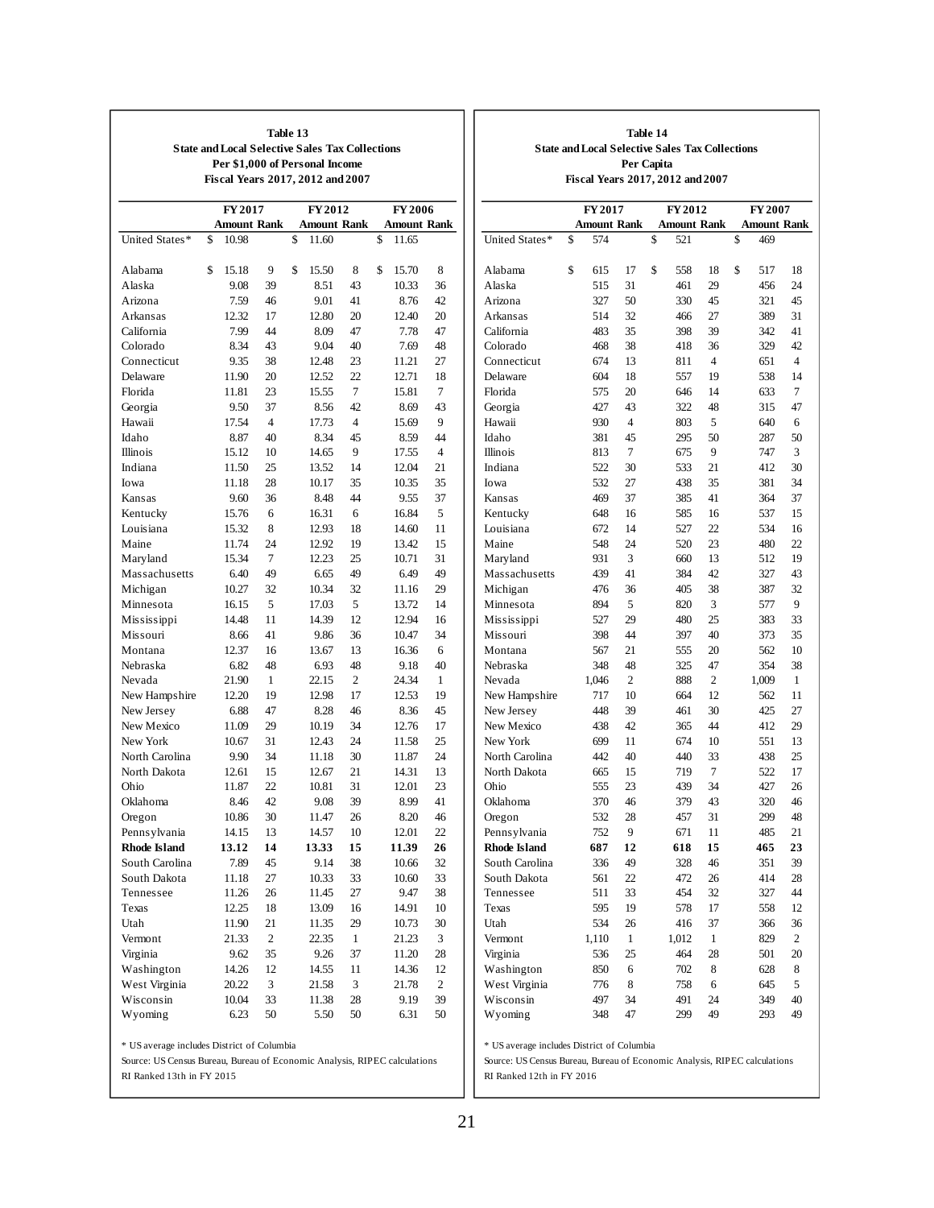**Table 13**
**State and Local Selective Sales Tax Collections**
**Per $1,000 of Personal Income**
**Fiscal Years 2017, 2012 and 2007**

| | FY2017 | | FY2012 | | FY2006 | |
|---|---|---|---|---|---|---|
| | Amount | Rank | Amount | Rank | Amount | Rank |
| United States* | $ 10.98 | | $ 11.60 | | $ 11.65 | |
| Alabama | $ 15.18 | 9 | $ 15.50 | 8 | $ 15.70 | 8 |
| Alaska | 9.08 | 39 | 8.51 | 43 | 10.33 | 36 |
| Arizona | 7.59 | 46 | 9.01 | 41 | 8.76 | 42 |
| Arkansas | 12.32 | 17 | 12.80 | 20 | 12.40 | 20 |
| California | 7.99 | 44 | 8.09 | 47 | 7.78 | 47 |
| Colorado | 8.34 | 43 | 9.04 | 40 | 7.69 | 48 |
| Connecticut | 9.35 | 38 | 12.48 | 23 | 11.21 | 27 |
| Delaware | 11.90 | 20 | 12.52 | 22 | 12.71 | 18 |
| Florida | 11.81 | 23 | 15.55 | 7 | 15.81 | 7 |
| Georgia | 9.50 | 37 | 8.56 | 42 | 8.69 | 43 |
| Hawaii | 17.54 | 4 | 17.73 | 4 | 15.69 | 9 |
| Idaho | 8.87 | 40 | 8.34 | 45 | 8.59 | 44 |
| Illinois | 15.12 | 10 | 14.65 | 9 | 17.55 | 4 |
| Indiana | 11.50 | 25 | 13.52 | 14 | 12.04 | 21 |
| Iowa | 11.18 | 28 | 10.17 | 35 | 10.35 | 35 |
| Kansas | 9.60 | 36 | 8.48 | 44 | 9.55 | 37 |
| Kentucky | 15.76 | 6 | 16.31 | 6 | 16.84 | 5 |
| Louisiana | 15.32 | 8 | 12.93 | 18 | 14.60 | 11 |
| Maine | 11.74 | 24 | 12.92 | 19 | 13.42 | 15 |
| Maryland | 15.34 | 7 | 12.23 | 25 | 10.71 | 31 |
| Massachusetts | 6.40 | 49 | 6.65 | 49 | 6.49 | 49 |
| Michigan | 10.27 | 32 | 10.34 | 32 | 11.16 | 29 |
| Minnesota | 16.15 | 5 | 17.03 | 5 | 13.72 | 14 |
| Mississippi | 14.48 | 11 | 14.39 | 12 | 12.94 | 16 |
| Missouri | 8.66 | 41 | 9.86 | 36 | 10.47 | 34 |
| Montana | 12.37 | 16 | 13.67 | 13 | 16.36 | 6 |
| Nebraska | 6.82 | 48 | 6.93 | 48 | 9.18 | 40 |
| Nevada | 21.90 | 1 | 22.15 | 2 | 24.34 | 1 |
| New Hampshire | 12.20 | 19 | 12.98 | 17 | 12.53 | 19 |
| New Jersey | 6.88 | 47 | 8.28 | 46 | 8.36 | 45 |
| New Mexico | 11.09 | 29 | 10.19 | 34 | 12.76 | 17 |
| New York | 10.67 | 31 | 12.43 | 24 | 11.58 | 25 |
| North Carolina | 9.90 | 34 | 11.18 | 30 | 11.87 | 24 |
| North Dakota | 12.61 | 15 | 12.67 | 21 | 14.31 | 13 |
| Ohio | 11.87 | 22 | 10.81 | 31 | 12.01 | 23 |
| Oklahoma | 8.46 | 42 | 9.08 | 39 | 8.99 | 41 |
| Oregon | 10.86 | 30 | 11.47 | 26 | 8.20 | 46 |
| Pennsylvania | 14.15 | 13 | 14.57 | 10 | 12.01 | 22 |
| **Rhode Island** | **13.12** | **14** | **13.33** | **15** | **11.39** | **26** |
| South Carolina | 7.89 | 45 | 9.14 | 38 | 10.66 | 32 |
| South Dakota | 11.18 | 27 | 10.33 | 33 | 10.60 | 33 |
| Tennessee | 11.26 | 26 | 11.45 | 27 | 9.47 | 38 |
| Texas | 12.25 | 18 | 13.09 | 16 | 14.91 | 10 |
| Utah | 11.90 | 21 | 11.35 | 29 | 10.73 | 30 |
| Vermont | 21.33 | 2 | 22.35 | 1 | 21.23 | 3 |
| Virginia | 9.62 | 35 | 9.26 | 37 | 11.20 | 28 |
| Washington | 14.26 | 12 | 14.55 | 11 | 14.36 | 12 |
| West Virginia | 20.22 | 3 | 21.58 | 3 | 21.78 | 2 |
| Wisconsin | 10.04 | 33 | 11.38 | 28 | 9.19 | 39 |
| Wyoming | 6.23 | 50 | 5.50 | 50 | 6.31 | 50 |

\* US average includes District of Columbia

Source: US Census Bureau, Bureau of Economic Analysis, RIPEC calculations

RI Ranked 13th in FY 2015

**Table 14**
**State and Local Selective Sales Tax Collections**
**Per Capita**
**Fiscal Years 2017, 2012 and 2007**

| | FY2017 | | FY2012 | | FY2007 | |
|---|---|---|---|---|---|---|
| | Amount | Rank | Amount | Rank | Amount | Rank |
| United States* | $ 574 | | $ 521 | | $ 469 | |
| Alabama | $ 615 | 17 | $ 558 | 18 | $ 517 | 18 |
| Alaska | 515 | 31 | 461 | 29 | 456 | 24 |
| Arizona | 327 | 50 | 330 | 45 | 321 | 45 |
| Arkansas | 514 | 32 | 466 | 27 | 389 | 31 |
| California | 483 | 35 | 398 | 39 | 342 | 41 |
| Colorado | 468 | 38 | 418 | 36 | 329 | 42 |
| Connecticut | 674 | 13 | 811 | 4 | 651 | 4 |
| Delaware | 604 | 18 | 557 | 19 | 538 | 14 |
| Florida | 575 | 20 | 646 | 14 | 633 | 7 |
| Georgia | 427 | 43 | 322 | 48 | 315 | 47 |
| Hawaii | 930 | 4 | 803 | 5 | 640 | 6 |
| Idaho | 381 | 45 | 295 | 50 | 287 | 50 |
| Illinois | 813 | 7 | 675 | 9 | 747 | 3 |
| Indiana | 522 | 30 | 533 | 21 | 412 | 30 |
| Iowa | 532 | 27 | 438 | 35 | 381 | 34 |
| Kansas | 469 | 37 | 385 | 41 | 364 | 37 |
| Kentucky | 648 | 16 | 585 | 16 | 537 | 15 |
| Louisiana | 672 | 14 | 527 | 22 | 534 | 16 |
| Maine | 548 | 24 | 520 | 23 | 480 | 22 |
| Maryland | 931 | 3 | 660 | 13 | 512 | 19 |
| Massachusetts | 439 | 41 | 384 | 42 | 327 | 43 |
| Michigan | 476 | 36 | 405 | 38 | 387 | 32 |
| Minnesota | 894 | 5 | 820 | 3 | 577 | 9 |
| Mississippi | 527 | 29 | 480 | 25 | 383 | 33 |
| Missouri | 398 | 44 | 397 | 40 | 373 | 35 |
| Montana | 567 | 21 | 555 | 20 | 562 | 10 |
| Nebraska | 348 | 48 | 325 | 47 | 354 | 38 |
| Nevada | 1,046 | 2 | 888 | 2 | 1,009 | 1 |
| New Hampshire | 717 | 10 | 664 | 12 | 562 | 11 |
| New Jersey | 448 | 39 | 461 | 30 | 425 | 27 |
| New Mexico | 438 | 42 | 365 | 44 | 412 | 29 |
| New York | 699 | 11 | 674 | 10 | 551 | 13 |
| North Carolina | 442 | 40 | 440 | 33 | 438 | 25 |
| North Dakota | 665 | 15 | 719 | 7 | 522 | 17 |
| Ohio | 555 | 23 | 439 | 34 | 427 | 26 |
| Oklahoma | 370 | 46 | 379 | 43 | 320 | 46 |
| Oregon | 532 | 28 | 457 | 31 | 299 | 48 |
| Pennsylvania | 752 | 9 | 671 | 11 | 485 | 21 |
| **Rhode Island** | **687** | **12** | **618** | **15** | **465** | **23** |
| South Carolina | 336 | 49 | 328 | 46 | 351 | 39 |
| South Dakota | 561 | 22 | 472 | 26 | 414 | 28 |
| Tennessee | 511 | 33 | 454 | 32 | 327 | 44 |
| Texas | 595 | 19 | 578 | 17 | 558 | 12 |
| Utah | 534 | 26 | 416 | 37 | 366 | 36 |
| Vermont | 1,110 | 1 | 1,012 | 1 | 829 | 2 |
| Virginia | 536 | 25 | 464 | 28 | 501 | 20 |
| Washington | 850 | 6 | 702 | 8 | 628 | 8 |
| West Virginia | 776 | 8 | 758 | 6 | 645 | 5 |
| Wisconsin | 497 | 34 | 491 | 24 | 349 | 40 |
| Wyoming | 348 | 47 | 299 | 49 | 293 | 49 |

\* US average includes District of Columbia

Source: US Census Bureau, Bureau of Economic Analysis, RIPEC calculations

RI Ranked 12th in FY 2016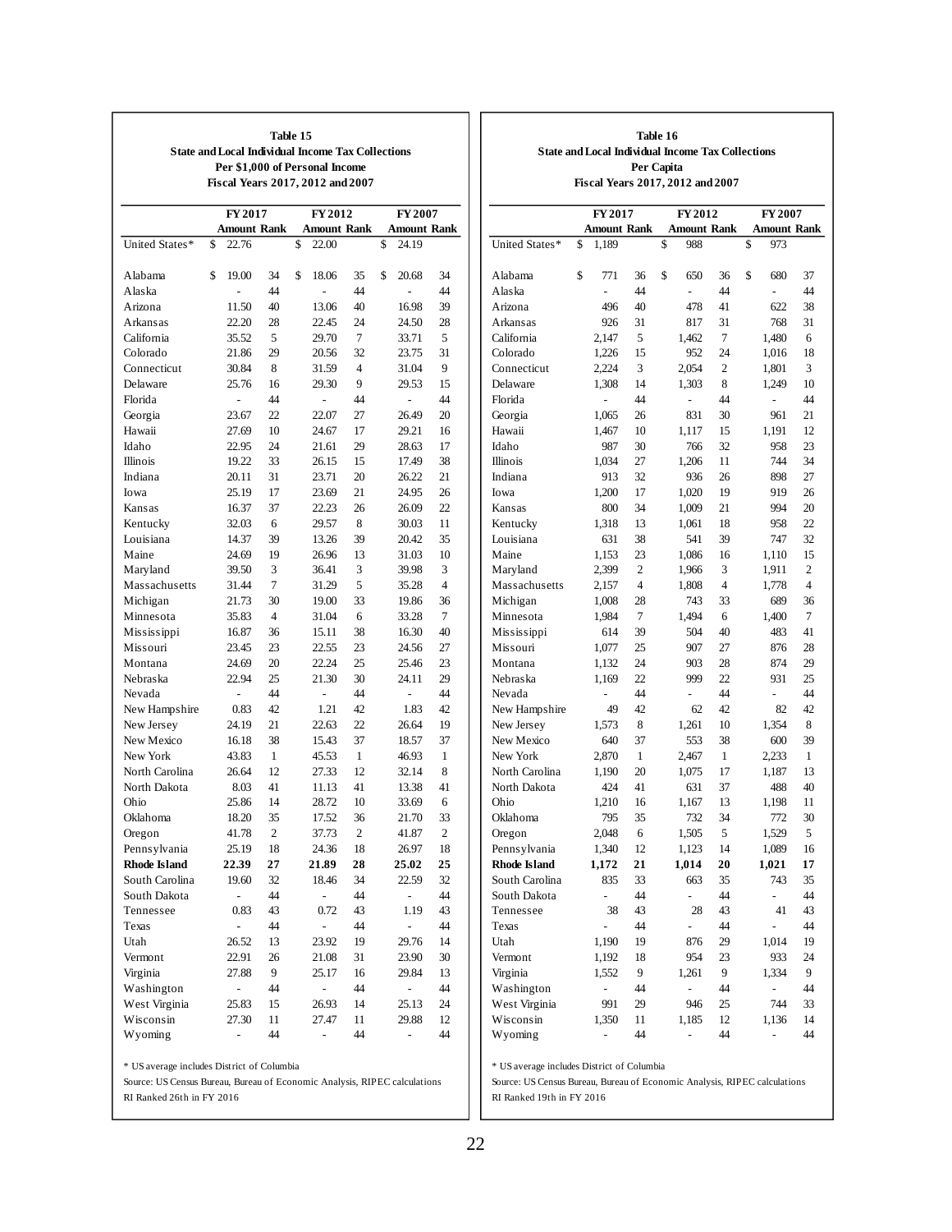## Table 15

**State and Local Individual Income Tax Collections**
**Per $1,000 of Personal Income**
**Fiscal Years 2017, 2012 and 2007**

| | FY 2017 | | FY 2012 | | FY 2007 | |
|---|---|---|---|---|---|---|
| | Amount | Rank | Amount | Rank | Amount | Rank |
| United States* | $ 22.76 | | $ 22.00 | | $ 24.19 | |
| Alabama | $ 19.00 | 34 | $ 18.06 | 35 | $ 20.68 | 34 |
| Alaska | - | 44 | - | 44 | - | 44 |
| Arizona | 11.50 | 40 | 13.06 | 40 | 16.98 | 39 |
| Arkansas | 22.20 | 28 | 22.45 | 24 | 24.50 | 28 |
| California | 35.52 | 5 | 29.70 | 7 | 33.71 | 5 |
| Colorado | 21.86 | 29 | 20.56 | 32 | 23.75 | 31 |
| Connecticut | 30.84 | 8 | 31.59 | 4 | 31.04 | 9 |
| Delaware | 25.76 | 16 | 29.30 | 9 | 29.53 | 15 |
| Florida | - | 44 | - | 44 | - | 44 |
| Georgia | 23.67 | 22 | 22.07 | 27 | 26.49 | 20 |
| Hawaii | 27.69 | 10 | 24.67 | 17 | 29.21 | 16 |
| Idaho | 22.95 | 24 | 21.61 | 29 | 28.63 | 17 |
| Illinois | 19.22 | 33 | 26.15 | 15 | 17.49 | 38 |
| Indiana | 20.11 | 31 | 23.71 | 20 | 26.22 | 21 |
| Iowa | 25.19 | 17 | 23.69 | 21 | 24.95 | 26 |
| Kansas | 16.37 | 37 | 22.23 | 26 | 26.09 | 22 |
| Kentucky | 32.03 | 6 | 29.57 | 8 | 30.03 | 11 |
| Louisiana | 14.37 | 39 | 13.26 | 39 | 20.42 | 35 |
| Maine | 24.69 | 19 | 26.96 | 13 | 31.03 | 10 |
| Maryland | 39.50 | 3 | 36.41 | 3 | 39.98 | 3 |
| Massachusetts | 31.44 | 7 | 31.29 | 5 | 35.28 | 4 |
| Michigan | 21.73 | 30 | 19.00 | 33 | 19.86 | 36 |
| Minnesota | 35.83 | 4 | 31.04 | 6 | 33.28 | 7 |
| Mississippi | 16.87 | 36 | 15.11 | 38 | 16.30 | 40 |
| Missouri | 23.45 | 23 | 22.55 | 23 | 24.56 | 27 |
| Montana | 24.69 | 20 | 22.24 | 25 | 25.46 | 23 |
| Nebraska | 22.94 | 25 | 21.30 | 30 | 24.11 | 29 |
| Nevada | - | 44 | - | 44 | - | 44 |
| New Hampshire | 0.83 | 42 | 1.21 | 42 | 1.83 | 42 |
| New Jersey | 24.19 | 21 | 22.63 | 22 | 26.64 | 19 |
| New Mexico | 16.18 | 38 | 15.43 | 37 | 18.57 | 37 |
| New York | 43.83 | 1 | 45.53 | 1 | 46.93 | 1 |
| North Carolina | 26.64 | 12 | 27.33 | 12 | 32.14 | 8 |
| North Dakota | 8.03 | 41 | 11.13 | 41 | 13.38 | 41 |
| Ohio | 25.86 | 14 | 28.72 | 10 | 33.69 | 6 |
| Oklahoma | 18.20 | 35 | 17.52 | 36 | 21.70 | 33 |
| Oregon | 41.78 | 2 | 37.73 | 2 | 41.87 | 2 |
| Pennsylvania | 25.19 | 18 | 24.36 | 18 | 26.97 | 18 |
| **Rhode Island** | **22.39** | **27** | **21.89** | **28** | **25.02** | **25** |
| South Carolina | 19.60 | 32 | 18.46 | 34 | 22.59 | 32 |
| South Dakota | - | 44 | - | 44 | - | 44 |
| Tennessee | 0.83 | 43 | 0.72 | 43 | 1.19 | 43 |
| Texas | - | 44 | - | 44 | - | 44 |
| Utah | 26.52 | 13 | 23.92 | 19 | 29.76 | 14 |
| Vermont | 22.91 | 26 | 21.08 | 31 | 23.90 | 30 |
| Virginia | 27.88 | 9 | 25.17 | 16 | 29.84 | 13 |
| Washington | - | 44 | - | 44 | - | 44 |
| West Virginia | 25.83 | 15 | 26.93 | 14 | 25.13 | 24 |
| Wisconsin | 27.30 | 11 | 27.47 | 11 | 29.88 | 12 |
| Wyoming | - | 44 | - | 44 | - | 44 |

\* US average includes District of Columbia

Source: US Census Bureau, Bureau of Economic Analysis, RIPEC calculations

RI Ranked 26th in FY 2016

## Table 16

**State and Local Individual Income Tax Collections**
**Per Capita**
**Fiscal Years 2017, 2012 and 2007**

| | FY 2017 | | FY 2012 | | FY 2007 | |
|---|---|---|---|---|---|---|
| | Amount | Rank | Amount | Rank | Amount | Rank |
| United States* | $ 1,189 | | $ 988 | | $ 973 | |
| Alabama | $ 771 | 36 | $ 650 | 36 | $ 680 | 37 |
| Alaska | - | 44 | - | 44 | - | 44 |
| Arizona | 496 | 40 | 478 | 41 | 622 | 38 |
| Arkansas | 926 | 31 | 817 | 31 | 768 | 31 |
| California | 2,147 | 5 | 1,462 | 7 | 1,480 | 6 |
| Colorado | 1,226 | 15 | 952 | 24 | 1,016 | 18 |
| Connecticut | 2,224 | 3 | 2,054 | 2 | 1,801 | 3 |
| Delaware | 1,308 | 14 | 1,303 | 8 | 1,249 | 10 |
| Florida | - | 44 | - | 44 | - | 44 |
| Georgia | 1,065 | 26 | 831 | 30 | 961 | 21 |
| Hawaii | 1,467 | 10 | 1,117 | 15 | 1,191 | 12 |
| Idaho | 987 | 30 | 766 | 32 | 958 | 23 |
| Illinois | 1,034 | 27 | 1,206 | 11 | 744 | 34 |
| Indiana | 913 | 32 | 936 | 26 | 898 | 27 |
| Iowa | 1,200 | 17 | 1,020 | 19 | 919 | 26 |
| Kansas | 800 | 34 | 1,009 | 21 | 994 | 20 |
| Kentucky | 1,318 | 13 | 1,061 | 18 | 958 | 22 |
| Louisiana | 631 | 38 | 541 | 39 | 747 | 32 |
| Maine | 1,153 | 23 | 1,086 | 16 | 1,110 | 15 |
| Maryland | 2,399 | 2 | 1,966 | 3 | 1,911 | 2 |
| Massachusetts | 2,157 | 4 | 1,808 | 4 | 1,778 | 4 |
| Michigan | 1,008 | 28 | 743 | 33 | 689 | 36 |
| Minnesota | 1,984 | 7 | 1,494 | 6 | 1,400 | 7 |
| Mississippi | 614 | 39 | 504 | 40 | 483 | 41 |
| Missouri | 1,077 | 25 | 907 | 27 | 876 | 28 |
| Montana | 1,132 | 24 | 903 | 28 | 874 | 29 |
| Nebraska | 1,169 | 22 | 999 | 22 | 931 | 25 |
| Nevada | - | 44 | - | 44 | - | 44 |
| New Hampshire | 49 | 42 | 62 | 42 | 82 | 42 |
| New Jersey | 1,573 | 8 | 1,261 | 10 | 1,354 | 8 |
| New Mexico | 640 | 37 | 553 | 38 | 600 | 39 |
| New York | 2,870 | 1 | 2,467 | 1 | 2,233 | 1 |
| North Carolina | 1,190 | 20 | 1,075 | 17 | 1,187 | 13 |
| North Dakota | 424 | 41 | 631 | 37 | 488 | 40 |
| Ohio | 1,210 | 16 | 1,167 | 13 | 1,198 | 11 |
| Oklahoma | 795 | 35 | 732 | 34 | 772 | 30 |
| Oregon | 2,048 | 6 | 1,505 | 5 | 1,529 | 5 |
| Pennsylvania | 1,340 | 12 | 1,123 | 14 | 1,089 | 16 |
| **Rhode Island** | **1,172** | **21** | **1,014** | **20** | **1,021** | **17** |
| South Carolina | 835 | 33 | 663 | 35 | 743 | 35 |
| South Dakota | - | 44 | - | 44 | - | 44 |
| Tennessee | 38 | 43 | 28 | 43 | 41 | 43 |
| Texas | - | 44 | - | 44 | - | 44 |
| Utah | 1,190 | 19 | 876 | 29 | 1,014 | 19 |
| Vermont | 1,192 | 18 | 954 | 23 | 933 | 24 |
| Virginia | 1,552 | 9 | 1,261 | 9 | 1,334 | 9 |
| Washington | - | 44 | - | 44 | - | 44 |
| West Virginia | 991 | 29 | 946 | 25 | 744 | 33 |
| Wisconsin | 1,350 | 11 | 1,185 | 12 | 1,136 | 14 |
| Wyoming | - | 44 | - | 44 | - | 44 |

\* US average includes District of Columbia

Source: US Census Bureau, Bureau of Economic Analysis, RIPEC calculations

RI Ranked 19th in FY 2016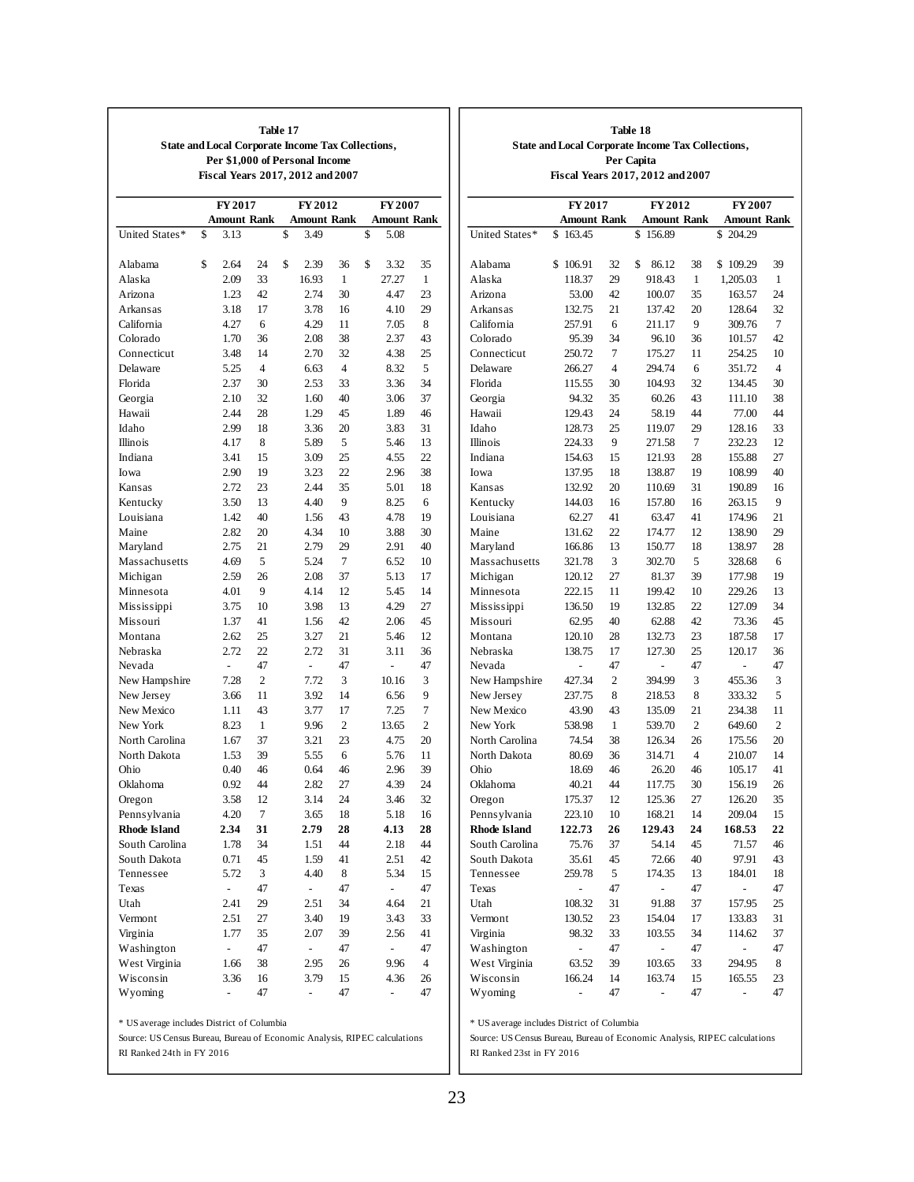### Table 17
**State and Local Corporate Income Tax Collections, Per $1,000 of Personal Income**
**Fiscal Years 2017, 2012 and 2007**

| | FY 2017 | | FY 2012 | | FY 2007 | |
|---|---|---|---|---|---|---|
| | Amount | Rank | Amount | Rank | Amount | Rank |
| United States* | $ 3.13 | | $ 3.49 | | $ 5.08 | |
| Alabama | $ 2.64 | 24 | $ 2.39 | 36 | $ 3.32 | 35 |
| Alaska | 2.09 | 33 | 16.93 | 1 | 27.27 | 1 |
| Arizona | 1.23 | 42 | 2.74 | 30 | 4.47 | 23 |
| Arkansas | 3.18 | 17 | 3.78 | 16 | 4.10 | 29 |
| California | 4.27 | 6 | 4.29 | 11 | 7.05 | 8 |
| Colorado | 1.70 | 36 | 2.08 | 38 | 2.37 | 43 |
| Connecticut | 3.48 | 14 | 2.70 | 32 | 4.38 | 25 |
| Delaware | 5.25 | 4 | 6.63 | 4 | 8.32 | 5 |
| Florida | 2.37 | 30 | 2.53 | 33 | 3.36 | 34 |
| Georgia | 2.10 | 32 | 1.60 | 40 | 3.06 | 37 |
| Hawaii | 2.44 | 28 | 1.29 | 45 | 1.89 | 46 |
| Idaho | 2.99 | 18 | 3.36 | 20 | 3.83 | 31 |
| Illinois | 4.17 | 8 | 5.89 | 5 | 5.46 | 13 |
| Indiana | 3.41 | 15 | 3.09 | 25 | 4.55 | 22 |
| Iowa | 2.90 | 19 | 3.23 | 22 | 2.96 | 38 |
| Kansas | 2.72 | 23 | 2.44 | 35 | 5.01 | 18 |
| Kentucky | 3.50 | 13 | 4.40 | 9 | 8.25 | 6 |
| Louisiana | 1.42 | 40 | 1.56 | 43 | 4.78 | 19 |
| Maine | 2.82 | 20 | 4.34 | 10 | 3.88 | 30 |
| Maryland | 2.75 | 21 | 2.79 | 29 | 2.91 | 40 |
| Massachusetts | 4.69 | 5 | 5.24 | 7 | 6.52 | 10 |
| Michigan | 2.59 | 26 | 2.08 | 37 | 5.13 | 17 |
| Minnesota | 4.01 | 9 | 4.14 | 12 | 5.45 | 14 |
| Mississippi | 3.75 | 10 | 3.98 | 13 | 4.29 | 27 |
| Missouri | 1.37 | 41 | 1.56 | 42 | 2.06 | 45 |
| Montana | 2.62 | 25 | 3.27 | 21 | 5.46 | 12 |
| Nebraska | 2.72 | 22 | 2.72 | 31 | 3.11 | 36 |
| Nevada | - | 47 | - | 47 | - | 47 |
| New Hampshire | 7.28 | 2 | 7.72 | 3 | 10.16 | 3 |
| New Jersey | 3.66 | 11 | 3.92 | 14 | 6.56 | 9 |
| New Mexico | 1.11 | 43 | 3.77 | 17 | 7.25 | 7 |
| New York | 8.23 | 1 | 9.96 | 2 | 13.65 | 2 |
| North Carolina | 1.67 | 37 | 3.21 | 23 | 4.75 | 20 |
| North Dakota | 1.53 | 39 | 5.55 | 6 | 5.76 | 11 |
| Ohio | 0.40 | 46 | 0.64 | 46 | 2.96 | 39 |
| Oklahoma | 0.92 | 44 | 2.82 | 27 | 4.39 | 24 |
| Oregon | 3.58 | 12 | 3.14 | 24 | 3.46 | 32 |
| Pennsylvania | 4.20 | 7 | 3.65 | 18 | 5.18 | 16 |
| **Rhode Island** | **2.34** | **31** | **2.79** | **28** | **4.13** | **28** |
| South Carolina | 1.78 | 34 | 1.51 | 44 | 2.18 | 44 |
| South Dakota | 0.71 | 45 | 1.59 | 41 | 2.51 | 42 |
| Tennessee | 5.72 | 3 | 4.40 | 8 | 5.34 | 15 |
| Texas | - | 47 | - | 47 | - | 47 |
| Utah | 2.41 | 29 | 2.51 | 34 | 4.64 | 21 |
| Vermont | 2.51 | 27 | 3.40 | 19 | 3.43 | 33 |
| Virginia | 1.77 | 35 | 2.07 | 39 | 2.56 | 41 |
| Washington | - | 47 | - | 47 | - | 47 |
| West Virginia | 1.66 | 38 | 2.95 | 26 | 9.96 | 4 |
| Wisconsin | 3.36 | 16 | 3.79 | 15 | 4.36 | 26 |
| Wyoming | - | 47 | - | 47 | - | 47 |

\* US average includes District of Columbia

Source: US Census Bureau, Bureau of Economic Analysis, RIPEC calculations

RI Ranked 24th in FY 2016

### Table 18
**State and Local Corporate Income Tax Collections, Per Capita**
**Fiscal Years 2017, 2012 and 2007**

| | FY 2017 | | FY 2012 | | FY 2007 | |
|---|---|---|---|---|---|---|
| | Amount | Rank | Amount | Rank | Amount | Rank |
| United States* | $ 163.45 | | $ 156.89 | | $ 204.29 | |
| Alabama | $ 106.91 | 32 | $ 86.12 | 38 | $ 109.29 | 39 |
| Alaska | 118.37 | 29 | 918.43 | 1 | 1,205.03 | 1 |
| Arizona | 53.00 | 42 | 100.07 | 35 | 163.57 | 24 |
| Arkansas | 132.75 | 21 | 137.42 | 20 | 128.64 | 32 |
| California | 257.91 | 6 | 211.17 | 9 | 309.76 | 7 |
| Colorado | 95.39 | 34 | 96.10 | 36 | 101.57 | 42 |
| Connecticut | 250.72 | 7 | 175.27 | 11 | 254.25 | 10 |
| Delaware | 266.27 | 4 | 294.74 | 6 | 351.72 | 4 |
| Florida | 115.55 | 30 | 104.93 | 32 | 134.45 | 30 |
| Georgia | 94.32 | 35 | 60.26 | 43 | 111.10 | 38 |
| Hawaii | 129.43 | 24 | 58.19 | 44 | 77.00 | 44 |
| Idaho | 128.73 | 25 | 119.07 | 29 | 128.16 | 33 |
| Illinois | 224.33 | 9 | 271.58 | 7 | 232.23 | 12 |
| Indiana | 154.63 | 15 | 121.93 | 28 | 155.88 | 27 |
| Iowa | 137.95 | 18 | 138.87 | 19 | 108.99 | 40 |
| Kansas | 132.92 | 20 | 110.69 | 31 | 190.89 | 16 |
| Kentucky | 144.03 | 16 | 157.80 | 16 | 263.15 | 9 |
| Louisiana | 62.27 | 41 | 63.47 | 41 | 174.96 | 21 |
| Maine | 131.62 | 22 | 174.77 | 12 | 138.90 | 29 |
| Maryland | 166.86 | 13 | 150.77 | 18 | 138.97 | 28 |
| Massachusetts | 321.78 | 3 | 302.70 | 5 | 328.68 | 6 |
| Michigan | 120.12 | 27 | 81.37 | 39 | 177.98 | 19 |
| Minnesota | 222.15 | 11 | 199.42 | 10 | 229.26 | 13 |
| Mississippi | 136.50 | 19 | 132.85 | 22 | 127.09 | 34 |
| Missouri | 62.95 | 40 | 62.88 | 42 | 73.36 | 45 |
| Montana | 120.10 | 28 | 132.73 | 23 | 187.58 | 17 |
| Nebraska | 138.75 | 17 | 127.30 | 25 | 120.17 | 36 |
| Nevada | - | 47 | - | 47 | - | 47 |
| New Hampshire | 427.34 | 2 | 394.99 | 3 | 455.36 | 3 |
| New Jersey | 237.75 | 8 | 218.53 | 8 | 333.32 | 5 |
| New Mexico | 43.90 | 43 | 135.09 | 21 | 234.38 | 11 |
| New York | 538.98 | 1 | 539.70 | 2 | 649.60 | 2 |
| North Carolina | 74.54 | 38 | 126.34 | 26 | 175.56 | 20 |
| North Dakota | 80.69 | 36 | 314.71 | 4 | 210.07 | 14 |
| Ohio | 18.69 | 46 | 26.20 | 46 | 105.17 | 41 |
| Oklahoma | 40.21 | 44 | 117.75 | 30 | 156.19 | 26 |
| Oregon | 175.37 | 12 | 125.36 | 27 | 126.20 | 35 |
| Pennsylvania | 223.10 | 10 | 168.21 | 14 | 209.04 | 15 |
| **Rhode Island** | **122.73** | **26** | **129.43** | **24** | **168.53** | **22** |
| South Carolina | 75.76 | 37 | 54.14 | 45 | 71.57 | 46 |
| South Dakota | 35.61 | 45 | 72.66 | 40 | 97.91 | 43 |
| Tennessee | 259.78 | 5 | 174.35 | 13 | 184.01 | 18 |
| Texas | - | 47 | - | 47 | - | 47 |
| Utah | 108.32 | 31 | 91.88 | 37 | 157.95 | 25 |
| Vermont | 130.52 | 23 | 154.04 | 17 | 133.83 | 31 |
| Virginia | 98.32 | 33 | 103.55 | 34 | 114.62 | 37 |
| Washington | - | 47 | - | 47 | - | 47 |
| West Virginia | 63.52 | 39 | 103.65 | 33 | 294.95 | 8 |
| Wisconsin | 166.24 | 14 | 163.74 | 15 | 165.55 | 23 |
| Wyoming | - | 47 | - | 47 | - | 47 |

\* US average includes District of Columbia

Source: US Census Bureau, Bureau of Economic Analysis, RIPEC calculations

RI Ranked 23st in FY 2016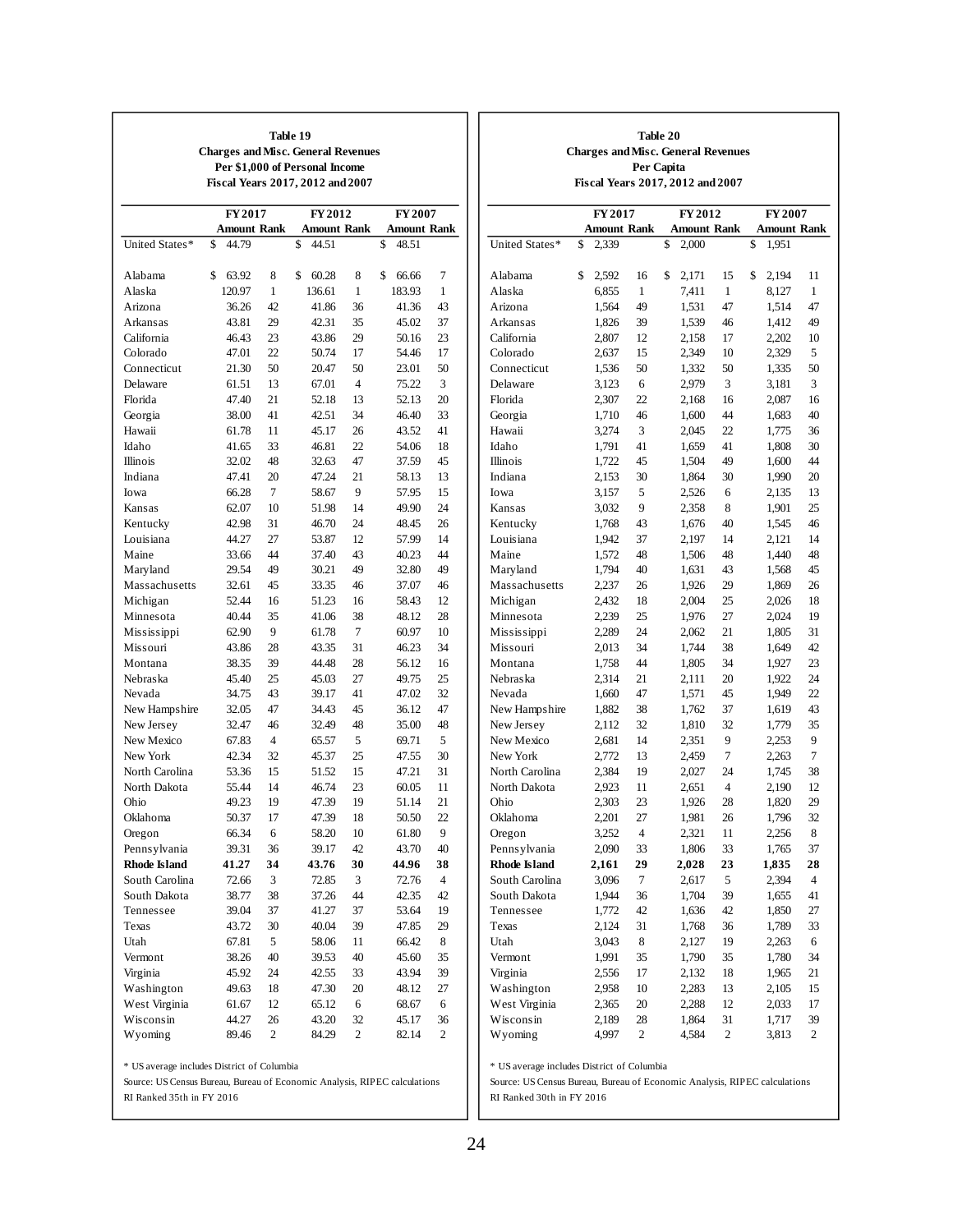### Table 19
**Charges and Misc. General Revenues**
**Per $1,000 of Personal Income**
**Fiscal Years 2017, 2012 and 2007**

| | FY2017 | | FY2012 | | FY2007 | |
|---|---|---|---|---|---|---|
| | Amount | Rank | Amount | Rank | Amount | Rank |
| United States* | $ 44.79 | | $ 44.51 | | $ 48.51 | |
| Alabama | $ 63.92 | 8 | $ 60.28 | 8 | $ 66.66 | 7 |
| Alaska | 120.97 | 1 | 136.61 | 1 | 183.93 | 1 |
| Arizona | 36.26 | 42 | 41.86 | 36 | 41.36 | 43 |
| Arkansas | 43.81 | 29 | 42.31 | 35 | 45.02 | 37 |
| California | 46.43 | 23 | 43.86 | 29 | 50.16 | 23 |
| Colorado | 47.01 | 22 | 50.74 | 17 | 54.46 | 17 |
| Connecticut | 21.30 | 50 | 20.47 | 50 | 23.01 | 50 |
| Delaware | 61.51 | 13 | 67.01 | 4 | 75.22 | 3 |
| Florida | 47.40 | 21 | 52.18 | 13 | 52.13 | 20 |
| Georgia | 38.00 | 41 | 42.51 | 34 | 46.40 | 33 |
| Hawaii | 61.78 | 11 | 45.17 | 26 | 43.52 | 41 |
| Idaho | 41.65 | 33 | 46.81 | 22 | 54.06 | 18 |
| Illinois | 32.02 | 48 | 32.63 | 47 | 37.59 | 45 |
| Indiana | 47.41 | 20 | 47.24 | 21 | 58.13 | 13 |
| Iowa | 66.28 | 7 | 58.67 | 9 | 57.95 | 15 |
| Kansas | 62.07 | 10 | 51.98 | 14 | 49.90 | 24 |
| Kentucky | 42.98 | 31 | 46.70 | 24 | 48.45 | 26 |
| Louisiana | 44.27 | 27 | 53.87 | 12 | 57.99 | 14 |
| Maine | 33.66 | 44 | 37.40 | 43 | 40.23 | 44 |
| Maryland | 29.54 | 49 | 30.21 | 49 | 32.80 | 49 |
| Massachusetts | 32.61 | 45 | 33.35 | 46 | 37.07 | 46 |
| Michigan | 52.44 | 16 | 51.23 | 16 | 58.43 | 12 |
| Minnesota | 40.44 | 35 | 41.06 | 38 | 48.12 | 28 |
| Mississippi | 62.90 | 9 | 61.78 | 7 | 60.97 | 10 |
| Missouri | 43.86 | 28 | 43.35 | 31 | 46.23 | 34 |
| Montana | 38.35 | 39 | 44.48 | 28 | 56.12 | 16 |
| Nebraska | 45.40 | 25 | 45.03 | 27 | 49.75 | 25 |
| Nevada | 34.75 | 43 | 39.17 | 41 | 47.02 | 32 |
| New Hampshire | 32.05 | 47 | 34.43 | 45 | 36.12 | 47 |
| New Jersey | 32.47 | 46 | 32.49 | 48 | 35.00 | 48 |
| New Mexico | 67.83 | 4 | 65.57 | 5 | 69.71 | 5 |
| New York | 42.34 | 32 | 45.37 | 25 | 47.55 | 30 |
| North Carolina | 53.36 | 15 | 51.52 | 15 | 47.21 | 31 |
| North Dakota | 55.44 | 14 | 46.74 | 23 | 60.05 | 11 |
| Ohio | 49.23 | 19 | 47.39 | 19 | 51.14 | 21 |
| Oklahoma | 50.37 | 17 | 47.39 | 18 | 50.50 | 22 |
| Oregon | 66.34 | 6 | 58.20 | 10 | 61.80 | 9 |
| Pennsylvania | 39.31 | 36 | 39.17 | 42 | 43.70 | 40 |
| **Rhode Island** | **41.27** | **34** | **43.76** | **30** | **44.96** | **38** |
| South Carolina | 72.66 | 3 | 72.85 | 3 | 72.76 | 4 |
| South Dakota | 38.77 | 38 | 37.26 | 44 | 42.35 | 42 |
| Tennessee | 39.04 | 37 | 41.27 | 37 | 53.64 | 19 |
| Texas | 43.72 | 30 | 40.04 | 39 | 47.85 | 29 |
| Utah | 67.81 | 5 | 58.06 | 11 | 66.42 | 8 |
| Vermont | 38.26 | 40 | 39.53 | 40 | 45.60 | 35 |
| Virginia | 45.92 | 24 | 42.55 | 33 | 43.94 | 39 |
| Washington | 49.63 | 18 | 47.30 | 20 | 48.12 | 27 |
| West Virginia | 61.67 | 12 | 65.12 | 6 | 68.67 | 6 |
| Wisconsin | 44.27 | 26 | 43.20 | 32 | 45.17 | 36 |
| Wyoming | 89.46 | 2 | 84.29 | 2 | 82.14 | 2 |

\* US average includes District of Columbia
Source: US Census Bureau, Bureau of Economic Analysis, RIPEC calculations
RI Ranked 35th in FY 2016

### Table 20
**Charges and Misc. General Revenues**
**Per Capita**
**Fiscal Years 2017, 2012 and 2007**

| | FY2017 | | FY2012 | | FY2007 | |
|---|---|---|---|---|---|---|
| | Amount | Rank | Amount | Rank | Amount | Rank |
| United States* | $ 2,339 | | $ 2,000 | | $ 1,951 | |
| Alabama | $ 2,592 | 16 | $ 2,171 | 15 | $ 2,194 | 11 |
| Alaska | 6,855 | 1 | 7,411 | 1 | 8,127 | 1 |
| Arizona | 1,564 | 49 | 1,531 | 47 | 1,514 | 47 |
| Arkansas | 1,826 | 39 | 1,539 | 46 | 1,412 | 49 |
| California | 2,807 | 12 | 2,158 | 17 | 2,202 | 10 |
| Colorado | 2,637 | 15 | 2,349 | 10 | 2,329 | 5 |
| Connecticut | 1,536 | 50 | 1,332 | 50 | 1,335 | 50 |
| Delaware | 3,123 | 6 | 2,979 | 3 | 3,181 | 3 |
| Florida | 2,307 | 22 | 2,168 | 16 | 2,087 | 16 |
| Georgia | 1,710 | 46 | 1,600 | 44 | 1,683 | 40 |
| Hawaii | 3,274 | 3 | 2,045 | 22 | 1,775 | 36 |
| Idaho | 1,791 | 41 | 1,659 | 41 | 1,808 | 30 |
| Illinois | 1,722 | 45 | 1,504 | 49 | 1,600 | 44 |
| Indiana | 2,153 | 30 | 1,864 | 30 | 1,990 | 20 |
| Iowa | 3,157 | 5 | 2,526 | 6 | 2,135 | 13 |
| Kansas | 3,032 | 9 | 2,358 | 8 | 1,901 | 25 |
| Kentucky | 1,768 | 43 | 1,676 | 40 | 1,545 | 46 |
| Louisiana | 1,942 | 37 | 2,197 | 14 | 2,121 | 14 |
| Maine | 1,572 | 48 | 1,506 | 48 | 1,440 | 48 |
| Maryland | 1,794 | 40 | 1,631 | 43 | 1,568 | 45 |
| Massachusetts | 2,237 | 26 | 1,926 | 29 | 1,869 | 26 |
| Michigan | 2,432 | 18 | 2,004 | 25 | 2,026 | 18 |
| Minnesota | 2,239 | 25 | 1,976 | 27 | 2,024 | 19 |
| Mississippi | 2,289 | 24 | 2,062 | 21 | 1,805 | 31 |
| Missouri | 2,013 | 34 | 1,744 | 38 | 1,649 | 42 |
| Montana | 1,758 | 44 | 1,805 | 34 | 1,927 | 23 |
| Nebraska | 2,314 | 21 | 2,111 | 20 | 1,922 | 24 |
| Nevada | 1,660 | 47 | 1,571 | 45 | 1,949 | 22 |
| New Hampshire | 1,882 | 38 | 1,762 | 37 | 1,619 | 43 |
| New Jersey | 2,112 | 32 | 1,810 | 32 | 1,779 | 35 |
| New Mexico | 2,681 | 14 | 2,351 | 9 | 2,253 | 9 |
| New York | 2,772 | 13 | 2,459 | 7 | 2,263 | 7 |
| North Carolina | 2,384 | 19 | 2,027 | 24 | 1,745 | 38 |
| North Dakota | 2,923 | 11 | 2,651 | 4 | 2,190 | 12 |
| Ohio | 2,303 | 23 | 1,926 | 28 | 1,820 | 29 |
| Oklahoma | 2,201 | 27 | 1,981 | 26 | 1,796 | 32 |
| Oregon | 3,252 | 4 | 2,321 | 11 | 2,256 | 8 |
| Pennsylvania | 2,090 | 33 | 1,806 | 33 | 1,765 | 37 |
| **Rhode Island** | **2,161** | **29** | **2,028** | **23** | **1,835** | **28** |
| South Carolina | 3,096 | 7 | 2,617 | 5 | 2,394 | 4 |
| South Dakota | 1,944 | 36 | 1,704 | 39 | 1,655 | 41 |
| Tennessee | 1,772 | 42 | 1,636 | 42 | 1,850 | 27 |
| Texas | 2,124 | 31 | 1,768 | 36 | 1,789 | 33 |
| Utah | 3,043 | 8 | 2,127 | 19 | 2,263 | 6 |
| Vermont | 1,991 | 35 | 1,790 | 35 | 1,780 | 34 |
| Virginia | 2,556 | 17 | 2,132 | 18 | 1,965 | 21 |
| Washington | 2,958 | 10 | 2,283 | 13 | 2,105 | 15 |
| West Virginia | 2,365 | 20 | 2,288 | 12 | 2,033 | 17 |
| Wisconsin | 2,189 | 28 | 1,864 | 31 | 1,717 | 39 |
| Wyoming | 4,997 | 2 | 4,584 | 2 | 3,813 | 2 |

\* US average includes District of Columbia
Source: US Census Bureau, Bureau of Economic Analysis, RIPEC calculations
RI Ranked 30th in FY 2016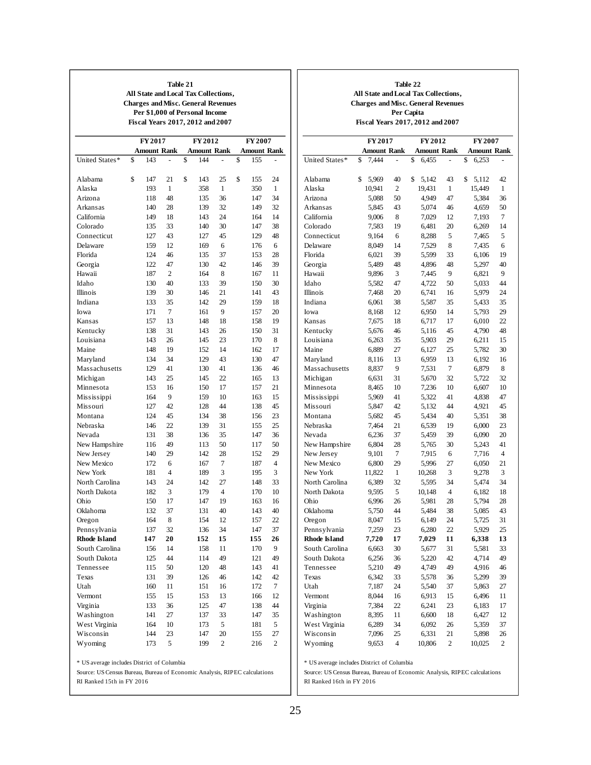**Table 21**
**All State and Local Tax Collections, Charges and Misc. General Revenues Per $1,000 of Personal Income**
**Fiscal Years 2017, 2012 and 2007**

| | FY 2017 | | FY 2012 | | FY 2007 | |
|---|---|---|---|---|---|---|
| | Amount | Rank | Amount | Rank | Amount | Rank |
| United States* | $ 143 | - | $ 144 | - | $ 155 | - |
| Alabama | $ 147 | 21 | $ 143 | 25 | $ 155 | 24 |
| Alaska | 193 | 1 | 358 | 1 | 350 | 1 |
| Arizona | 118 | 48 | 135 | 36 | 147 | 34 |
| Arkansas | 140 | 28 | 139 | 32 | 149 | 32 |
| California | 149 | 18 | 143 | 24 | 164 | 14 |
| Colorado | 135 | 33 | 140 | 30 | 147 | 38 |
| Connecticut | 127 | 43 | 127 | 45 | 129 | 48 |
| Delaware | 159 | 12 | 169 | 6 | 176 | 6 |
| Florida | 124 | 46 | 135 | 37 | 153 | 28 |
| Georgia | 122 | 47 | 130 | 42 | 146 | 39 |
| Hawaii | 187 | 2 | 164 | 8 | 167 | 11 |
| Idaho | 130 | 40 | 133 | 39 | 150 | 30 |
| Illinois | 139 | 30 | 146 | 21 | 141 | 43 |
| Indiana | 133 | 35 | 142 | 29 | 159 | 18 |
| Iowa | 171 | 7 | 161 | 9 | 157 | 20 |
| Kansas | 157 | 13 | 148 | 18 | 158 | 19 |
| Kentucky | 138 | 31 | 143 | 26 | 150 | 31 |
| Louisiana | 143 | 26 | 145 | 23 | 170 | 8 |
| Maine | 148 | 19 | 152 | 14 | 162 | 17 |
| Maryland | 134 | 34 | 129 | 43 | 130 | 47 |
| Massachusetts | 129 | 41 | 130 | 41 | 136 | 46 |
| Michigan | 143 | 25 | 145 | 22 | 165 | 13 |
| Minnesota | 153 | 16 | 150 | 17 | 157 | 21 |
| Mississippi | 164 | 9 | 159 | 10 | 163 | 15 |
| Missouri | 127 | 42 | 128 | 44 | 138 | 45 |
| Montana | 124 | 45 | 134 | 38 | 156 | 23 |
| Nebraska | 146 | 22 | 139 | 31 | 155 | 25 |
| Nevada | 131 | 38 | 136 | 35 | 147 | 36 |
| New Hampshire | 116 | 49 | 113 | 50 | 117 | 50 |
| New Jersey | 140 | 29 | 142 | 28 | 152 | 29 |
| New Mexico | 172 | 6 | 167 | 7 | 187 | 4 |
| New York | 181 | 4 | 189 | 3 | 195 | 3 |
| North Carolina | 143 | 24 | 142 | 27 | 148 | 33 |
| North Dakota | 182 | 3 | 179 | 4 | 170 | 10 |
| Ohio | 150 | 17 | 147 | 19 | 163 | 16 |
| Oklahoma | 132 | 37 | 131 | 40 | 143 | 40 |
| Oregon | 164 | 8 | 154 | 12 | 157 | 22 |
| Pennsylvania | 137 | 32 | 136 | 34 | 147 | 37 |
| **Rhode Island** | **147** | **20** | **152** | **15** | **155** | **26** |
| South Carolina | 156 | 14 | 158 | 11 | 170 | 9 |
| South Dakota | 125 | 44 | 114 | 49 | 121 | 49 |
| Tennessee | 115 | 50 | 120 | 48 | 143 | 41 |
| Texas | 131 | 39 | 126 | 46 | 142 | 42 |
| Utah | 160 | 11 | 151 | 16 | 172 | 7 |
| Vermont | 155 | 15 | 153 | 13 | 166 | 12 |
| Virginia | 133 | 36 | 125 | 47 | 138 | 44 |
| Washington | 141 | 27 | 137 | 33 | 147 | 35 |
| West Virginia | 164 | 10 | 173 | 5 | 181 | 5 |
| Wisconsin | 144 | 23 | 147 | 20 | 155 | 27 |
| Wyoming | 173 | 5 | 199 | 2 | 216 | 2 |

* US average includes District of Columbia

Source: US Census Bureau, Bureau of Economic Analysis, RIPEC calculations

RI Ranked 15th in FY 2016

**Table 22**
**All State and Local Tax Collections, Charges and Misc. General Revenues Per Capita**
**Fiscal Years 2017, 2012 and 2007**

| | FY 2017 | | FY 2012 | | FY 2007 | |
|---|---|---|---|---|---|---|
| | Amount | Rank | Amount | Rank | Amount | Rank |
| United States* | $ 7,444 | - | $ 6,455 | - | $ 6,253 | - |
| Alabama | $ 5,969 | 40 | $ 5,142 | 43 | $ 5,112 | 42 |
| Alaska | 10,941 | 2 | 19,431 | 1 | 15,449 | 1 |
| Arizona | 5,088 | 50 | 4,949 | 47 | 5,384 | 36 |
| Arkansas | 5,845 | 43 | 5,074 | 46 | 4,659 | 50 |
| California | 9,006 | 8 | 7,029 | 12 | 7,193 | 7 |
| Colorado | 7,583 | 19 | 6,481 | 20 | 6,269 | 14 |
| Connecticut | 9,164 | 6 | 8,288 | 5 | 7,465 | 5 |
| Delaware | 8,049 | 14 | 7,529 | 8 | 7,435 | 6 |
| Florida | 6,021 | 39 | 5,599 | 33 | 6,106 | 19 |
| Georgia | 5,489 | 48 | 4,896 | 48 | 5,297 | 40 |
| Hawaii | 9,896 | 3 | 7,445 | 9 | 6,821 | 9 |
| Idaho | 5,582 | 47 | 4,722 | 50 | 5,033 | 44 |
| Illinois | 7,468 | 20 | 6,741 | 16 | 5,979 | 24 |
| Indiana | 6,061 | 38 | 5,587 | 35 | 5,433 | 35 |
| Iowa | 8,168 | 12 | 6,950 | 14 | 5,793 | 29 |
| Kansas | 7,675 | 18 | 6,717 | 17 | 6,010 | 22 |
| Kentucky | 5,676 | 46 | 5,116 | 45 | 4,790 | 48 |
| Louisiana | 6,263 | 35 | 5,903 | 29 | 6,211 | 15 |
| Maine | 6,889 | 27 | 6,127 | 25 | 5,782 | 30 |
| Maryland | 8,116 | 13 | 6,959 | 13 | 6,192 | 16 |
| Massachusetts | 8,837 | 9 | 7,531 | 7 | 6,879 | 8 |
| Michigan | 6,631 | 31 | 5,670 | 32 | 5,722 | 32 |
| Minnesota | 8,465 | 10 | 7,236 | 10 | 6,607 | 10 |
| Mississippi | 5,969 | 41 | 5,322 | 41 | 4,838 | 47 |
| Missouri | 5,847 | 42 | 5,132 | 44 | 4,921 | 45 |
| Montana | 5,682 | 45 | 5,434 | 40 | 5,351 | 38 |
| Nebraska | 7,464 | 21 | 6,539 | 19 | 6,000 | 23 |
| Nevada | 6,236 | 37 | 5,459 | 39 | 6,090 | 20 |
| New Hampshire | 6,804 | 28 | 5,765 | 30 | 5,243 | 41 |
| New Jersey | 9,101 | 7 | 7,915 | 6 | 7,716 | 4 |
| New Mexico | 6,800 | 29 | 5,996 | 27 | 6,050 | 21 |
| New York | 11,822 | 1 | 10,268 | 3 | 9,278 | 3 |
| North Carolina | 6,389 | 32 | 5,595 | 34 | 5,474 | 34 |
| North Dakota | 9,595 | 5 | 10,148 | 4 | 6,182 | 18 |
| Ohio | 6,996 | 26 | 5,981 | 28 | 5,794 | 28 |
| Oklahoma | 5,750 | 44 | 5,484 | 38 | 5,085 | 43 |
| Oregon | 8,047 | 15 | 6,149 | 24 | 5,725 | 31 |
| Pennsylvania | 7,259 | 23 | 6,280 | 22 | 5,929 | 25 |
| **Rhode Island** | **7,720** | **17** | **7,029** | **11** | **6,338** | **13** |
| South Carolina | 6,663 | 30 | 5,677 | 31 | 5,581 | 33 |
| South Dakota | 6,256 | 36 | 5,220 | 42 | 4,714 | 49 |
| Tennessee | 5,210 | 49 | 4,749 | 49 | 4,916 | 46 |
| Texas | 6,342 | 33 | 5,578 | 36 | 5,299 | 39 |
| Utah | 7,187 | 24 | 5,540 | 37 | 5,863 | 27 |
| Vermont | 8,044 | 16 | 6,913 | 15 | 6,496 | 11 |
| Virginia | 7,384 | 22 | 6,241 | 23 | 6,183 | 17 |
| Washington | 8,395 | 11 | 6,600 | 18 | 6,427 | 12 |
| West Virginia | 6,289 | 34 | 6,092 | 26 | 5,359 | 37 |
| Wisconsin | 7,096 | 25 | 6,331 | 21 | 5,898 | 26 |
| Wyoming | 9,653 | 4 | 10,806 | 2 | 10,025 | 2 |

* US average includes District of Columbia

Source: US Census Bureau, Bureau of Economic Analysis, RIPEC calculations

RI Ranked 16th in FY 2016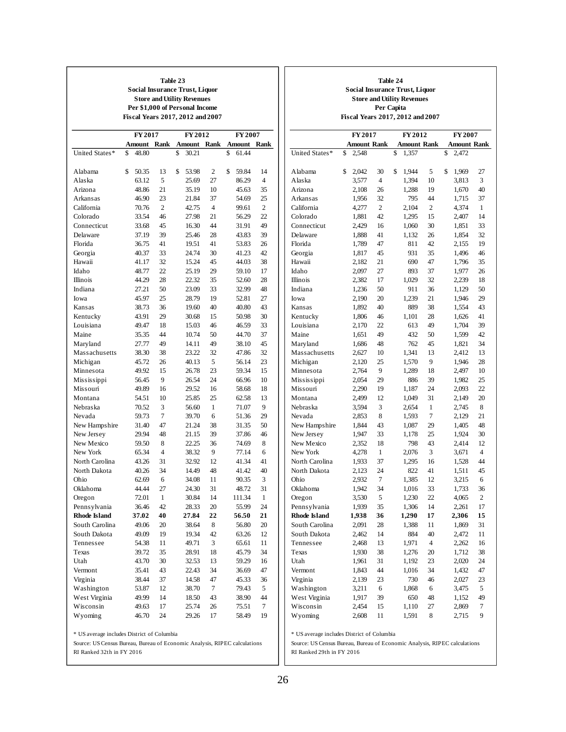**Table 23**
**Social Insurance Trust, Liquor Store and Utility Revenues**
**Per $1,000 of Personal Income**
**Fiscal Years 2017, 2012 and 2007**

| | FY 2017 | | FY 2012 | | FY 2007 | |
|---|---|---|---|---|---|---|
| | Amount | Rank | Amount | Rank | Amount | Rank |
| United States* | $ 48.80 | | $ 30.21 | | $ 61.44 | |
| Alabama | $ 50.35 | 13 | $ 53.98 | 2 | $ 59.84 | 14 |
| Alaska | 63.12 | 5 | 25.69 | 27 | 86.29 | 4 |
| Arizona | 48.86 | 21 | 35.19 | 10 | 45.63 | 35 |
| Arkansas | 46.90 | 23 | 21.84 | 37 | 54.69 | 25 |
| California | 70.76 | 2 | 42.75 | 4 | 99.61 | 2 |
| Colorado | 33.54 | 46 | 27.98 | 21 | 56.29 | 22 |
| Connecticut | 33.68 | 45 | 16.30 | 44 | 31.91 | 49 |
| Delaware | 37.19 | 39 | 25.46 | 28 | 43.83 | 39 |
| Florida | 36.75 | 41 | 19.51 | 41 | 53.83 | 26 |
| Georgia | 40.37 | 33 | 24.74 | 30 | 41.23 | 42 |
| Hawaii | 41.17 | 32 | 15.24 | 45 | 44.03 | 38 |
| Idaho | 48.77 | 22 | 25.19 | 29 | 59.10 | 17 |
| Illinois | 44.29 | 28 | 22.32 | 35 | 52.60 | 28 |
| Indiana | 27.21 | 50 | 23.09 | 33 | 32.99 | 48 |
| Iowa | 45.97 | 25 | 28.79 | 19 | 52.81 | 27 |
| Kansas | 38.73 | 36 | 19.60 | 40 | 40.80 | 43 |
| Kentucky | 43.91 | 29 | 30.68 | 15 | 50.98 | 30 |
| Louisiana | 49.47 | 18 | 15.03 | 46 | 46.59 | 33 |
| Maine | 35.35 | 44 | 10.74 | 50 | 44.70 | 37 |
| Maryland | 27.77 | 49 | 14.11 | 49 | 38.10 | 45 |
| Massachusetts | 38.30 | 38 | 23.22 | 32 | 47.86 | 32 |
| Michigan | 45.72 | 26 | 40.13 | 5 | 56.14 | 23 |
| Minnesota | 49.92 | 15 | 26.78 | 23 | 59.34 | 15 |
| Mississippi | 56.45 | 9 | 26.54 | 24 | 66.96 | 10 |
| Missouri | 49.89 | 16 | 29.52 | 16 | 58.68 | 18 |
| Montana | 54.51 | 10 | 25.85 | 25 | 62.58 | 13 |
| Nebraska | 70.52 | 3 | 56.60 | 1 | 71.07 | 9 |
| Nevada | 59.73 | 7 | 39.70 | 6 | 51.36 | 29 |
| New Hampshire | 31.40 | 47 | 21.24 | 38 | 31.35 | 50 |
| New Jersey | 29.94 | 48 | 21.15 | 39 | 37.86 | 46 |
| New Mexico | 59.50 | 8 | 22.25 | 36 | 74.69 | 8 |
| New York | 65.34 | 4 | 38.32 | 9 | 77.14 | 6 |
| North Carolina | 43.26 | 31 | 32.92 | 12 | 41.34 | 41 |
| North Dakota | 40.26 | 34 | 14.49 | 48 | 41.42 | 40 |
| Ohio | 62.69 | 6 | 34.08 | 11 | 90.35 | 3 |
| Oklahoma | 44.44 | 27 | 24.30 | 31 | 48.72 | 31 |
| Oregon | 72.01 | 1 | 30.84 | 14 | 111.34 | 1 |
| Pennsylvania | 36.46 | 42 | 28.33 | 20 | 55.99 | 24 |
| **Rhode Island** | **37.02** | **40** | **27.84** | **22** | **56.50** | **21** |
| South Carolina | 49.06 | 20 | 38.64 | 8 | 56.80 | 20 |
| South Dakota | 49.09 | 19 | 19.34 | 42 | 63.26 | 12 |
| Tennessee | 54.38 | 11 | 49.71 | 3 | 65.61 | 11 |
| Texas | 39.72 | 35 | 28.91 | 18 | 45.79 | 34 |
| Utah | 43.70 | 30 | 32.53 | 13 | 59.29 | 16 |
| Vermont | 35.41 | 43 | 22.43 | 34 | 36.69 | 47 |
| Virginia | 38.44 | 37 | 14.58 | 47 | 45.33 | 36 |
| Washington | 53.87 | 12 | 38.70 | 7 | 79.43 | 5 |
| West Virginia | 49.99 | 14 | 18.50 | 43 | 38.90 | 44 |
| Wisconsin | 49.63 | 17 | 25.74 | 26 | 75.51 | 7 |
| Wyoming | 46.70 | 24 | 29.26 | 17 | 58.49 | 19 |

* US average includes District of Columbia
Source: US Census Bureau, Bureau of Economic Analysis, RIPEC calculations
RI Ranked 32th in FY 2016

**Table 24**
**Social Insurance Trust, Liquor Store and Utility Revenues**
**Per Capita**
**Fiscal Years 2017, 2012 and 2007**

| | FY 2017 | | FY 2012 | | FY 2007 | |
|---|---|---|---|---|---|---|
| | Amount | Rank | Amount | Rank | Amount | Rank |
| United States* | $ 2,548 | | $ 1,357 | | $ 2,472 | |
| Alabama | $ 2,042 | 30 | $ 1,944 | 5 | $ 1,969 | 27 |
| Alaska | 3,577 | 4 | 1,394 | 10 | 3,813 | 3 |
| Arizona | 2,108 | 26 | 1,288 | 19 | 1,670 | 40 |
| Arkansas | 1,956 | 32 | 795 | 44 | 1,715 | 37 |
| California | 4,277 | 2 | 2,104 | 2 | 4,374 | 1 |
| Colorado | 1,881 | 42 | 1,295 | 15 | 2,407 | 14 |
| Connecticut | 2,429 | 16 | 1,060 | 30 | 1,851 | 33 |
| Delaware | 1,888 | 41 | 1,132 | 26 | 1,854 | 32 |
| Florida | 1,789 | 47 | 811 | 42 | 2,155 | 19 |
| Georgia | 1,817 | 45 | 931 | 35 | 1,496 | 46 |
| Hawaii | 2,182 | 21 | 690 | 47 | 1,796 | 35 |
| Idaho | 2,097 | 27 | 893 | 37 | 1,977 | 26 |
| Illinois | 2,382 | 17 | 1,029 | 32 | 2,239 | 18 |
| Indiana | 1,236 | 50 | 911 | 36 | 1,129 | 50 |
| Iowa | 2,190 | 20 | 1,239 | 21 | 1,946 | 29 |
| Kansas | 1,892 | 40 | 889 | 38 | 1,554 | 43 |
| Kentucky | 1,806 | 46 | 1,101 | 28 | 1,626 | 41 |
| Louisiana | 2,170 | 22 | 613 | 49 | 1,704 | 39 |
| Maine | 1,651 | 49 | 432 | 50 | 1,599 | 42 |
| Maryland | 1,686 | 48 | 762 | 45 | 1,821 | 34 |
| Massachusetts | 2,627 | 10 | 1,341 | 13 | 2,412 | 13 |
| Michigan | 2,120 | 25 | 1,570 | 9 | 1,946 | 28 |
| Minnesota | 2,764 | 9 | 1,289 | 18 | 2,497 | 10 |
| Mississippi | 2,054 | 29 | 886 | 39 | 1,982 | 25 |
| Missouri | 2,290 | 19 | 1,187 | 24 | 2,093 | 22 |
| Montana | 2,499 | 12 | 1,049 | 31 | 2,149 | 20 |
| Nebraska | 3,594 | 3 | 2,654 | 1 | 2,745 | 8 |
| Nevada | 2,853 | 8 | 1,593 | 7 | 2,129 | 21 |
| New Hampshire | 1,844 | 43 | 1,087 | 29 | 1,405 | 48 |
| New Jersey | 1,947 | 33 | 1,178 | 25 | 1,924 | 30 |
| New Mexico | 2,352 | 18 | 798 | 43 | 2,414 | 12 |
| New York | 4,278 | 1 | 2,076 | 3 | 3,671 | 4 |
| North Carolina | 1,933 | 37 | 1,295 | 16 | 1,528 | 44 |
| North Dakota | 2,123 | 24 | 822 | 41 | 1,511 | 45 |
| Ohio | 2,932 | 7 | 1,385 | 12 | 3,215 | 6 |
| Oklahoma | 1,942 | 34 | 1,016 | 33 | 1,733 | 36 |
| Oregon | 3,530 | 5 | 1,230 | 22 | 4,065 | 2 |
| Pennsylvania | 1,939 | 35 | 1,306 | 14 | 2,261 | 17 |
| **Rhode Island** | **1,938** | **36** | **1,290** | **17** | **2,306** | **15** |
| South Carolina | 2,091 | 28 | 1,388 | 11 | 1,869 | 31 |
| South Dakota | 2,462 | 14 | 884 | 40 | 2,472 | 11 |
| Tennessee | 2,468 | 13 | 1,971 | 4 | 2,262 | 16 |
| Texas | 1,930 | 38 | 1,276 | 20 | 1,712 | 38 |
| Utah | 1,961 | 31 | 1,192 | 23 | 2,020 | 24 |
| Vermont | 1,843 | 44 | 1,016 | 34 | 1,432 | 47 |
| Virginia | 2,139 | 23 | 730 | 46 | 2,027 | 23 |
| Washington | 3,211 | 6 | 1,868 | 6 | 3,475 | 5 |
| West Virginia | 1,917 | 39 | 650 | 48 | 1,152 | 49 |
| Wisconsin | 2,454 | 15 | 1,110 | 27 | 2,869 | 7 |
| Wyoming | 2,608 | 11 | 1,591 | 8 | 2,715 | 9 |

* US average includes District of Columbia
Source: US Census Bureau, Bureau of Economic Analysis, RIPEC calculations
RI Ranked 29th in FY 2016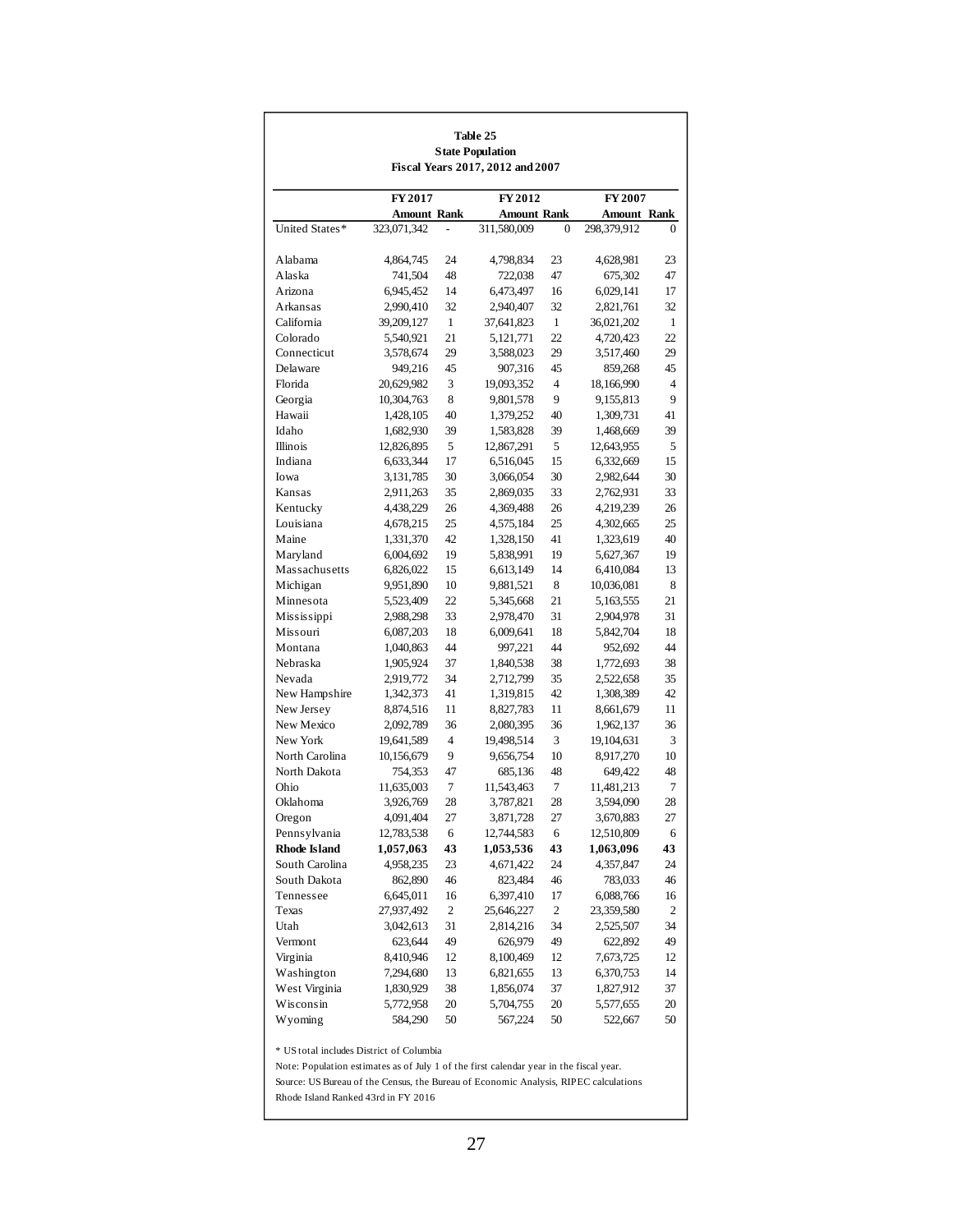**Table 25**
**State Population**
**Fiscal Years 2017, 2012 and 2007**

| | FY 2017 | | FY 2012 | | FY 2007 | |
|---|---|---|---|---|---|---|
| | **Amount** | **Rank** | **Amount** | **Rank** | **Amount** | **Rank** |
| United States* | 323,071,342 | - | 311,580,009 | 0 | 298,379,912 | 0 |
| Alabama | 4,864,745 | 24 | 4,798,834 | 23 | 4,628,981 | 23 |
| Alaska | 741,504 | 48 | 722,038 | 47 | 675,302 | 47 |
| Arizona | 6,945,452 | 14 | 6,473,497 | 16 | 6,029,141 | 17 |
| Arkansas | 2,990,410 | 32 | 2,940,407 | 32 | 2,821,761 | 32 |
| California | 39,209,127 | 1 | 37,641,823 | 1 | 36,021,202 | 1 |
| Colorado | 5,540,921 | 21 | 5,121,771 | 22 | 4,720,423 | 22 |
| Connecticut | 3,578,674 | 29 | 3,588,023 | 29 | 3,517,460 | 29 |
| Delaware | 949,216 | 45 | 907,316 | 45 | 859,268 | 45 |
| Florida | 20,629,982 | 3 | 19,093,352 | 4 | 18,166,990 | 4 |
| Georgia | 10,304,763 | 8 | 9,801,578 | 9 | 9,155,813 | 9 |
| Hawaii | 1,428,105 | 40 | 1,379,252 | 40 | 1,309,731 | 41 |
| Idaho | 1,682,930 | 39 | 1,583,828 | 39 | 1,468,669 | 39 |
| Illinois | 12,826,895 | 5 | 12,867,291 | 5 | 12,643,955 | 5 |
| Indiana | 6,633,344 | 17 | 6,516,045 | 15 | 6,332,669 | 15 |
| Iowa | 3,131,785 | 30 | 3,066,054 | 30 | 2,982,644 | 30 |
| Kansas | 2,911,263 | 35 | 2,869,035 | 33 | 2,762,931 | 33 |
| Kentucky | 4,438,229 | 26 | 4,369,488 | 26 | 4,219,239 | 26 |
| Louisiana | 4,678,215 | 25 | 4,575,184 | 25 | 4,302,665 | 25 |
| Maine | 1,331,370 | 42 | 1,328,150 | 41 | 1,323,619 | 40 |
| Maryland | 6,004,692 | 19 | 5,838,991 | 19 | 5,627,367 | 19 |
| Massachusetts | 6,826,022 | 15 | 6,613,149 | 14 | 6,410,084 | 13 |
| Michigan | 9,951,890 | 10 | 9,881,521 | 8 | 10,036,081 | 8 |
| Minnesota | 5,523,409 | 22 | 5,345,668 | 21 | 5,163,555 | 21 |
| Mississippi | 2,988,298 | 33 | 2,978,470 | 31 | 2,904,978 | 31 |
| Missouri | 6,087,203 | 18 | 6,009,641 | 18 | 5,842,704 | 18 |
| Montana | 1,040,863 | 44 | 997,221 | 44 | 952,692 | 44 |
| Nebraska | 1,905,924 | 37 | 1,840,538 | 38 | 1,772,693 | 38 |
| Nevada | 2,919,772 | 34 | 2,712,799 | 35 | 2,522,658 | 35 |
| New Hampshire | 1,342,373 | 41 | 1,319,815 | 42 | 1,308,389 | 42 |
| New Jersey | 8,874,516 | 11 | 8,827,783 | 11 | 8,661,679 | 11 |
| New Mexico | 2,092,789 | 36 | 2,080,395 | 36 | 1,962,137 | 36 |
| New York | 19,641,589 | 4 | 19,498,514 | 3 | 19,104,631 | 3 |
| North Carolina | 10,156,679 | 9 | 9,656,754 | 10 | 8,917,270 | 10 |
| North Dakota | 754,353 | 47 | 685,136 | 48 | 649,422 | 48 |
| Ohio | 11,635,003 | 7 | 11,543,463 | 7 | 11,481,213 | 7 |
| Oklahoma | 3,926,769 | 28 | 3,787,821 | 28 | 3,594,090 | 28 |
| Oregon | 4,091,404 | 27 | 3,871,728 | 27 | 3,670,883 | 27 |
| Pennsylvania | 12,783,538 | 6 | 12,744,583 | 6 | 12,510,809 | 6 |
| **Rhode Island** | **1,057,063** | **43** | **1,053,536** | **43** | **1,063,096** | **43** |
| South Carolina | 4,958,235 | 23 | 4,671,422 | 24 | 4,357,847 | 24 |
| South Dakota | 862,890 | 46 | 823,484 | 46 | 783,033 | 46 |
| Tennessee | 6,645,011 | 16 | 6,397,410 | 17 | 6,088,766 | 16 |
| Texas | 27,937,492 | 2 | 25,646,227 | 2 | 23,359,580 | 2 |
| Utah | 3,042,613 | 31 | 2,814,216 | 34 | 2,525,507 | 34 |
| Vermont | 623,644 | 49 | 626,979 | 49 | 622,892 | 49 |
| Virginia | 8,410,946 | 12 | 8,100,469 | 12 | 7,673,725 | 12 |
| Washington | 7,294,680 | 13 | 6,821,655 | 13 | 6,370,753 | 14 |
| West Virginia | 1,830,929 | 38 | 1,856,074 | 37 | 1,827,912 | 37 |
| Wisconsin | 5,772,958 | 20 | 5,704,755 | 20 | 5,577,655 | 20 |
| Wyoming | 584,290 | 50 | 567,224 | 50 | 522,667 | 50 |

\* US total includes District of Columbia

Note: Population estimates as of July 1 of the first calendar year in the fiscal year.

Source: US Bureau of the Census, the Bureau of Economic Analysis, RIPEC calculations

Rhode Island Ranked 43rd in FY 2016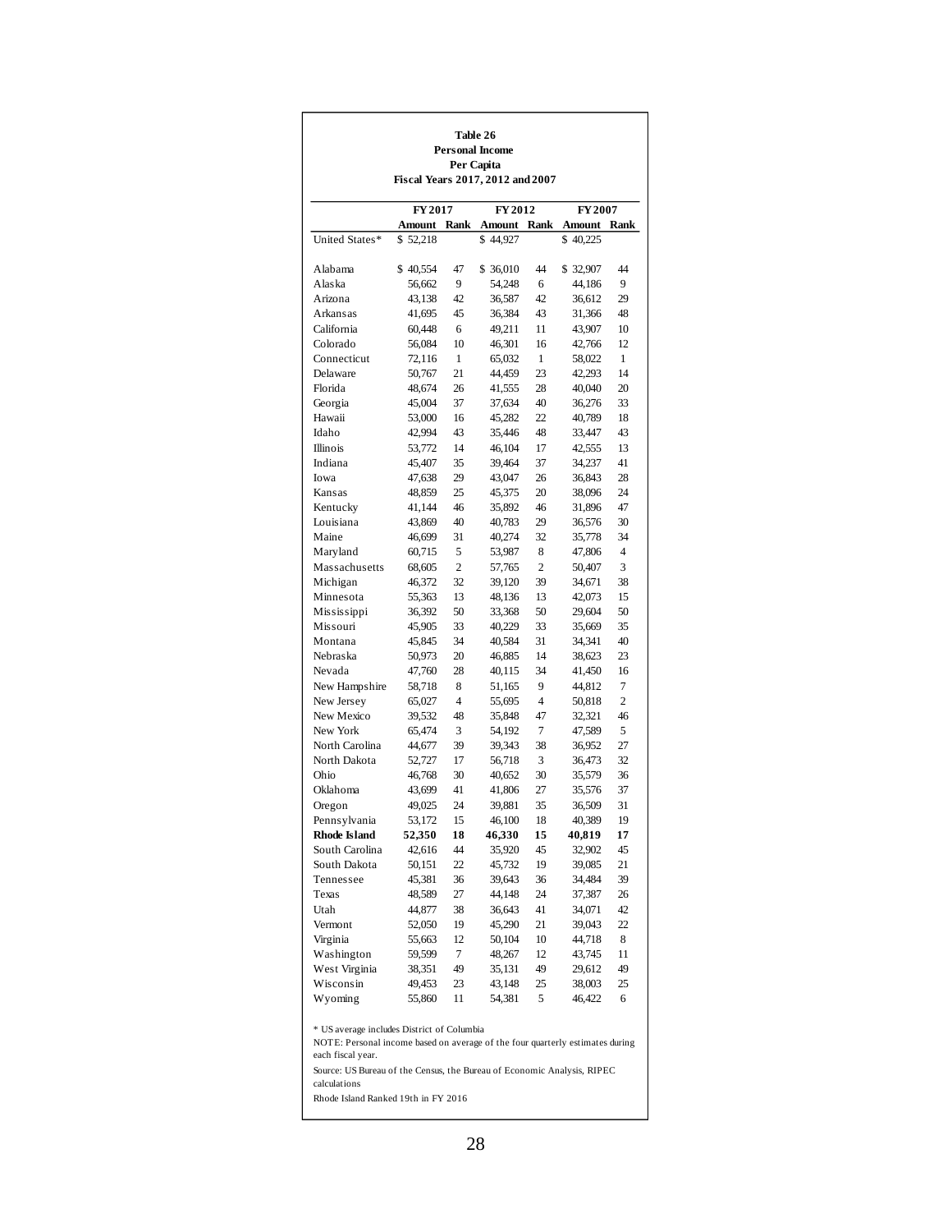**Table 26**
**Personal Income**
**Per Capita**
**Fiscal Years 2017, 2012 and 2007**

| | FY2017 | | FY2012 | | FY2007 | |
|---|---|---|---|---|---|---|
| | Amount | Rank | Amount | Rank | Amount | Rank |
| United States* | $ 52,218 | | $ 44,927 | | $ 40,225 | |
| Alabama | $ 40,554 | 47 | $ 36,010 | 44 | $ 32,907 | 44 |
| Alaska | 56,662 | 9 | 54,248 | 6 | 44,186 | 9 |
| Arizona | 43,138 | 42 | 36,587 | 42 | 36,612 | 29 |
| Arkansas | 41,695 | 45 | 36,384 | 43 | 31,366 | 48 |
| California | 60,448 | 6 | 49,211 | 11 | 43,907 | 10 |
| Colorado | 56,084 | 10 | 46,301 | 16 | 42,766 | 12 |
| Connecticut | 72,116 | 1 | 65,032 | 1 | 58,022 | 1 |
| Delaware | 50,767 | 21 | 44,459 | 23 | 42,293 | 14 |
| Florida | 48,674 | 26 | 41,555 | 28 | 40,040 | 20 |
| Georgia | 45,004 | 37 | 37,634 | 40 | 36,276 | 33 |
| Hawaii | 53,000 | 16 | 45,282 | 22 | 40,789 | 18 |
| Idaho | 42,994 | 43 | 35,446 | 48 | 33,447 | 43 |
| Illinois | 53,772 | 14 | 46,104 | 17 | 42,555 | 13 |
| Indiana | 45,407 | 35 | 39,464 | 37 | 34,237 | 41 |
| Iowa | 47,638 | 29 | 43,047 | 26 | 36,843 | 28 |
| Kansas | 48,859 | 25 | 45,375 | 20 | 38,096 | 24 |
| Kentucky | 41,144 | 46 | 35,892 | 46 | 31,896 | 47 |
| Louisiana | 43,869 | 40 | 40,783 | 29 | 36,576 | 30 |
| Maine | 46,699 | 31 | 40,274 | 32 | 35,778 | 34 |
| Maryland | 60,715 | 5 | 53,987 | 8 | 47,806 | 4 |
| Massachusetts | 68,605 | 2 | 57,765 | 2 | 50,407 | 3 |
| Michigan | 46,372 | 32 | 39,120 | 39 | 34,671 | 38 |
| Minnesota | 55,363 | 13 | 48,136 | 13 | 42,073 | 15 |
| Mississippi | 36,392 | 50 | 33,368 | 50 | 29,604 | 50 |
| Missouri | 45,905 | 33 | 40,229 | 33 | 35,669 | 35 |
| Montana | 45,845 | 34 | 40,584 | 31 | 34,341 | 40 |
| Nebraska | 50,973 | 20 | 46,885 | 14 | 38,623 | 23 |
| Nevada | 47,760 | 28 | 40,115 | 34 | 41,450 | 16 |
| New Hampshire | 58,718 | 8 | 51,165 | 9 | 44,812 | 7 |
| New Jersey | 65,027 | 4 | 55,695 | 4 | 50,818 | 2 |
| New Mexico | 39,532 | 48 | 35,848 | 47 | 32,321 | 46 |
| New York | 65,474 | 3 | 54,192 | 7 | 47,589 | 5 |
| North Carolina | 44,677 | 39 | 39,343 | 38 | 36,952 | 27 |
| North Dakota | 52,727 | 17 | 56,718 | 3 | 36,473 | 32 |
| Ohio | 46,768 | 30 | 40,652 | 30 | 35,579 | 36 |
| Oklahoma | 43,699 | 41 | 41,806 | 27 | 35,576 | 37 |
| Oregon | 49,025 | 24 | 39,881 | 35 | 36,509 | 31 |
| Pennsylvania | 53,172 | 15 | 46,100 | 18 | 40,389 | 19 |
| **Rhode Island** | **52,350** | **18** | **46,330** | **15** | **40,819** | **17** |
| South Carolina | 42,616 | 44 | 35,920 | 45 | 32,902 | 45 |
| South Dakota | 50,151 | 22 | 45,732 | 19 | 39,085 | 21 |
| Tennessee | 45,381 | 36 | 39,643 | 36 | 34,484 | 39 |
| Texas | 48,589 | 27 | 44,148 | 24 | 37,387 | 26 |
| Utah | 44,877 | 38 | 36,643 | 41 | 34,071 | 42 |
| Vermont | 52,050 | 19 | 45,290 | 21 | 39,043 | 22 |
| Virginia | 55,663 | 12 | 50,104 | 10 | 44,718 | 8 |
| Washington | 59,599 | 7 | 48,267 | 12 | 43,745 | 11 |
| West Virginia | 38,351 | 49 | 35,131 | 49 | 29,612 | 49 |
| Wisconsin | 49,453 | 23 | 43,148 | 25 | 38,003 | 25 |
| Wyoming | 55,860 | 11 | 54,381 | 5 | 46,422 | 6 |

* US average includes District of Columbia

NOTE: Personal income based on average of the four quarterly estimates during each fiscal year.

Source: US Bureau of the Census, the Bureau of Economic Analysis, RIPEC calculations

Rhode Island Ranked 19th in FY 2016